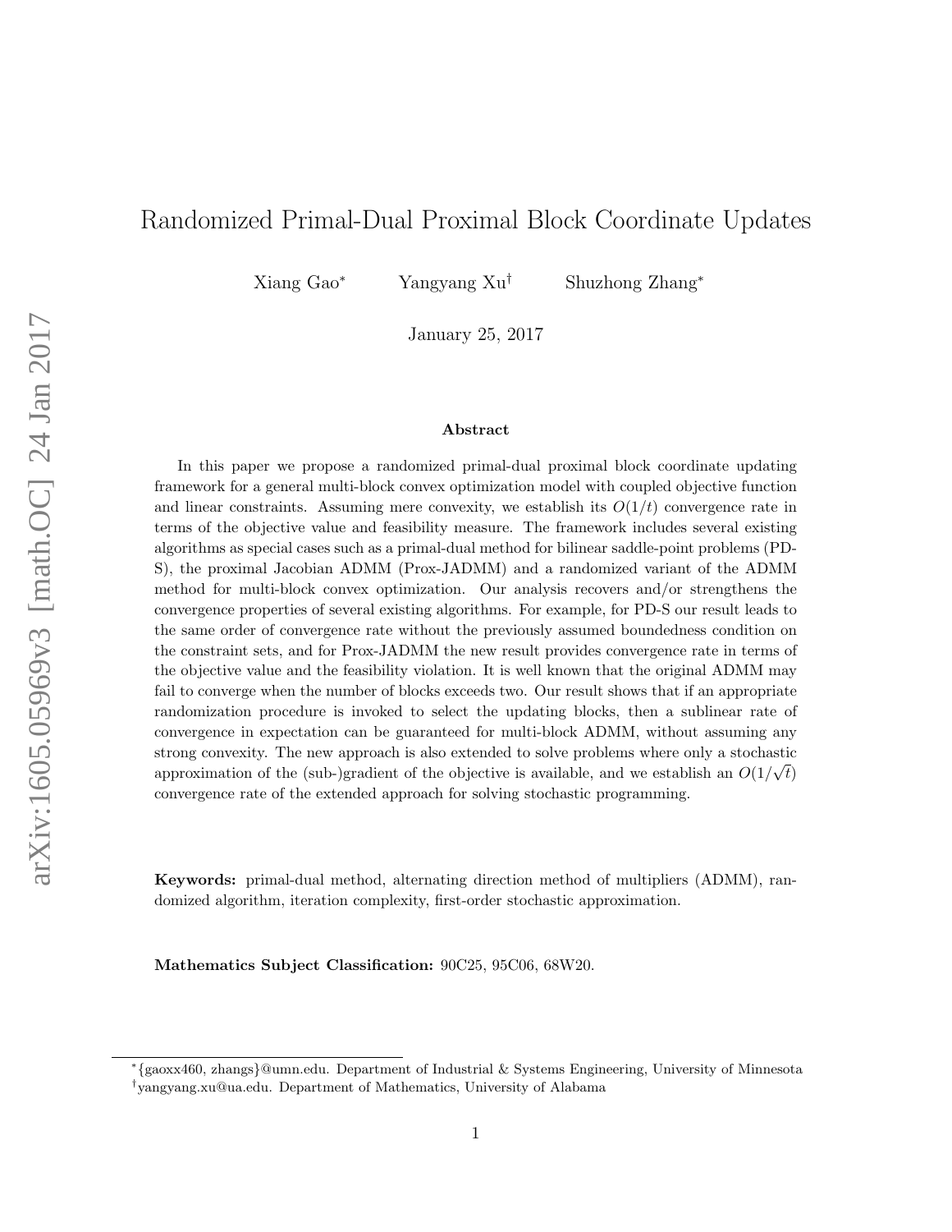# Randomized Primal-Dual Proximal Block Coordinate Updates

Xiang Gao[*] Yangyang Xu[†] Shuzhong Zhang[*]

January 25, 2017

## Abstract

In this paper we propose a randomized primal-dual proximal block coordinate updating framework for a general multi-block convex optimization model with coupled objective function and linear constraints. Assuming mere convexity, we establish its $O(1/t)$ convergence rate in terms of the objective value and feasibility measure. The framework includes several existing algorithms as special cases such as a primal-dual method for bilinear saddle-point problems (PD-S), the proximal Jacobian ADMM (Prox-JADMM) and a randomized variant of the ADMM method for multi-block convex optimization. Our analysis recovers and/or strengthens the convergence properties of several existing algorithms. For example, for PD-S our result leads to the same order of convergence rate without the previously assumed boundedness condition on the constraint sets, and for Prox-JADMM the new result provides convergence rate in terms of the objective value and the feasibility violation. It is well known that the original ADMM may fail to converge when the number of blocks exceeds two. Our result shows that if an appropriate randomization procedure is invoked to select the updating blocks, then a sublinear rate of convergence in expectation can be guaranteed for multi-block ADMM, without assuming any strong convexity. The new approach is also extended to solve problems where only a stochastic approximation of the (sub-)gradient of the objective is available, and we establish an $O(1/\sqrt{t})$ convergence rate of the extended approach for solving stochastic programming.

**Keywords:** primal-dual method, alternating direction method of multipliers (ADMM), randomized algorithm, iteration complexity, first-order stochastic approximation.

**Mathematics Subject Classification:** 90C25, 95C06, 68W20.

[*]{gaoxx460, zhangs}@umn.edu. Department of Industrial & Systems Engineering, University of Minnesota

[†]yangyang.xu@ua.edu. Department of Mathematics, University of Alabama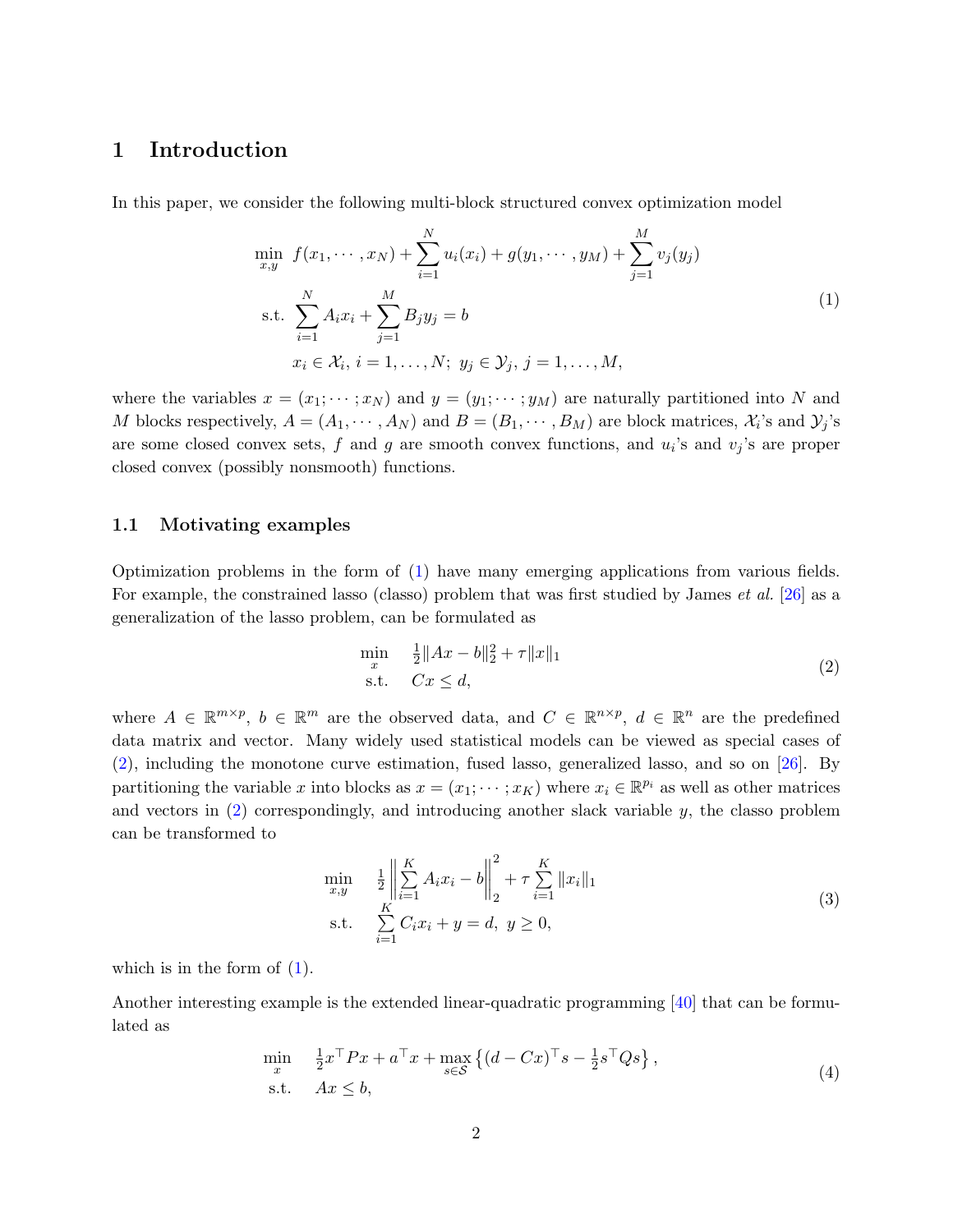## 1 Introduction

In this paper, we consider the following multi-block structured convex optimization model

$$
\begin{aligned}
\min_{x,y} \;\; & f(x_1, \cdots, x_N) + \sum_{i=1}^{N} u_i(x_i) + g(y_1, \cdots, y_M) + \sum_{j=1}^{M} v_j(y_j) \\
\text{s.t.} \;\; & \sum_{i=1}^{N} A_i x_i + \sum_{j=1}^{M} B_j y_j = b \\
& x_i \in \mathcal{X}_i, \; i = 1, \ldots, N; \; y_j \in \mathcal{Y}_j, \; j = 1, \ldots, M,
\end{aligned}
\tag{1}
$$

where the variables $x = (x_1; \cdots; x_N)$ and $y = (y_1; \cdots; y_M)$ are naturally partitioned into $N$ and $M$ blocks respectively, $A = (A_1, \cdots, A_N)$ and $B = (B_1, \cdots, B_M)$ are block matrices, $\mathcal{X}_i$'s and $\mathcal{Y}_j$'s are some closed convex sets, $f$ and $g$ are smooth convex functions, and $u_i$'s and $v_j$'s are proper closed convex (possibly nonsmooth) functions.

### 1.1 Motivating examples

Optimization problems in the form of (1) have many emerging applications from various fields. For example, the constrained lasso (classo) problem that was first studied by James *et al.* [26] as a generalization of the lasso problem, can be formulated as

$$
\begin{aligned}
\min_{x} \quad & \tfrac{1}{2}\|Ax - b\|_2^2 + \tau \|x\|_1 \\
\text{s.t.} \quad & Cx \leq d,
\end{aligned}
\tag{2}
$$

where $A \in \mathbb{R}^{m \times p}$, $b \in \mathbb{R}^m$ are the observed data, and $C \in \mathbb{R}^{n \times p}$, $d \in \mathbb{R}^n$ are the predefined data matrix and vector. Many widely used statistical models can be viewed as special cases of (2), including the monotone curve estimation, fused lasso, generalized lasso, and so on [26]. By partitioning the variable $x$ into blocks as $x = (x_1; \cdots; x_K)$ where $x_i \in \mathbb{R}^{p_i}$ as well as other matrices and vectors in (2) correspondingly, and introducing another slack variable $y$, the classo problem can be transformed to

$$
\begin{aligned}
\min_{x,y} \quad & \tfrac{1}{2}\left\| \sum_{i=1}^{K} A_i x_i - b \right\|_2^2 + \tau \sum_{i=1}^{K} \|x_i\|_1 \\
\text{s.t.} \quad & \sum_{i=1}^{K} C_i x_i + y = d, \; y \geq 0,
\end{aligned}
\tag{3}
$$

which is in the form of (1).

Another interesting example is the extended linear-quadratic programming [40] that can be formulated as

$$
\begin{aligned}
\min_{x} \quad & \tfrac{1}{2} x^\top P x + a^\top x + \max_{s \in \mathcal{S}} \left\{ (d - Cx)^\top s - \tfrac{1}{2} s^\top Q s \right\}, \\
\text{s.t.} \quad & Ax \leq b,
\end{aligned}
\tag{4}
$$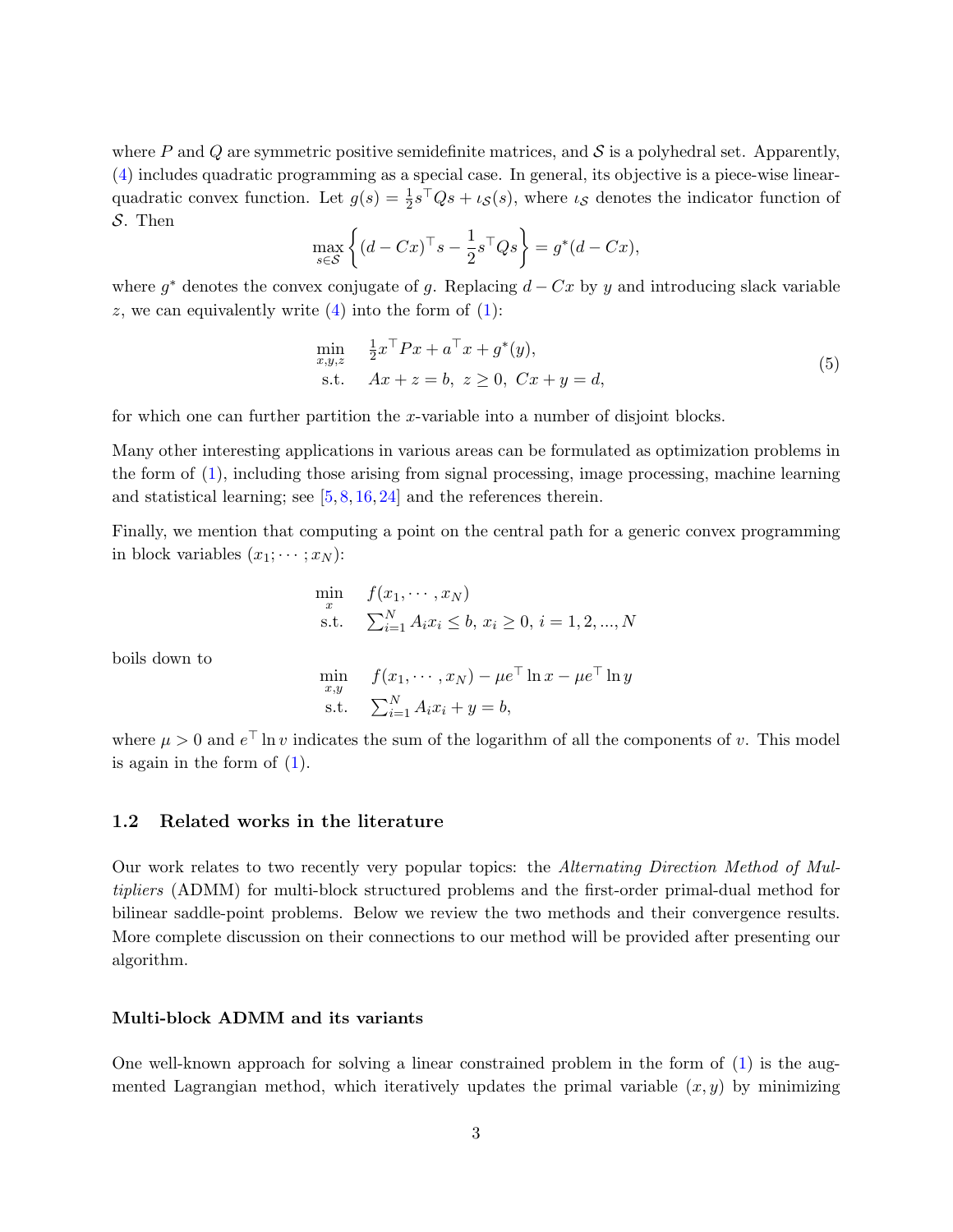where $P$ and $Q$ are symmetric positive semidefinite matrices, and $\mathcal{S}$ is a polyhedral set. Apparently, (4) includes quadratic programming as a special case. In general, its objective is a piece-wise linear-quadratic convex function. Let $g(s) = \frac{1}{2}s^\top Qs + \iota_{\mathcal{S}}(s)$, where $\iota_{\mathcal{S}}$ denotes the indicator function of $\mathcal{S}$. Then

$$\max_{s\in\mathcal{S}} \left\{ (d - Cx)^\top s - \frac{1}{2}s^\top Qs \right\} = g^*(d - Cx),$$

where $g^*$ denotes the convex conjugate of $g$. Replacing $d - Cx$ by $y$ and introducing slack variable $z$, we can equivalently write (4) into the form of (1):

$$\begin{array}{ll} \min\limits_{x,y,z} & \frac{1}{2}x^\top Px + a^\top x + g^*(y), \\ \text{s.t.} & Ax + z = b,\ z \geq 0,\ Cx + y = d, \end{array} \tag{5}$$

for which one can further partition the $x$-variable into a number of disjoint blocks.

Many other interesting applications in various areas can be formulated as optimization problems in the form of (1), including those arising from signal processing, image processing, machine learning and statistical learning; see [5, 8, 16, 24] and the references therein.

Finally, we mention that computing a point on the central path for a generic convex programming in block variables $(x_1; \cdots ; x_N)$:

$$\begin{array}{ll} \min\limits_{x} & f(x_1, \cdots , x_N) \\ \text{s.t.} & \sum_{i=1}^N A_i x_i \leq b,\ x_i \geq 0,\ i = 1, 2, ..., N \end{array}$$

boils down to

$$\begin{array}{ll} \min\limits_{x,y} & f(x_1, \cdots , x_N) - \mu e^\top \ln x - \mu e^\top \ln y \\ \text{s.t.} & \sum_{i=1}^N A_i x_i + y = b, \end{array}$$

where $\mu > 0$ and $e^\top \ln v$ indicates the sum of the logarithm of all the components of $v$. This model is again in the form of (1).

### 1.2 Related works in the literature

Our work relates to two recently very popular topics: the *Alternating Direction Method of Multipliers* (ADMM) for multi-block structured problems and the first-order primal-dual method for bilinear saddle-point problems. Below we review the two methods and their convergence results. More complete discussion on their connections to our method will be provided after presenting our algorithm.

#### Multi-block ADMM and its variants

One well-known approach for solving a linear constrained problem in the form of (1) is the augmented Lagrangian method, which iteratively updates the primal variable $(x, y)$ by minimizing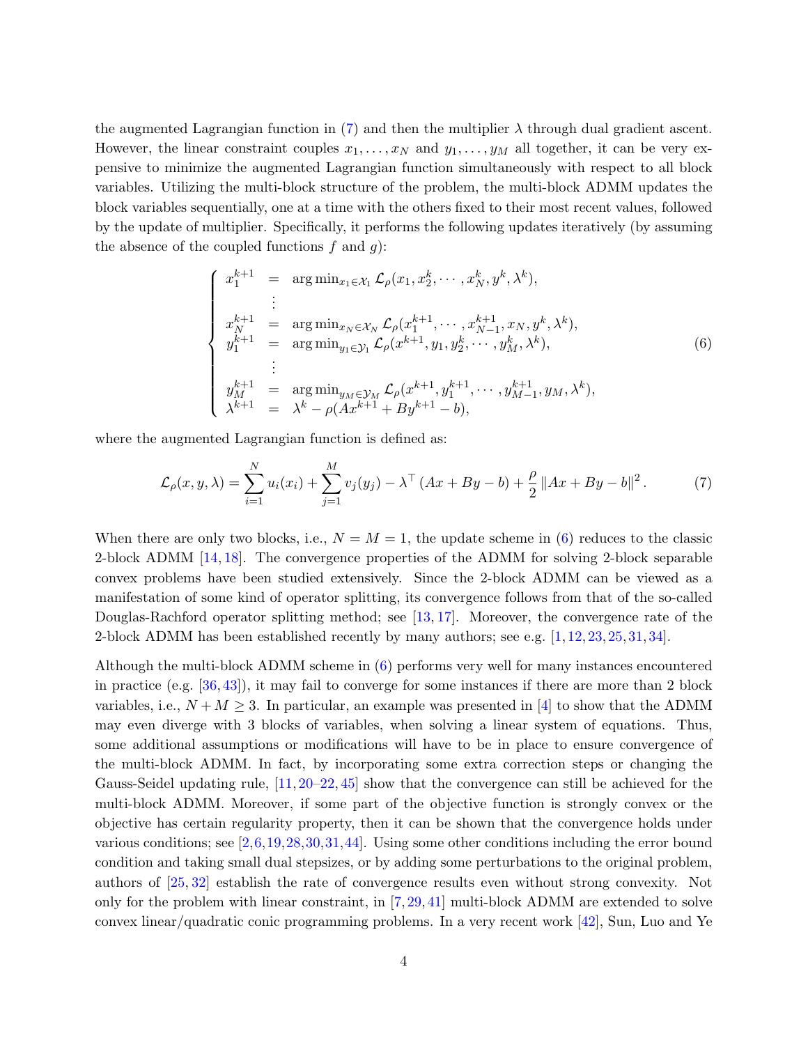the augmented Lagrangian function in (7) and then the multiplier $\lambda$ through dual gradient ascent. However, the linear constraint couples $x_1, \ldots, x_N$ and $y_1, \ldots, y_M$ all together, it can be very expensive to minimize the augmented Lagrangian function simultaneously with respect to all block variables. Utilizing the multi-block structure of the problem, the multi-block ADMM updates the block variables sequentially, one at a time with the others fixed to their most recent values, followed by the update of multiplier. Specifically, it performs the following updates iteratively (by assuming the absence of the coupled functions $f$ and $g$):

$$
\left\{
\begin{array}{lcl}
x_1^{k+1} & = & \arg\min_{x_1 \in \mathcal{X}_1} \mathcal{L}_\rho(x_1, x_2^k, \cdots, x_N^k, y^k, \lambda^k), \\
 & \vdots & \\
x_N^{k+1} & = & \arg\min_{x_N \in \mathcal{X}_N} \mathcal{L}_\rho(x_1^{k+1}, \cdots, x_{N-1}^{k+1}, x_N, y^k, \lambda^k), \\
y_1^{k+1} & = & \arg\min_{y_1 \in \mathcal{Y}_1} \mathcal{L}_\rho(x^{k+1}, y_1, y_2^k, \cdots, y_M^k, \lambda^k), \\
 & \vdots & \\
y_M^{k+1} & = & \arg\min_{y_M \in \mathcal{Y}_M} \mathcal{L}_\rho(x^{k+1}, y_1^{k+1}, \cdots, y_{M-1}^{k+1}, y_M, \lambda^k), \\
\lambda^{k+1} & = & \lambda^k - \rho(Ax^{k+1} + By^{k+1} - b),
\end{array}
\right.
\tag{6}
$$

where the augmented Lagrangian function is defined as:

$$
\mathcal{L}_\rho(x, y, \lambda) = \sum_{i=1}^N u_i(x_i) + \sum_{j=1}^M v_j(y_j) - \lambda^\top (Ax + By - b) + \frac{\rho}{2} \|Ax + By - b\|^2 . \tag{7}
$$

When there are only two blocks, i.e., $N = M = 1$, the update scheme in (6) reduces to the classic 2-block ADMM [14, 18]. The convergence properties of the ADMM for solving 2-block separable convex problems have been studied extensively. Since the 2-block ADMM can be viewed as a manifestation of some kind of operator splitting, its convergence follows from that of the so-called Douglas-Rachford operator splitting method; see [13, 17]. Moreover, the convergence rate of the 2-block ADMM has been established recently by many authors; see e.g. [1, 12, 23, 25, 31, 34].

Although the multi-block ADMM scheme in (6) performs very well for many instances encountered in practice (e.g. [36, 43]), it may fail to converge for some instances if there are more than 2 block variables, i.e., $N + M \geq 3$. In particular, an example was presented in [4] to show that the ADMM may even diverge with 3 blocks of variables, when solving a linear system of equations. Thus, some additional assumptions or modifications will have to be in place to ensure convergence of the multi-block ADMM. In fact, by incorporating some extra correction steps or changing the Gauss-Seidel updating rule, [11, 20–22, 45] show that the convergence can still be achieved for the multi-block ADMM. Moreover, if some part of the objective function is strongly convex or the objective has certain regularity property, then it can be shown that the convergence holds under various conditions; see [2, 6, 19, 28, 30, 31, 44]. Using some other conditions including the error bound condition and taking small dual stepsizes, or by adding some perturbations to the original problem, authors of [25, 32] establish the rate of convergence results even without strong convexity. Not only for the problem with linear constraint, in [7, 29, 41] multi-block ADMM are extended to solve convex linear/quadratic conic programming problems. In a very recent work [42], Sun, Luo and Ye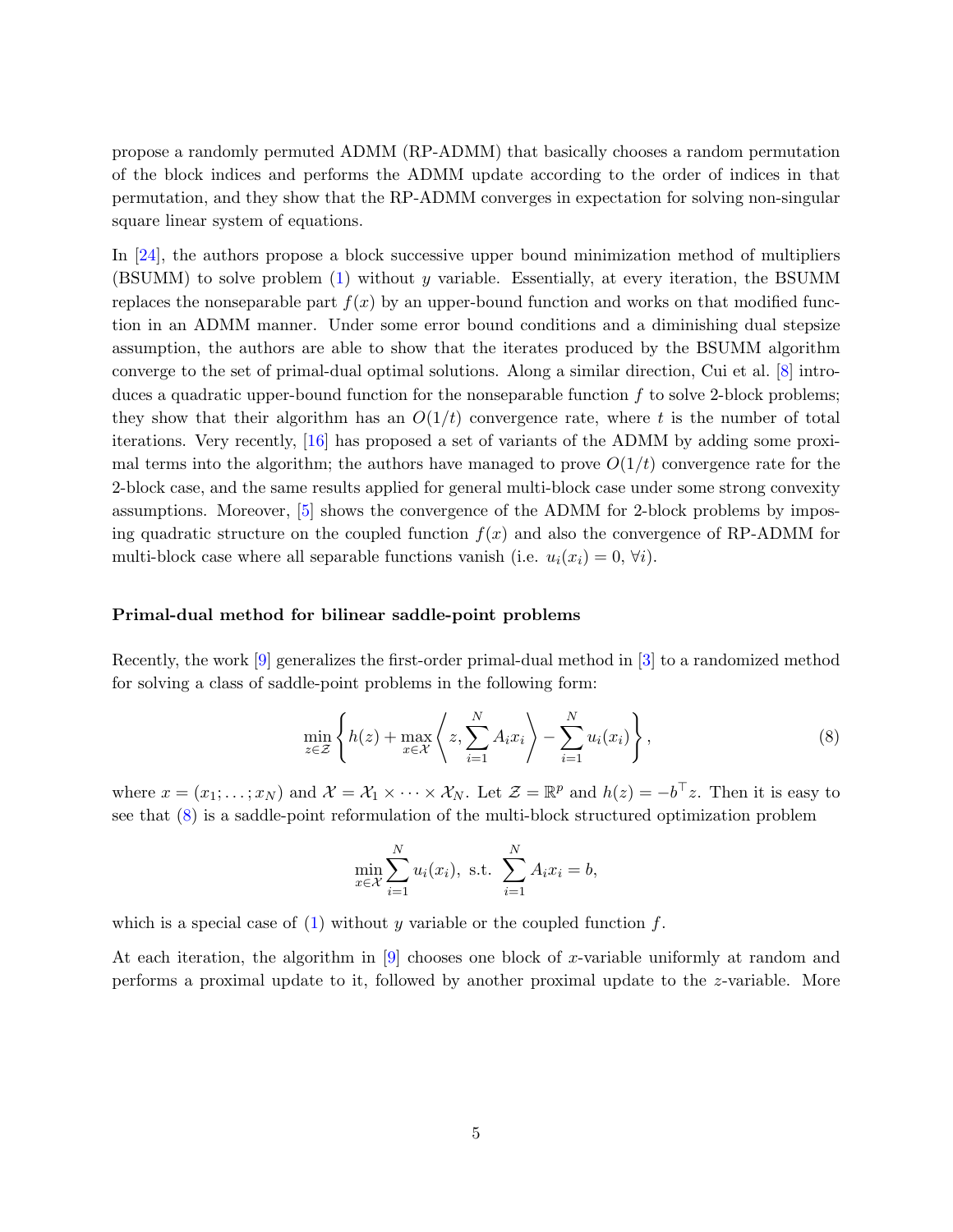propose a randomly permuted ADMM (RP-ADMM) that basically chooses a random permutation of the block indices and performs the ADMM update according to the order of indices in that permutation, and they show that the RP-ADMM converges in expectation for solving non-singular square linear system of equations.

In [24], the authors propose a block successive upper bound minimization method of multipliers (BSUMM) to solve problem (1) without $y$ variable. Essentially, at every iteration, the BSUMM replaces the nonseparable part $f(x)$ by an upper-bound function and works on that modified function in an ADMM manner. Under some error bound conditions and a diminishing dual stepsize assumption, the authors are able to show that the iterates produced by the BSUMM algorithm converge to the set of primal-dual optimal solutions. Along a similar direction, Cui et al. [8] introduces a quadratic upper-bound function for the nonseparable function $f$ to solve 2-block problems; they show that their algorithm has an $O(1/t)$ convergence rate, where $t$ is the number of total iterations. Very recently, [16] has proposed a set of variants of the ADMM by adding some proximal terms into the algorithm; the authors have managed to prove $O(1/t)$ convergence rate for the 2-block case, and the same results applied for general multi-block case under some strong convexity assumptions. Moreover, [5] shows the convergence of the ADMM for 2-block problems by imposing quadratic structure on the coupled function $f(x)$ and also the convergence of RP-ADMM for multi-block case where all separable functions vanish (i.e. $u_i(x_i) = 0, \forall i$).

**Primal-dual method for bilinear saddle-point problems**

Recently, the work [9] generalizes the first-order primal-dual method in [3] to a randomized method for solving a class of saddle-point problems in the following form:

$$\min_{z \in \mathcal{Z}} \left\{ h(z) + \max_{x \in \mathcal{X}} \left\langle z, \sum_{i=1}^{N} A_i x_i \right\rangle - \sum_{i=1}^{N} u_i(x_i) \right\}, \tag{8}$$

where $x = (x_1; \ldots; x_N)$ and $\mathcal{X} = \mathcal{X}_1 \times \cdots \times \mathcal{X}_N$. Let $\mathcal{Z} = \mathbb{R}^p$ and $h(z) = -b^\top z$. Then it is easy to see that (8) is a saddle-point reformulation of the multi-block structured optimization problem

$$\min_{x \in \mathcal{X}} \sum_{i=1}^{N} u_i(x_i), \text{ s.t. } \sum_{i=1}^{N} A_i x_i = b,$$

which is a special case of (1) without $y$ variable or the coupled function $f$.

At each iteration, the algorithm in [9] chooses one block of $x$-variable uniformly at random and performs a proximal update to it, followed by another proximal update to the $z$-variable. More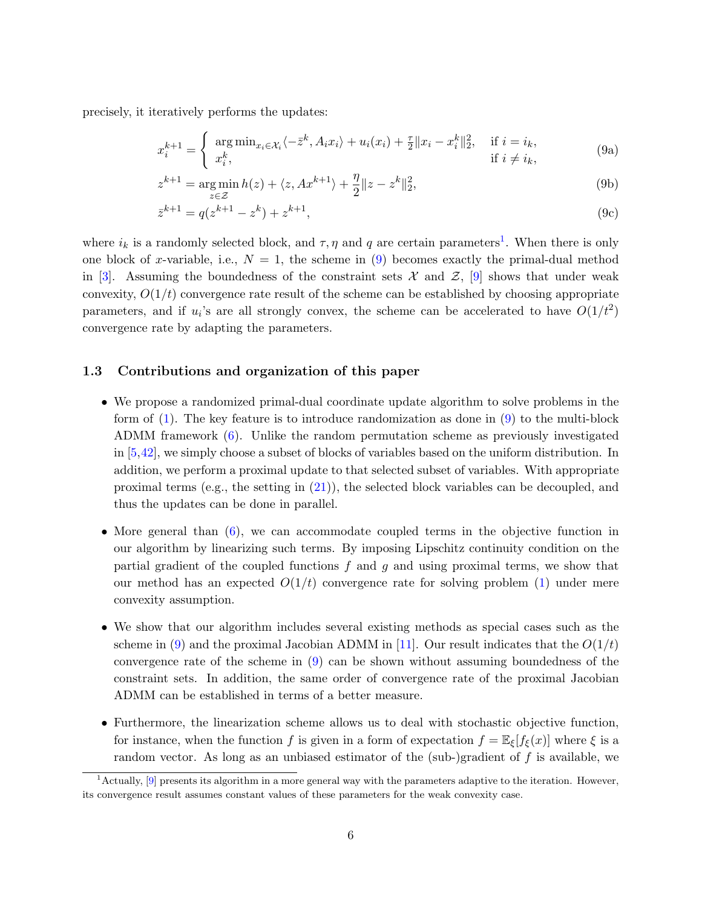precisely, it iteratively performs the updates:

$$
x_i^{k+1} = \begin{cases} \arg\min_{x_i \in \mathcal{X}_i} \langle -\bar{z}^k, A_i x_i \rangle + u_i(x_i) + \frac{\tau}{2}\|x_i - x_i^k\|_2^2, & \text{if } i = i_k, \\ x_i^k, & \text{if } i \neq i_k, \end{cases} \tag{9a}
$$

$$
z^{k+1} = \arg\min_{z \in \mathcal{Z}} h(z) + \langle z, Ax^{k+1} \rangle + \frac{\eta}{2}\|z - z^k\|_2^2, \tag{9b}
$$

$$
\bar{z}^{k+1} = q(z^{k+1} - z^k) + z^{k+1}, \tag{9c}
$$

where $i_k$ is a randomly selected block, and $\tau, \eta$ and $q$ are certain parameters[1]. When there is only one block of $x$-variable, i.e., $N = 1$, the scheme in (9) becomes exactly the primal-dual method in [3]. Assuming the boundedness of the constraint sets $\mathcal{X}$ and $\mathcal{Z}$, [9] shows that under weak convexity, $O(1/t)$ convergence rate result of the scheme can be established by choosing appropriate parameters, and if $u_i$'s are all strongly convex, the scheme can be accelerated to have $O(1/t^2)$ convergence rate by adapting the parameters.

### 1.3 Contributions and organization of this paper

- We propose a randomized primal-dual coordinate update algorithm to solve problems in the form of (1). The key feature is to introduce randomization as done in (9) to the multi-block ADMM framework (6). Unlike the random permutation scheme as previously investigated in [5,42], we simply choose a subset of blocks of variables based on the uniform distribution. In addition, we perform a proximal update to that selected subset of variables. With appropriate proximal terms (e.g., the setting in (21)), the selected block variables can be decoupled, and thus the updates can be done in parallel.

- More general than (6), we can accommodate coupled terms in the objective function in our algorithm by linearizing such terms. By imposing Lipschitz continuity condition on the partial gradient of the coupled functions $f$ and $g$ and using proximal terms, we show that our method has an expected $O(1/t)$ convergence rate for solving problem (1) under mere convexity assumption.

- We show that our algorithm includes several existing methods as special cases such as the scheme in (9) and the proximal Jacobian ADMM in [11]. Our result indicates that the $O(1/t)$ convergence rate of the scheme in (9) can be shown without assuming boundedness of the constraint sets. In addition, the same order of convergence rate of the proximal Jacobian ADMM can be established in terms of a better measure.

- Furthermore, the linearization scheme allows us to deal with stochastic objective function, for instance, when the function $f$ is given in a form of expectation $f = \mathbb{E}_\xi[f_\xi(x)]$ where $\xi$ is a random vector. As long as an unbiased estimator of the (sub-)gradient of $f$ is available, we

[1] Actually, [9] presents its algorithm in a more general way with the parameters adaptive to the iteration. However, its convergence result assumes constant values of these parameters for the weak convexity case.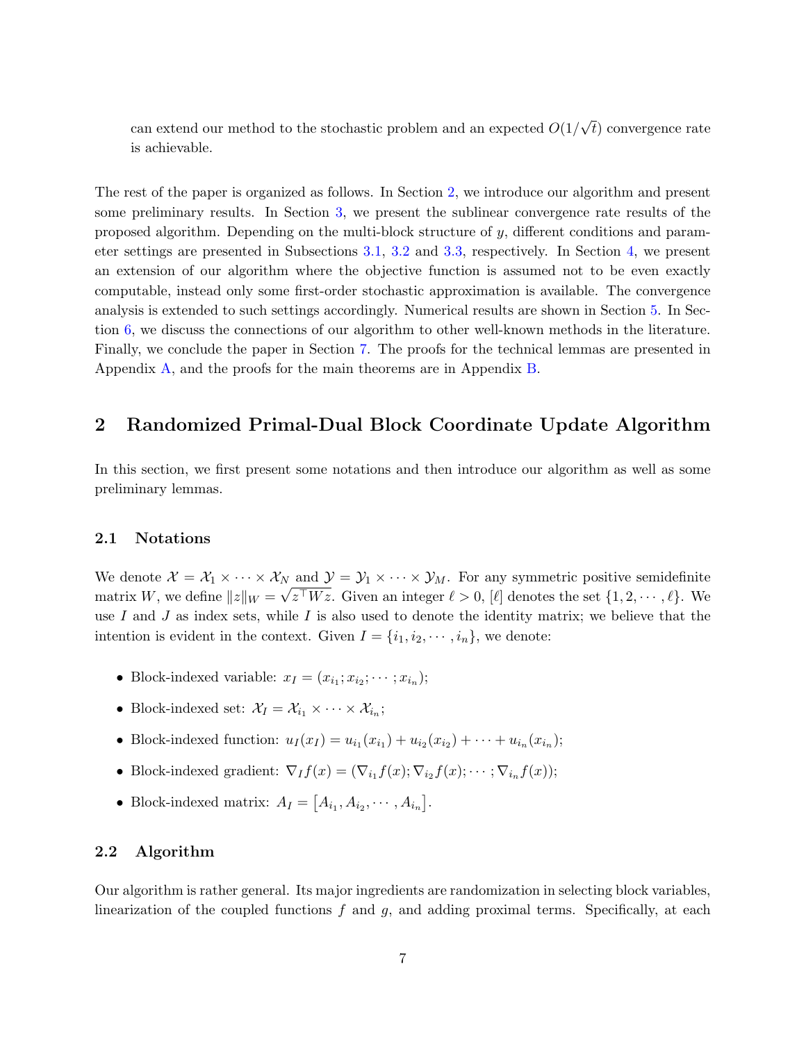can extend our method to the stochastic problem and an expected $O(1/\sqrt{t})$ convergence rate is achievable.

The rest of the paper is organized as follows. In Section 2, we introduce our algorithm and present some preliminary results. In Section 3, we present the sublinear convergence rate results of the proposed algorithm. Depending on the multi-block structure of $y$, different conditions and parameter settings are presented in Subsections 3.1, 3.2 and 3.3, respectively. In Section 4, we present an extension of our algorithm where the objective function is assumed not to be even exactly computable, instead only some first-order stochastic approximation is available. The convergence analysis is extended to such settings accordingly. Numerical results are shown in Section 5. In Section 6, we discuss the connections of our algorithm to other well-known methods in the literature. Finally, we conclude the paper in Section 7. The proofs for the technical lemmas are presented in Appendix A, and the proofs for the main theorems are in Appendix B.

## 2 Randomized Primal-Dual Block Coordinate Update Algorithm

In this section, we first present some notations and then introduce our algorithm as well as some preliminary lemmas.

### 2.1 Notations

We denote $\mathcal{X} = \mathcal{X}_1 \times \cdots \times \mathcal{X}_N$ and $\mathcal{Y} = \mathcal{Y}_1 \times \cdots \times \mathcal{Y}_M$. For any symmetric positive semidefinite matrix $W$, we define $\|z\|_W = \sqrt{z^\top W z}$. Given an integer $\ell > 0$, $[\ell]$ denotes the set $\{1, 2, \cdots, \ell\}$. We use $I$ and $J$ as index sets, while $I$ is also used to denote the identity matrix; we believe that the intention is evident in the context. Given $I = \{i_1, i_2, \cdots, i_n\}$, we denote:

- Block-indexed variable: $x_I = (x_{i_1}; x_{i_2}; \cdots; x_{i_n})$;
- Block-indexed set: $\mathcal{X}_I = \mathcal{X}_{i_1} \times \cdots \times \mathcal{X}_{i_n}$;
- Block-indexed function: $u_I(x_I) = u_{i_1}(x_{i_1}) + u_{i_2}(x_{i_2}) + \cdots + u_{i_n}(x_{i_n})$;
- Block-indexed gradient: $\nabla_I f(x) = (\nabla_{i_1} f(x); \nabla_{i_2} f(x); \cdots; \nabla_{i_n} f(x))$;
- Block-indexed matrix: $A_I = \left[A_{i_1}, A_{i_2}, \cdots, A_{i_n}\right]$.

### 2.2 Algorithm

Our algorithm is rather general. Its major ingredients are randomization in selecting block variables, linearization of the coupled functions $f$ and $g$, and adding proximal terms. Specifically, at each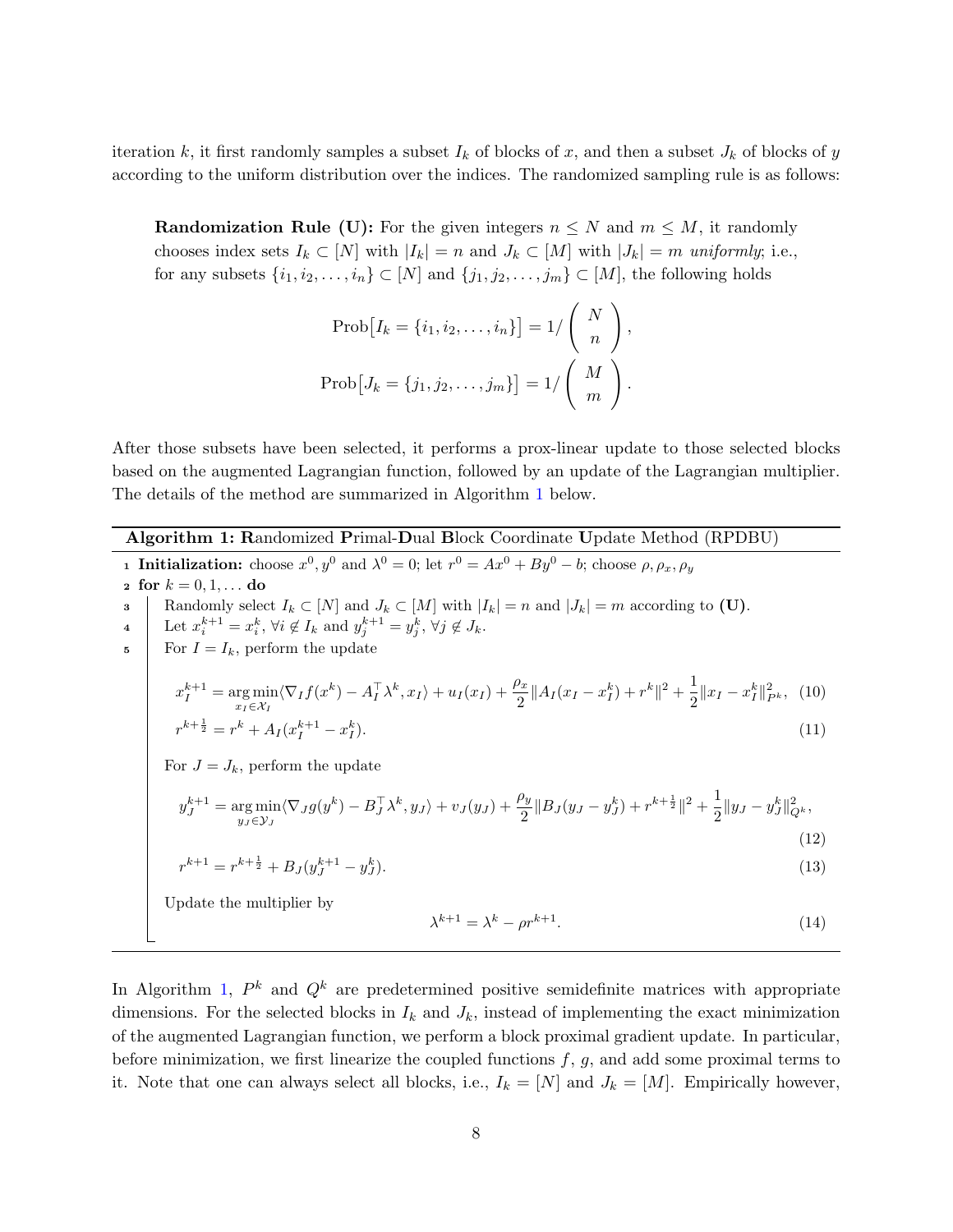iteration $k$, it first randomly samples a subset $I_k$ of blocks of $x$, and then a subset $J_k$ of blocks of $y$ according to the uniform distribution over the indices. The randomized sampling rule is as follows:

> **Randomization Rule (U):** For the given integers $n \le N$ and $m \le M$, it randomly chooses index sets $I_k \subset [N]$ with $|I_k| = n$ and $J_k \subset [M]$ with $|J_k| = m$ *uniformly*; i.e., for any subsets $\{i_1, i_2, \ldots, i_n\} \subset [N]$ and $\{j_1, j_2, \ldots, j_m\} \subset [M]$, the following holds
>
> $$\text{Prob}\big[I_k = \{i_1, i_2, \ldots, i_n\}\big] = 1/\begin{pmatrix} N \\ n \end{pmatrix},$$
> $$\text{Prob}\big[J_k = \{j_1, j_2, \ldots, j_m\}\big] = 1/\begin{pmatrix} M \\ m \end{pmatrix}.$$

After those subsets have been selected, it performs a prox-linear update to those selected blocks based on the augmented Lagrangian function, followed by an update of the Lagrangian multiplier. The details of the method are summarized in Algorithm 1 below.

---

**Algorithm 1: R**andomized **P**rimal-**D**ual **B**lock Coordinate **U**pdate Method (RPDBU)

1. **Initialization:** choose $x^0, y^0$ and $\lambda^0 = 0$; let $r^0 = Ax^0 + By^0 - b$; choose $\rho, \rho_x, \rho_y$
2. **for** $k = 0, 1, \ldots$ **do**
3. Randomly select $I_k \subset [N]$ and $J_k \subset [M]$ with $|I_k| = n$ and $|J_k| = m$ according to **(U)**.
4. Let $x_i^{k+1} = x_i^k, \forall i \notin I_k$ and $y_j^{k+1} = y_j^k, \forall j \notin J_k$.
5. For $I = I_k$, perform the update

$$x_I^{k+1} = \underset{x_I \in \mathcal{X}_I}{\arg\min} \langle \nabla_I f(x^k) - A_I^\top \lambda^k, x_I \rangle + u_I(x_I) + \frac{\rho_x}{2}\|A_I(x_I - x_I^k) + r^k\|^2 + \frac{1}{2}\|x_I - x_I^k\|_{P^k}^2, \quad (10)$$

$$r^{k+\frac{1}{2}} = r^k + A_I(x_I^{k+1} - x_I^k). \quad (11)$$

For $J = J_k$, perform the update

$$y_J^{k+1} = \underset{y_J \in \mathcal{Y}_J}{\arg\min} \langle \nabla_J g(y^k) - B_J^\top \lambda^k, y_J \rangle + v_J(y_J) + \frac{\rho_y}{2}\|B_J(y_J - y_J^k) + r^{k+\frac{1}{2}}\|^2 + \frac{1}{2}\|y_J - y_J^k\|_{Q^k}^2, \quad (12)$$

$$r^{k+1} = r^{k+\frac{1}{2}} + B_J(y_J^{k+1} - y_J^k). \quad (13)$$

Update the multiplier by

$$\lambda^{k+1} = \lambda^k - \rho r^{k+1}. \quad (14)$$

---

In Algorithm 1, $P^k$ and $Q^k$ are predetermined positive semidefinite matrices with appropriate dimensions. For the selected blocks in $I_k$ and $J_k$, instead of implementing the exact minimization of the augmented Lagrangian function, we perform a block proximal gradient update. In particular, before minimization, we first linearize the coupled functions $f$, $g$, and add some proximal terms to it. Note that one can always select all blocks, i.e., $I_k = [N]$ and $J_k = [M]$. Empirically however,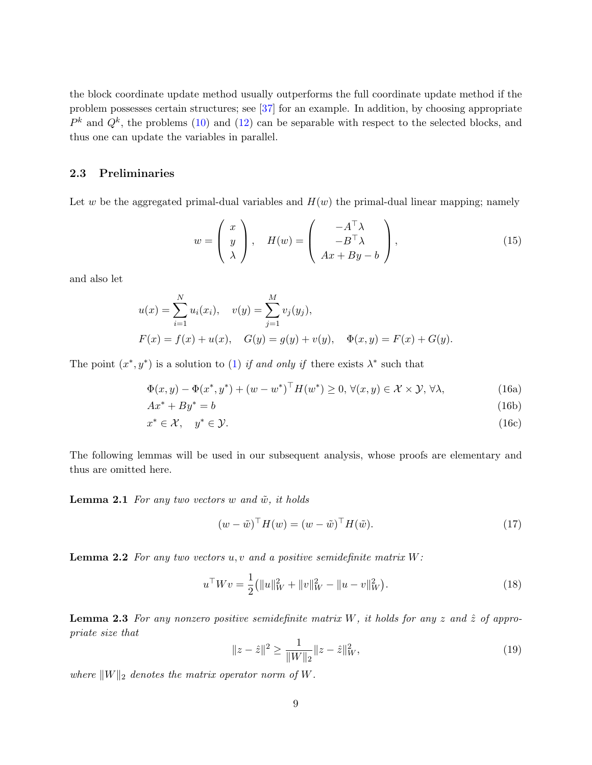the block coordinate update method usually outperforms the full coordinate update method if the problem possesses certain structures; see [37] for an example. In addition, by choosing appropriate $P^k$ and $Q^k$, the problems (10) and (12) can be separable with respect to the selected blocks, and thus one can update the variables in parallel.

### 2.3 Preliminaries

Let $w$ be the aggregated primal-dual variables and $H(w)$ the primal-dual linear mapping; namely

$$
w = \begin{pmatrix} x \\ y \\ \lambda \end{pmatrix}, \quad H(w) = \begin{pmatrix} -A^\top \lambda \\ -B^\top \lambda \\ Ax + By - b \end{pmatrix}, \tag{15}
$$

and also let

$$
\begin{aligned}
& u(x) = \sum_{i=1}^{N} u_i(x_i), \quad v(y) = \sum_{j=1}^{M} v_j(y_j), \\
& F(x) = f(x) + u(x), \quad G(y) = g(y) + v(y), \quad \Phi(x, y) = F(x) + G(y).
\end{aligned}
$$

The point $(x^*, y^*)$ is a solution to (1) *if and only if* there exists $\lambda^*$ such that

$$
\Phi(x, y) - \Phi(x^*, y^*) + (w - w^*)^\top H(w^*) \geq 0, \ \forall (x, y) \in \mathcal{X} \times \mathcal{Y}, \ \forall \lambda, \tag{16a}
$$

$$
Ax^* + By^* = b \tag{16b}
$$

$$
x^* \in \mathcal{X}, \quad y^* \in \mathcal{Y}. \tag{16c}
$$

The following lemmas will be used in our subsequent analysis, whose proofs are elementary and thus are omitted here.

**Lemma 2.1** *For any two vectors $w$ and $\tilde{w}$, it holds*

$$
(w - \tilde{w})^\top H(w) = (w - \tilde{w})^\top H(\tilde{w}). \tag{17}
$$

**Lemma 2.2** *For any two vectors $u, v$ and a positive semidefinite matrix $W$:*

$$
u^\top W v = \frac{1}{2}\big(\|u\|_W^2 + \|v\|_W^2 - \|u - v\|_W^2\big). \tag{18}
$$

**Lemma 2.3** *For any nonzero positive semidefinite matrix $W$, it holds for any $z$ and $\hat{z}$ of appropriate size that*

$$
\|z - \hat{z}\|^2 \geq \frac{1}{\|W\|_2} \|z - \hat{z}\|_W^2, \tag{19}
$$

*where $\|W\|_2$ denotes the matrix operator norm of $W$.*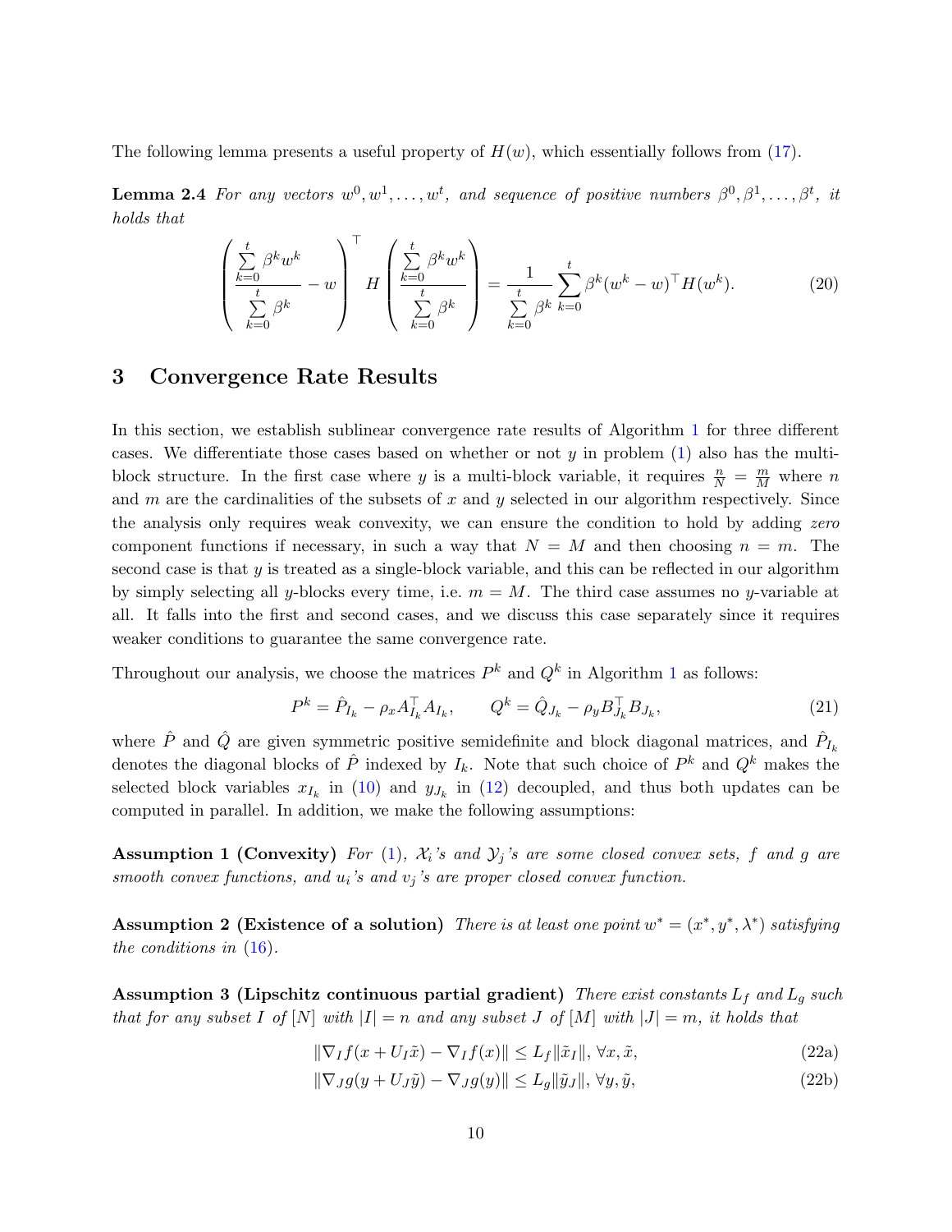The following lemma presents a useful property of $H(w)$, which essentially follows from (17).

**Lemma 2.4** *For any vectors $w^0, w^1, \ldots, w^t$, and sequence of positive numbers $\beta^0, \beta^1, \ldots, \beta^t$, it holds that*

$$\left( \frac{\sum_{k=0}^{t} \beta^k w^k}{\sum_{k=0}^{t} \beta^k} - w \right)^\top H \left( \frac{\sum_{k=0}^{t} \beta^k w^k}{\sum_{k=0}^{t} \beta^k} \right) = \frac{1}{\sum_{k=0}^{t} \beta^k} \sum_{k=0}^{t} \beta^k (w^k - w)^\top H(w^k). \tag{20}$$

## 3 Convergence Rate Results

In this section, we establish sublinear convergence rate results of Algorithm 1 for three different cases. We differentiate those cases based on whether or not $y$ in problem (1) also has the multi-block structure. In the first case where $y$ is a multi-block variable, it requires $\frac{n}{N} = \frac{m}{M}$ where $n$ and $m$ are the cardinalities of the subsets of $x$ and $y$ selected in our algorithm respectively. Since the analysis only requires weak convexity, we can ensure the condition to hold by adding *zero* component functions if necessary, in such a way that $N = M$ and then choosing $n = m$. The second case is that $y$ is treated as a single-block variable, and this can be reflected in our algorithm by simply selecting all $y$-blocks every time, i.e. $m = M$. The third case assumes no $y$-variable at all. It falls into the first and second cases, and we discuss this case separately since it requires weaker conditions to guarantee the same convergence rate.

Throughout our analysis, we choose the matrices $P^k$ and $Q^k$ in Algorithm 1 as follows:

$$P^k = \hat{P}_{I_k} - \rho_x A_{I_k}^\top A_{I_k}, \qquad Q^k = \hat{Q}_{J_k} - \rho_y B_{J_k}^\top B_{J_k}, \tag{21}$$

where $\hat{P}$ and $\hat{Q}$ are given symmetric positive semidefinite and block diagonal matrices, and $\hat{P}_{I_k}$ denotes the diagonal blocks of $\hat{P}$ indexed by $I_k$. Note that such choice of $P^k$ and $Q^k$ makes the selected block variables $x_{I_k}$ in (10) and $y_{J_k}$ in (12) decoupled, and thus both updates can be computed in parallel. In addition, we make the following assumptions:

**Assumption 1 (Convexity)** *For (1), $\mathcal{X}_i$'s and $\mathcal{Y}_j$'s are some closed convex sets, $f$ and $g$ are smooth convex functions, and $u_i$'s and $v_j$'s are proper closed convex function.*

**Assumption 2 (Existence of a solution)** *There is at least one point $w^* = (x^*, y^*, \lambda^*)$ satisfying the conditions in (16).*

**Assumption 3 (Lipschitz continuous partial gradient)** *There exist constants $L_f$ and $L_g$ such that for any subset $I$ of $[N]$ with $|I| = n$ and any subset $J$ of $[M]$ with $|J| = m$, it holds that*

$$\|\nabla_I f(x + U_I \tilde{x}) - \nabla_I f(x)\| \leq L_f \|\tilde{x}_I\|, \ \forall x, \tilde{x}, \tag{22a}$$

$$\|\nabla_J g(y + U_J \tilde{y}) - \nabla_J g(y)\| \leq L_g \|\tilde{y}_J\|, \ \forall y, \tilde{y}, \tag{22b}$$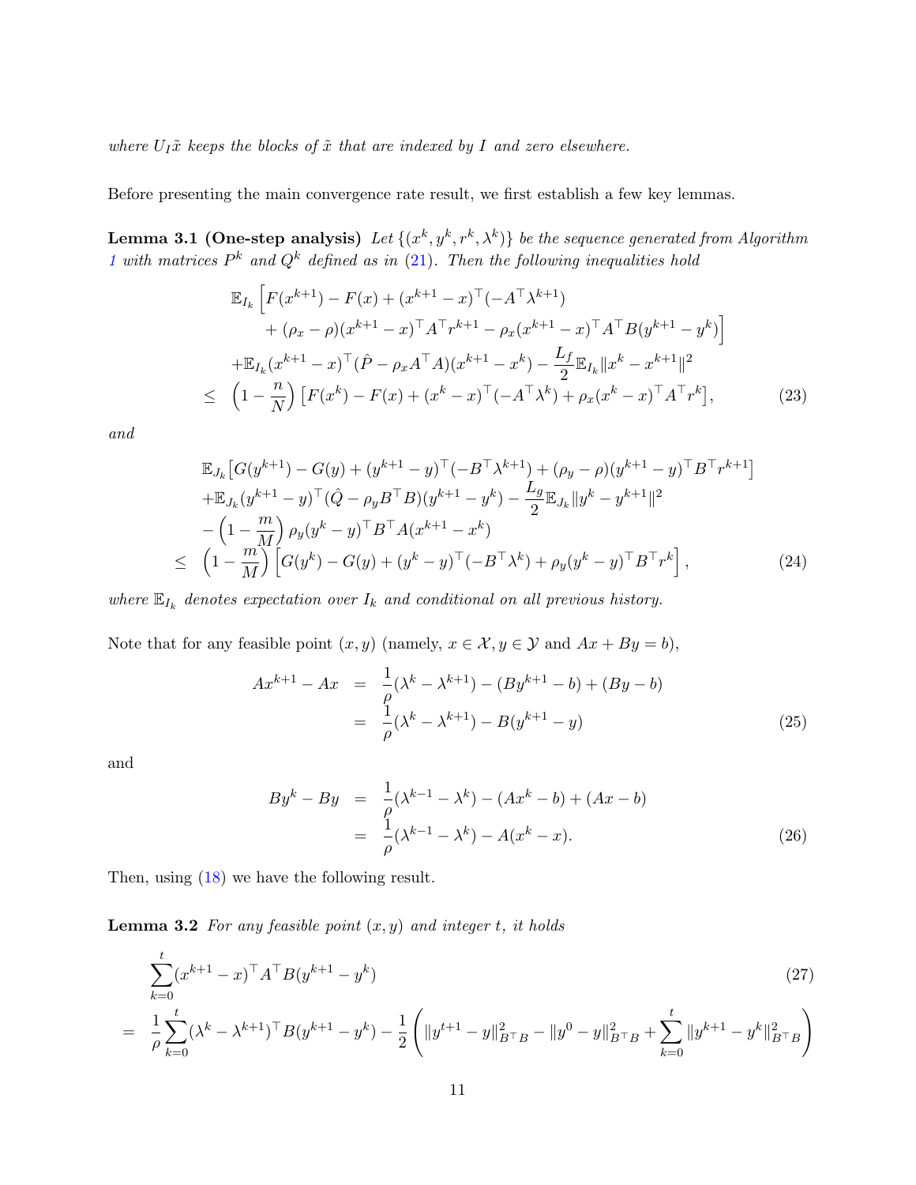*where $U_I\tilde{x}$ keeps the blocks of $\tilde{x}$ that are indexed by $I$ and zero elsewhere.*

Before presenting the main convergence rate result, we first establish a few key lemmas.

**Lemma 3.1 (One-step analysis)** *Let $\{(x^k, y^k, r^k, \lambda^k)\}$ be the sequence generated from Algorithm 1 with matrices $P^k$ and $Q^k$ defined as in (21). Then the following inequalities hold*

$$
\begin{aligned}
&\mathbb{E}_{I_k}\Big[F(x^{k+1}) - F(x) + (x^{k+1}-x)^\top(-A^\top\lambda^{k+1}) \\
&\qquad + (\rho_x - \rho)(x^{k+1}-x)^\top A^\top r^{k+1} - \rho_x (x^{k+1}-x)^\top A^\top B(y^{k+1}-y^k)\Big] \\
&\quad + \mathbb{E}_{I_k}(x^{k+1}-x)^\top(\hat{P} - \rho_x A^\top A)(x^{k+1}-x^k) - \frac{L_f}{2}\mathbb{E}_{I_k}\|x^k - x^{k+1}\|^2 \\
&\leq \left(1 - \frac{n}{N}\right)\left[F(x^k) - F(x) + (x^k - x)^\top(-A^\top\lambda^k) + \rho_x (x^k-x)^\top A^\top r^k\right],
\end{aligned}
\tag{23}
$$

*and*

$$
\begin{aligned}
&\mathbb{E}_{J_k}\left[G(y^{k+1}) - G(y) + (y^{k+1}-y)^\top(-B^\top\lambda^{k+1}) + (\rho_y - \rho)(y^{k+1}-y)^\top B^\top r^{k+1}\right] \\
&+ \mathbb{E}_{J_k}(y^{k+1}-y)^\top(\hat{Q} - \rho_y B^\top B)(y^{k+1}-y^k) - \frac{L_g}{2}\mathbb{E}_{J_k}\|y^k - y^{k+1}\|^2 \\
&- \left(1 - \frac{m}{M}\right)\rho_y (y^k - y)^\top B^\top A(x^{k+1}-x^k) \\
\leq\ & \left(1 - \frac{m}{M}\right)\left[G(y^k) - G(y) + (y^k-y)^\top(-B^\top\lambda^k) + \rho_y (y^k - y)^\top B^\top r^k\right],
\end{aligned}
\tag{24}
$$

*where $\mathbb{E}_{I_k}$ denotes expectation over $I_k$ and conditional on all previous history.*

Note that for any feasible point $(x, y)$ (namely, $x \in \mathcal{X}, y \in \mathcal{Y}$ and $Ax + By = b$),

$$
\begin{aligned}
Ax^{k+1} - Ax &= \frac{1}{\rho}(\lambda^k - \lambda^{k+1}) - (By^{k+1} - b) + (By - b) \\
&= \frac{1}{\rho}(\lambda^k - \lambda^{k+1}) - B(y^{k+1} - y)
\end{aligned}
\tag{25}
$$

and

$$
\begin{aligned}
By^k - By &= \frac{1}{\rho}(\lambda^{k-1} - \lambda^k) - (Ax^k - b) + (Ax - b) \\
&= \frac{1}{\rho}(\lambda^{k-1} - \lambda^k) - A(x^k - x).
\end{aligned}
\tag{26}
$$

Then, using (18) we have the following result.

**Lemma 3.2** *For any feasible point $(x, y)$ and integer $t$, it holds*

$$
\begin{aligned}
&\sum_{k=0}^{t}(x^{k+1}-x)^\top A^\top B(y^{k+1}-y^k) \\
=\ & \frac{1}{\rho}\sum_{k=0}^{t}(\lambda^k - \lambda^{k+1})^\top B(y^{k+1}-y^k) - \frac{1}{2}\left(\|y^{t+1}-y\|^2_{B^\top B} - \|y^0 - y\|^2_{B^\top B} + \sum_{k=0}^{t}\|y^{k+1}-y^k\|^2_{B^\top B}\right)
\end{aligned}
\tag{27}
$$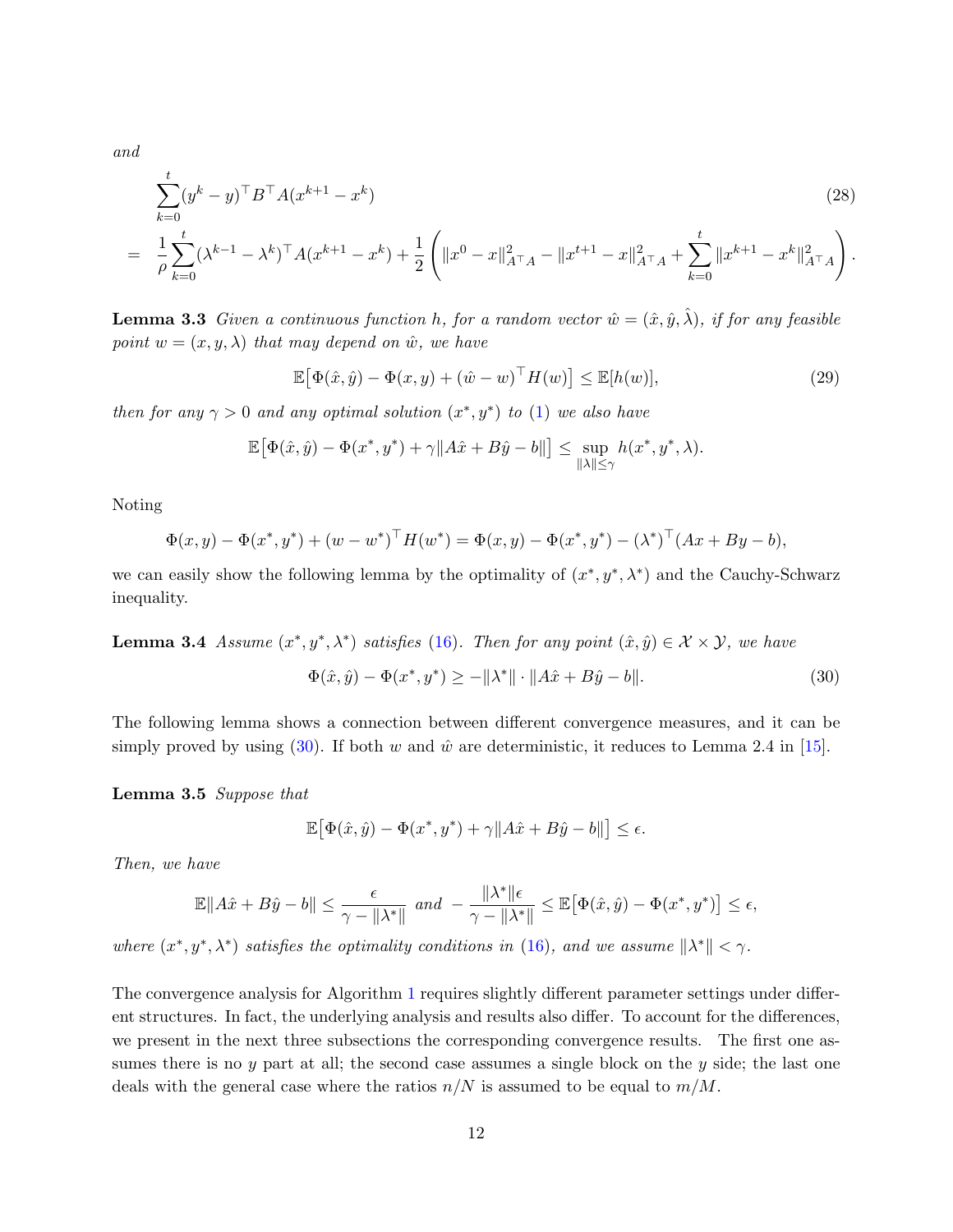*and*

$$
\begin{aligned}
&\sum_{k=0}^{t}(y^k - y)^\top B^\top A(x^{k+1} - x^k) \qquad (28)\\
= \;\; & \frac{1}{\rho}\sum_{k=0}^{t}(\lambda^{k-1} - \lambda^k)^\top A(x^{k+1} - x^k) + \frac{1}{2}\left(\|x^0 - x\|^2_{A^\top A} - \|x^{t+1} - x\|^2_{A^\top A} + \sum_{k=0}^{t}\|x^{k+1} - x^k\|^2_{A^\top A}\right).
\end{aligned}
$$

**Lemma 3.3** *Given a continuous function $h$, for a random vector $\hat{w} = (\hat{x}, \hat{y}, \hat{\lambda})$, if for any feasible point $w = (x, y, \lambda)$ that may depend on $\hat{w}$, we have*

$$
\mathbb{E}\big[\Phi(\hat{x}, \hat{y}) - \Phi(x, y) + (\hat{w} - w)^\top H(w)\big] \leq \mathbb{E}[h(w)], \tag{29}
$$

*then for any $\gamma > 0$ and any optimal solution $(x^*, y^*)$ to (1) we also have*

$$
\mathbb{E}\big[\Phi(\hat{x}, \hat{y}) - \Phi(x^*, y^*) + \gamma\|A\hat{x} + B\hat{y} - b\|\big] \leq \sup_{\|\lambda\| \leq \gamma} h(x^*, y^*, \lambda).
$$

Noting

$$
\Phi(x, y) - \Phi(x^*, y^*) + (w - w^*)^\top H(w^*) = \Phi(x, y) - \Phi(x^*, y^*) - (\lambda^*)^\top(Ax + By - b),
$$

we can easily show the following lemma by the optimality of $(x^*, y^*, \lambda^*)$ and the Cauchy-Schwarz inequality.

**Lemma 3.4** *Assume $(x^*, y^*, \lambda^*)$ satisfies (16). Then for any point $(\hat{x}, \hat{y}) \in \mathcal{X} \times \mathcal{Y}$, we have*

$$
\Phi(\hat{x}, \hat{y}) - \Phi(x^*, y^*) \geq -\|\lambda^*\| \cdot \|A\hat{x} + B\hat{y} - b\|. \tag{30}
$$

The following lemma shows a connection between different convergence measures, and it can be simply proved by using (30). If both $w$ and $\hat{w}$ are deterministic, it reduces to Lemma 2.4 in [15].

**Lemma 3.5** *Suppose that*

$$
\mathbb{E}\big[\Phi(\hat{x}, \hat{y}) - \Phi(x^*, y^*) + \gamma\|A\hat{x} + B\hat{y} - b\|\big] \leq \epsilon.
$$

*Then, we have*

$$
\mathbb{E}\|A\hat{x} + B\hat{y} - b\| \leq \frac{\epsilon}{\gamma - \|\lambda^*\|} \;\; \text{and} \;\; -\frac{\|\lambda^*\|\epsilon}{\gamma - \|\lambda^*\|} \leq \mathbb{E}\big[\Phi(\hat{x}, \hat{y}) - \Phi(x^*, y^*)\big] \leq \epsilon,
$$

*where $(x^*, y^*, \lambda^*)$ satisfies the optimality conditions in (16), and we assume $\|\lambda^*\| < \gamma$.*

The convergence analysis for Algorithm 1 requires slightly different parameter settings under different structures. In fact, the underlying analysis and results also differ. To account for the differences, we present in the next three subsections the corresponding convergence results. The first one assumes there is no $y$ part at all; the second case assumes a single block on the $y$ side; the last one deals with the general case where the ratios $n/N$ is assumed to be equal to $m/M$.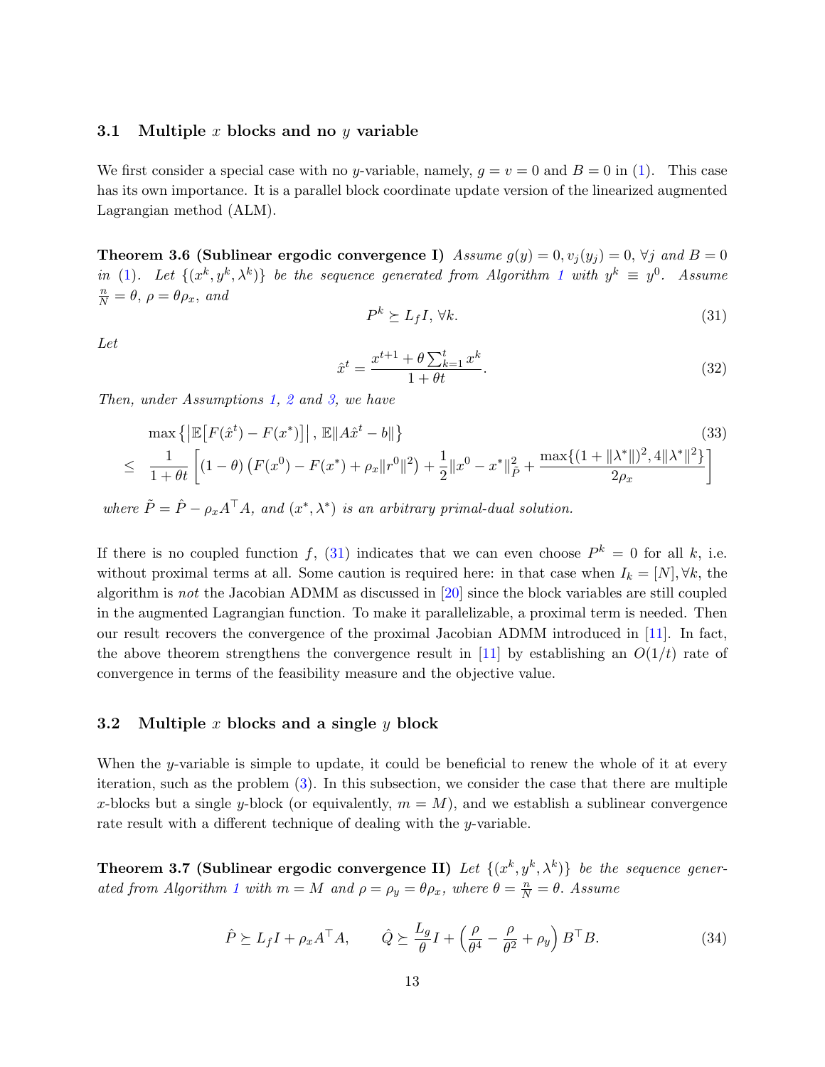### 3.1 Multiple $x$ blocks and no $y$ variable

We first consider a special case with no $y$-variable, namely, $g = v = 0$ and $B = 0$ in (1). This case has its own importance. It is a parallel block coordinate update version of the linearized augmented Lagrangian method (ALM).

**Theorem 3.6 (Sublinear ergodic convergence I)** *Assume $g(y) = 0, v_j(y_j) = 0, \forall j$ and $B = 0$ in (1). Let $\{(x^k, y^k, \lambda^k)\}$ be the sequence generated from Algorithm 1 with $y^k \equiv y^0$. Assume $\frac{n}{N} = \theta$, $\rho = \theta\rho_x$, and*

$$P^k \succeq L_f I, \ \forall k. \tag{31}$$

*Let*

$$\hat{x}^t = \frac{x^{t+1} + \theta \sum_{k=1}^t x^k}{1 + \theta t}. \tag{32}$$

*Then, under Assumptions 1, 2 and 3, we have*

$$\begin{aligned} & \max\left\{\left|\mathbb{E}\big[F(\hat{x}^t) - F(x^*)\big]\right|, \mathbb{E}\|A\hat{x}^t - b\|\right\} \\ \leq \ & \frac{1}{1+\theta t}\left[(1-\theta)\left(F(x^0) - F(x^*) + \rho_x\|r^0\|^2\right) + \frac{1}{2}\|x^0 - x^*\|^2_{\tilde{P}} + \frac{\max\{(1+\|\lambda^*\|)^2, 4\|\lambda^*\|^2\}}{2\rho_x}\right] \end{aligned} \tag{33}$$

*where $\tilde{P} = \hat{P} - \rho_x A^\top A$, and $(x^*, \lambda^*)$ is an arbitrary primal-dual solution.*

If there is no coupled function $f$, (31) indicates that we can even choose $P^k = 0$ for all $k$, i.e. without proximal terms at all. Some caution is required here: in that case when $I_k = [N], \forall k$, the algorithm is *not* the Jacobian ADMM as discussed in [20] since the block variables are still coupled in the augmented Lagrangian function. To make it parallelizable, a proximal term is needed. Then our result recovers the convergence of the proximal Jacobian ADMM introduced in [11]. In fact, the above theorem strengthens the convergence result in [11] by establishing an $O(1/t)$ rate of convergence in terms of the feasibility measure and the objective value.

### 3.2 Multiple $x$ blocks and a single $y$ block

When the $y$-variable is simple to update, it could be beneficial to renew the whole of it at every iteration, such as the problem (3). In this subsection, we consider the case that there are multiple $x$-blocks but a single $y$-block (or equivalently, $m = M$), and we establish a sublinear convergence rate result with a different technique of dealing with the $y$-variable.

**Theorem 3.7 (Sublinear ergodic convergence II)** *Let $\{(x^k, y^k, \lambda^k)\}$ be the sequence generated from Algorithm 1 with $m = M$ and $\rho = \rho_y = \theta\rho_x$, where $\theta = \frac{n}{N} = \theta$. Assume*

$$\hat{P} \succeq L_f I + \rho_x A^\top A, \qquad \hat{Q} \succeq \frac{L_g}{\theta} I + \left(\frac{\rho}{\theta^4} - \frac{\rho}{\theta^2} + \rho_y\right) B^\top B. \tag{34}$$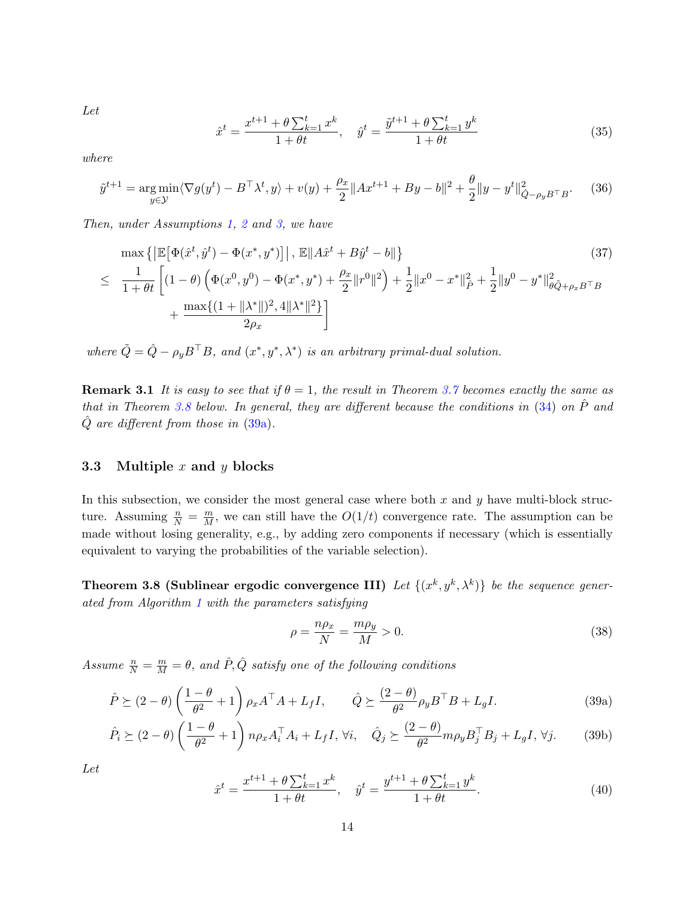*Let*

$$\hat{x}^t = \frac{x^{t+1} + \theta \sum_{k=1}^t x^k}{1+\theta t}, \quad \hat{y}^t = \frac{\tilde{y}^{t+1} + \theta \sum_{k=1}^t y^k}{1+\theta t} \tag{35}$$

*where*

$$\tilde{y}^{t+1} = \arg\min_{y \in \mathcal{Y}} \langle \nabla g(y^t) - B^\top \lambda^t, y \rangle + v(y) + \frac{\rho_x}{2}\|Ax^{t+1} + By - b\|^2 + \frac{\theta}{2}\|y - y^t\|^2_{\hat{Q} - \rho_y B^\top B}. \tag{36}$$

*Then, under Assumptions 1, 2 and 3, we have*

$$\begin{aligned}
&\max\left\{\left|\mathbb{E}\left[\Phi(\hat{x}^t, \hat{y}^t) - \Phi(x^*, y^*)\right]\right|, \mathbb{E}\|A\hat{x}^t + B\hat{y}^t - b\|\right\} \\
\leq\ & \frac{1}{1+\theta t}\Bigg[(1-\theta)\left(\Phi(x^0, y^0) - \Phi(x^*, y^*) + \frac{\rho_x}{2}\|r^0\|^2\right) + \frac{1}{2}\|x^0 - x^*\|^2_{\hat{P}} + \frac{1}{2}\|y^0 - y^*\|^2_{\theta\tilde{Q} + \rho_x B^\top B} \\
&\quad + \frac{\max\{(1+\|\lambda^*\|)^2, 4\|\lambda^*\|^2\}}{2\rho_x}\Bigg]
\end{aligned} \tag{37}$$

*where $\tilde{Q} = \hat{Q} - \rho_y B^\top B$, and $(x^*, y^*, \lambda^*)$ is an arbitrary primal-dual solution.*

**Remark 3.1** *It is easy to see that if $\theta = 1$, the result in Theorem 3.7 becomes exactly the same as that in Theorem 3.8 below. In general, they are different because the conditions in (34) on $\hat{P}$ and $\hat{Q}$ are different from those in (39a).*

### 3.3 Multiple $x$ and $y$ blocks

In this subsection, we consider the most general case where both $x$ and $y$ have multi-block structure. Assuming $\frac{n}{N} = \frac{m}{M}$, we can still have the $O(1/t)$ convergence rate. The assumption can be made without losing generality, e.g., by adding zero components if necessary (which is essentially equivalent to varying the probabilities of the variable selection).

**Theorem 3.8 (Sublinear ergodic convergence III)** *Let $\{(x^k, y^k, \lambda^k)\}$ be the sequence generated from Algorithm 1 with the parameters satisfying*

$$\rho = \frac{n\rho_x}{N} = \frac{m\rho_y}{M} > 0. \tag{38}$$

*Assume $\frac{n}{N} = \frac{m}{M} = \theta$, and $\hat{P}, \hat{Q}$ satisfy one of the following conditions*

$$\hat{P} \succeq (2-\theta)\left(\frac{1-\theta}{\theta^2} + 1\right)\rho_x A^\top A + L_f I, \qquad \hat{Q} \succeq \frac{(2-\theta)}{\theta^2}\rho_y B^\top B + L_g I. \tag{39a}$$

$$\hat{P}_i \succeq (2-\theta)\left(\frac{1-\theta}{\theta^2} + 1\right) n\rho_x A_i^\top A_i + L_f I, \ \forall i, \quad \hat{Q}_j \succeq \frac{(2-\theta)}{\theta^2} m\rho_y B_j^\top B_j + L_g I, \ \forall j. \tag{39b}$$

*Let*

$$\hat{x}^t = \frac{x^{t+1} + \theta \sum_{k=1}^t x^k}{1+\theta t}, \quad \hat{y}^t = \frac{y^{t+1} + \theta \sum_{k=1}^t y^k}{1+\theta t}. \tag{40}$$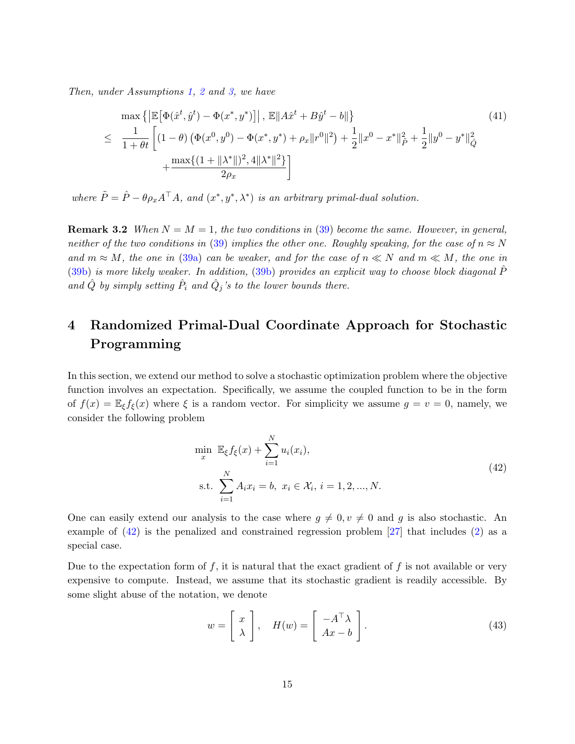*Then, under Assumptions 1, 2 and 3, we have*

$$
\begin{aligned}
& \max\left\{\left|\mathbb{E}\big[\Phi(\hat{x}^t,\hat{y}^t)-\Phi(x^*,y^*)\big]\right|,\ \mathbb{E}\|A\hat{x}^t+B\hat{y}^t-b\|\right\} \\
\leq\ & \frac{1}{1+\theta t}\left[(1-\theta)\left(\Phi(x^0,y^0)-\Phi(x^*,y^*)+\rho_x\|r^0\|^2\right)+\frac{1}{2}\|x^0-x^*\|^2_{\tilde{P}}+\frac{1}{2}\|y^0-y^*\|^2_{\hat{Q}}\right. \\
& \left.+\frac{\max\{(1+\|\lambda^*\|)^2, 4\|\lambda^*\|^2\}}{2\rho_x}\right]
\end{aligned} \tag{41}
$$

*where* $\tilde{P}=\hat{P}-\theta\rho_x A^\top A$, *and* $(x^*,y^*,\lambda^*)$ *is an arbitrary primal-dual solution.*

**Remark 3.2** *When* $N=M=1$, *the two conditions in* (39) *become the same. However, in general, neither of the two conditions in* (39) *implies the other one. Roughly speaking, for the case of* $n\approx N$ *and* $m\approx M$, *the one in* (39a) *can be weaker, and for the case of* $n\ll N$ *and* $m\ll M$, *the one in* (39b) *is more likely weaker. In addition,* (39b) *provides an explicit way to choose block diagonal* $\hat{P}$ *and* $\hat{Q}$ *by simply setting* $\hat{P}_i$ *and* $\hat{Q}_j$*'s to the lower bounds there.*

# 4 Randomized Primal-Dual Coordinate Approach for Stochastic Programming

In this section, we extend our method to solve a stochastic optimization problem where the objective function involves an expectation. Specifically, we assume the coupled function to be in the form of $f(x)=\mathbb{E}_\xi f_\xi(x)$ where $\xi$ is a random vector. For simplicity we assume $g=v=0$, namely, we consider the following problem

$$
\begin{aligned}
\min_x\ & \mathbb{E}_\xi f_\xi(x)+\sum_{i=1}^N u_i(x_i), \\
\text{s.t.}\ & \sum_{i=1}^N A_i x_i=b,\ x_i\in\mathcal{X}_i,\ i=1,2,...,N.
\end{aligned} \tag{42}
$$

One can easily extend our analysis to the case where $g\neq 0, v\neq 0$ and $g$ is also stochastic. An example of (42) is the penalized and constrained regression problem [27] that includes (2) as a special case.

Due to the expectation form of $f$, it is natural that the exact gradient of $f$ is not available or very expensive to compute. Instead, we assume that its stochastic gradient is readily accessible. By some slight abuse of the notation, we denote

$$
w=\begin{bmatrix} x \\ \lambda \end{bmatrix},\quad H(w)=\begin{bmatrix} -A^\top\lambda \\ Ax-b \end{bmatrix}. \tag{43}
$$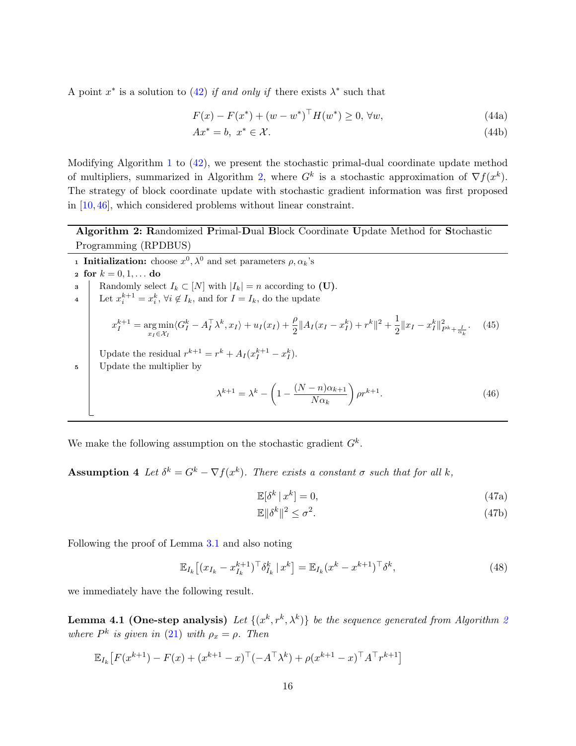A point $x^*$ is a solution to (42) *if and only if* there exists $\lambda^*$ such that

$$F(x) - F(x^*) + (w - w^*)^\top H(w^*) \geq 0, \ \forall w, \tag{44a}$$

$$Ax^* = b, \ x^* \in \mathcal{X}. \tag{44b}$$

Modifying Algorithm 1 to (42), we present the stochastic primal-dual coordinate update method of multipliers, summarized in Algorithm 2, where $G^k$ is a stochastic approximation of $\nabla f(x^k)$. The strategy of block coordinate update with stochastic gradient information was first proposed in [10, 46], which considered problems without linear constraint.

---

**Algorithm 2: R**andomized **P**rimal-**D**ual **B**lock Coordinate **U**pdate Method for **S**tochastic Programming (RPDBUS)

---

1. **Initialization:** choose $x^0, \lambda^0$ and set parameters $\rho, \alpha_k$'s
2. **for** $k = 0, 1, \ldots$ **do**
3. Randomly select $I_k \subset [N]$ with $|I_k| = n$ according to **(U)**.
4. Let $x_i^{k+1} = x_i^k, \ \forall i \notin I_k$, and for $I = I_k$, do the update

$$x_I^{k+1} = \underset{x_I \in \mathcal{X}_I}{\arg\min} \langle G_I^k - A_I^\top \lambda^k, x_I \rangle + u_I(x_I) + \frac{\rho}{2}\|A_I(x_I - x_I^k) + r^k\|^2 + \frac{1}{2}\|x_I - x_I^k\|^2_{P^k + \frac{I}{\alpha_k}}. \tag{45}$$

   Update the residual $r^{k+1} = r^k + A_I(x_I^{k+1} - x_I^k)$.

5. Update the multiplier by

$$\lambda^{k+1} = \lambda^k - \left(1 - \frac{(N-n)\alpha_{k+1}}{N\alpha_k}\right)\rho r^{k+1}. \tag{46}$$

---

We make the following assumption on the stochastic gradient $G^k$.

**Assumption 4** *Let $\delta^k = G^k - \nabla f(x^k)$. There exists a constant $\sigma$ such that for all $k$,*

$$\mathbb{E}[\delta^k \,|\, x^k] = 0, \tag{47a}$$

$$\mathbb{E}\|\delta^k\|^2 \leq \sigma^2. \tag{47b}$$

Following the proof of Lemma 3.1 and also noting

$$\mathbb{E}_{I_k}\big[(x_{I_k} - x_{I_k}^{k+1})^\top \delta_{I_k}^k \,|\, x^k\big] = \mathbb{E}_{I_k}(x^k - x^{k+1})^\top \delta^k, \tag{48}$$

we immediately have the following result.

**Lemma 4.1 (One-step analysis)** *Let $\{(x^k, r^k, \lambda^k)\}$ be the sequence generated from Algorithm 2 where $P^k$ is given in (21) with $\rho_x = \rho$. Then*

$$\mathbb{E}_{I_k}\big[F(x^{k+1}) - F(x) + (x^{k+1} - x)^\top(-A^\top\lambda^k) + \rho(x^{k+1} - x)^\top A^\top r^{k+1}\big]$$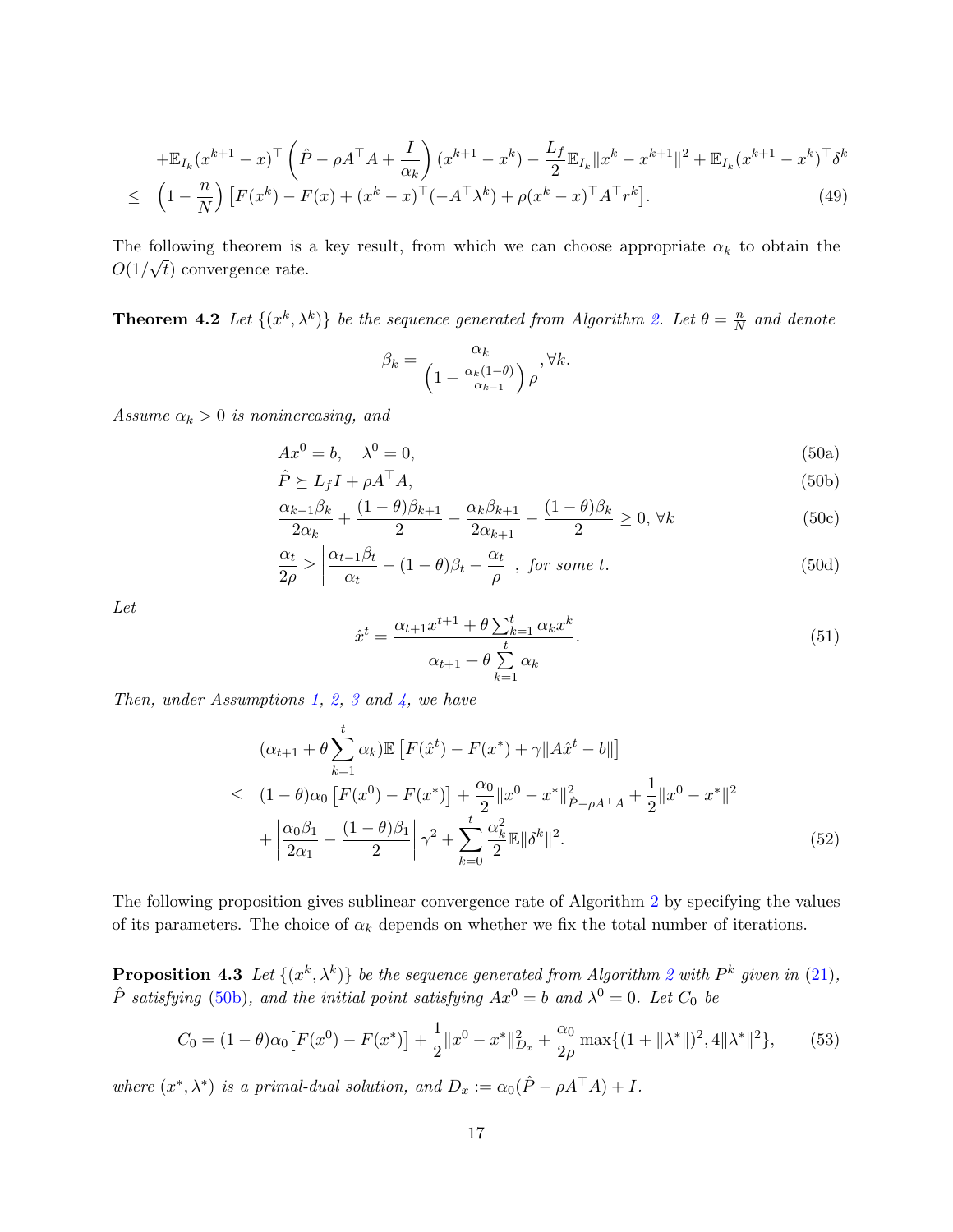$$
\begin{aligned}
&+\mathbb{E}_{I_k}(x^{k+1}-x)^\top\left(\hat{P}-\rho A^\top A+\frac{I}{\alpha_k}\right)(x^{k+1}-x^k)-\frac{L_f}{2}\mathbb{E}_{I_k}\|x^k-x^{k+1}\|^2+\mathbb{E}_{I_k}(x^{k+1}-x^k)^\top\delta^k\\
\le\ &\left(1-\frac{n}{N}\right)\left[F(x^k)-F(x)+(x^k-x)^\top(-A^\top\lambda^k)+\rho(x^k-x)^\top A^\top r^k\right]. \qquad (49)
\end{aligned}
$$

The following theorem is a key result, from which we can choose appropriate $\alpha_k$ to obtain the $O(1/\sqrt{t})$ convergence rate.

**Theorem 4.2** *Let $\{(x^k,\lambda^k)\}$ be the sequence generated from Algorithm 2. Let $\theta=\frac{n}{N}$ and denote*

$$
\beta_k=\frac{\alpha_k}{\left(1-\frac{\alpha_k(1-\theta)}{\alpha_{k-1}}\right)\rho},\forall k.
$$

*Assume $\alpha_k>0$ is nonincreasing, and*

$$
Ax^0=b,\quad \lambda^0=0, \qquad (50a)
$$

$$
\hat{P}\succeq L_f I+\rho A^\top A, \qquad (50b)
$$

$$
\frac{\alpha_{k-1}\beta_k}{2\alpha_k}+\frac{(1-\theta)\beta_{k+1}}{2}-\frac{\alpha_k\beta_{k+1}}{2\alpha_{k+1}}-\frac{(1-\theta)\beta_k}{2}\ge 0,\ \forall k \qquad (50c)
$$

$$
\frac{\alpha_t}{2\rho}\ge\left|\frac{\alpha_{t-1}\beta_t}{\alpha_t}-(1-\theta)\beta_t-\frac{\alpha_t}{\rho}\right|,\ \textit{for some } t. \qquad (50d)
$$

*Let*

$$
\hat{x}^t=\frac{\alpha_{t+1}x^{t+1}+\theta\sum_{k=1}^t\alpha_k x^k}{\alpha_{t+1}+\theta\sum\limits_{k=1}^t\alpha_k}. \qquad (51)
$$

*Then, under Assumptions 1, 2, 3 and 4, we have*

$$
\begin{aligned}
&(\alpha_{t+1}+\theta\sum_{k=1}^t\alpha_k)\mathbb{E}\left[F(\hat{x}^t)-F(x^*)+\gamma\|A\hat{x}^t-b\|\right]\\
\le\ &(1-\theta)\alpha_0\left[F(x^0)-F(x^*)\right]+\frac{\alpha_0}{2}\|x^0-x^*\|^2_{\hat{P}-\rho A^\top A}+\frac{1}{2}\|x^0-x^*\|^2\\
&+\left|\frac{\alpha_0\beta_1}{2\alpha_1}-\frac{(1-\theta)\beta_1}{2}\right|\gamma^2+\sum_{k=0}^t\frac{\alpha_k^2}{2}\mathbb{E}\|\delta^k\|^2. \qquad (52)
\end{aligned}
$$

The following proposition gives sublinear convergence rate of Algorithm 2 by specifying the values of its parameters. The choice of $\alpha_k$ depends on whether we fix the total number of iterations.

**Proposition 4.3** *Let $\{(x^k,\lambda^k)\}$ be the sequence generated from Algorithm 2 with $P^k$ given in (21), $\hat{P}$ satisfying (50b), and the initial point satisfying $Ax^0=b$ and $\lambda^0=0$. Let $C_0$ be*

$$
C_0=(1-\theta)\alpha_0\left[F(x^0)-F(x^*)\right]+\frac{1}{2}\|x^0-x^*\|^2_{D_x}+\frac{\alpha_0}{2\rho}\max\{(1+\|\lambda^*\|)^2,4\|\lambda^*\|^2\}, \qquad (53)
$$

*where $(x^*,\lambda^*)$ is a primal-dual solution, and $D_x:=\alpha_0(\hat{P}-\rho A^\top A)+I$.*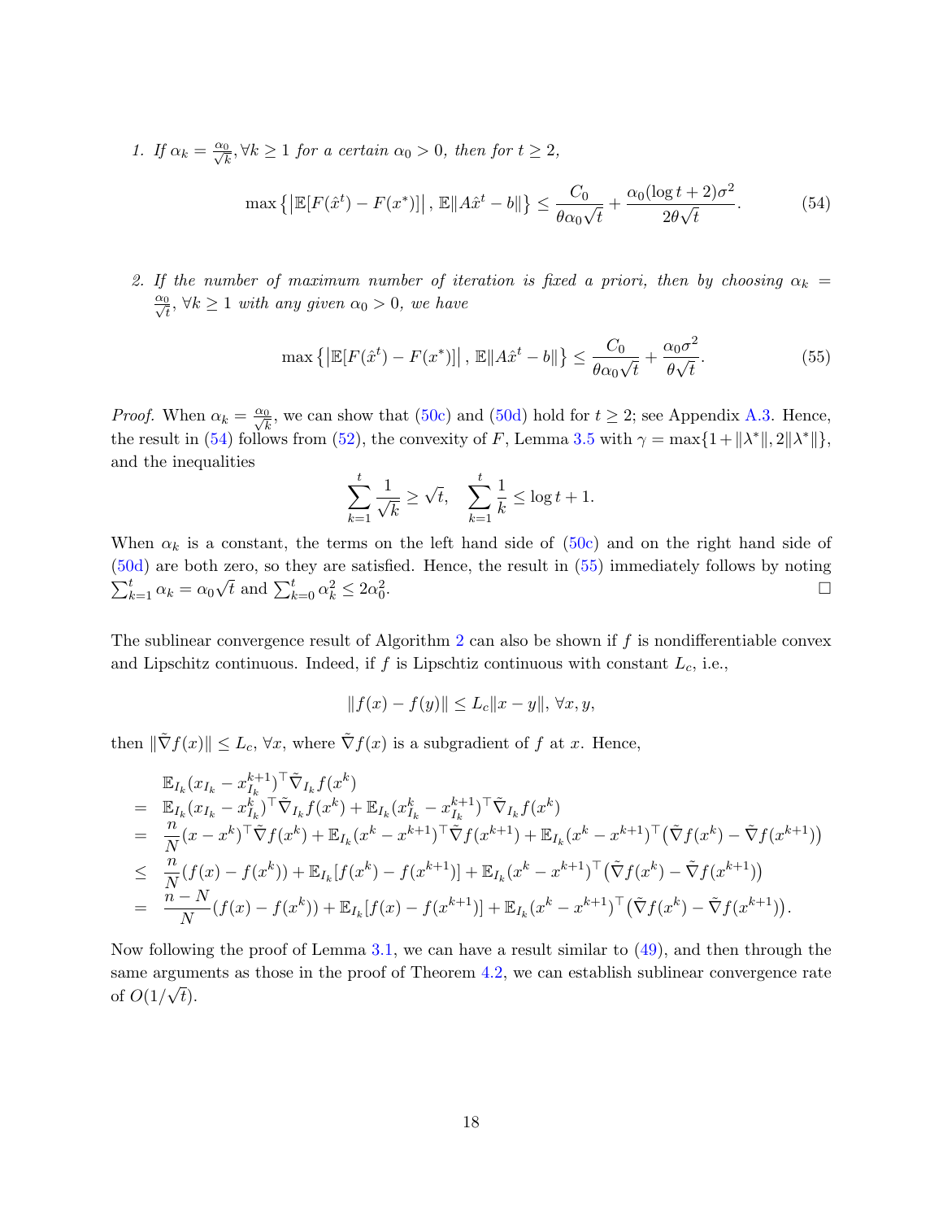1. *If $\alpha_k = \frac{\alpha_0}{\sqrt{k}}, \forall k \geq 1$ for a certain $\alpha_0 > 0$, then for $t \geq 2$,*

$$\max\left\{\left|\mathbb{E}[F(\hat{x}^t) - F(x^*)]\right|, \mathbb{E}\|A\hat{x}^t - b\|\right\} \leq \frac{C_0}{\theta\alpha_0\sqrt{t}} + \frac{\alpha_0(\log t + 2)\sigma^2}{2\theta\sqrt{t}}. \tag{54}$$

2. *If the number of maximum number of iteration is fixed a priori, then by choosing $\alpha_k = \frac{\alpha_0}{\sqrt{t}}, \forall k \geq 1$ with any given $\alpha_0 > 0$, we have*

$$\max\left\{\left|\mathbb{E}[F(\hat{x}^t) - F(x^*)]\right|, \mathbb{E}\|A\hat{x}^t - b\|\right\} \leq \frac{C_0}{\theta\alpha_0\sqrt{t}} + \frac{\alpha_0\sigma^2}{\theta\sqrt{t}}. \tag{55}$$

*Proof.* When $\alpha_k = \frac{\alpha_0}{\sqrt{k}}$, we can show that (50c) and (50d) hold for $t \geq 2$; see Appendix A.3. Hence, the result in (54) follows from (52), the convexity of $F$, Lemma 3.5 with $\gamma = \max\{1 + \|\lambda^*\|, 2\|\lambda^*\|\}$, and the inequalities

$$\sum_{k=1}^{t} \frac{1}{\sqrt{k}} \geq \sqrt{t}, \quad \sum_{k=1}^{t} \frac{1}{k} \leq \log t + 1.$$

When $\alpha_k$ is a constant, the terms on the left hand side of (50c) and on the right hand side of (50d) are both zero, so they are satisfied. Hence, the result in (55) immediately follows by noting $\sum_{k=1}^{t} \alpha_k = \alpha_0\sqrt{t}$ and $\sum_{k=0}^{t} \alpha_k^2 \leq 2\alpha_0^2$. $\square$

The sublinear convergence result of Algorithm 2 can also be shown if $f$ is nondifferentiable convex and Lipschitz continuous. Indeed, if $f$ is Lipschtiz continuous with constant $L_c$, i.e.,

$$\|f(x) - f(y)\| \leq L_c\|x - y\|, \forall x, y,$$

then $\|\tilde{\nabla} f(x)\| \leq L_c, \forall x$, where $\tilde{\nabla} f(x)$ is a subgradient of $f$ at $x$. Hence,

$$\begin{aligned}
& \mathbb{E}_{I_k}(x_{I_k} - x_{I_k}^{k+1})^\top \tilde{\nabla}_{I_k} f(x^k) \\
= \; & \mathbb{E}_{I_k}(x_{I_k} - x_{I_k}^{k})^\top \tilde{\nabla}_{I_k} f(x^k) + \mathbb{E}_{I_k}(x_{I_k}^{k} - x_{I_k}^{k+1})^\top \tilde{\nabla}_{I_k} f(x^k) \\
= \; & \frac{n}{N}(x - x^k)^\top \tilde{\nabla} f(x^k) + \mathbb{E}_{I_k}(x^k - x^{k+1})^\top \tilde{\nabla} f(x^{k+1}) + \mathbb{E}_{I_k}(x^k - x^{k+1})^\top \big(\tilde{\nabla} f(x^k) - \tilde{\nabla} f(x^{k+1})\big) \\
\leq \; & \frac{n}{N}(f(x) - f(x^k)) + \mathbb{E}_{I_k}[f(x^k) - f(x^{k+1})] + \mathbb{E}_{I_k}(x^k - x^{k+1})^\top \big(\tilde{\nabla} f(x^k) - \tilde{\nabla} f(x^{k+1})\big) \\
= \; & \frac{n - N}{N}(f(x) - f(x^k)) + \mathbb{E}_{I_k}[f(x) - f(x^{k+1})] + \mathbb{E}_{I_k}(x^k - x^{k+1})^\top \big(\tilde{\nabla} f(x^k) - \tilde{\nabla} f(x^{k+1})\big).
\end{aligned}$$

Now following the proof of Lemma 3.1, we can have a result similar to (49), and then through the same arguments as those in the proof of Theorem 4.2, we can establish sublinear convergence rate of $O(1/\sqrt{t})$.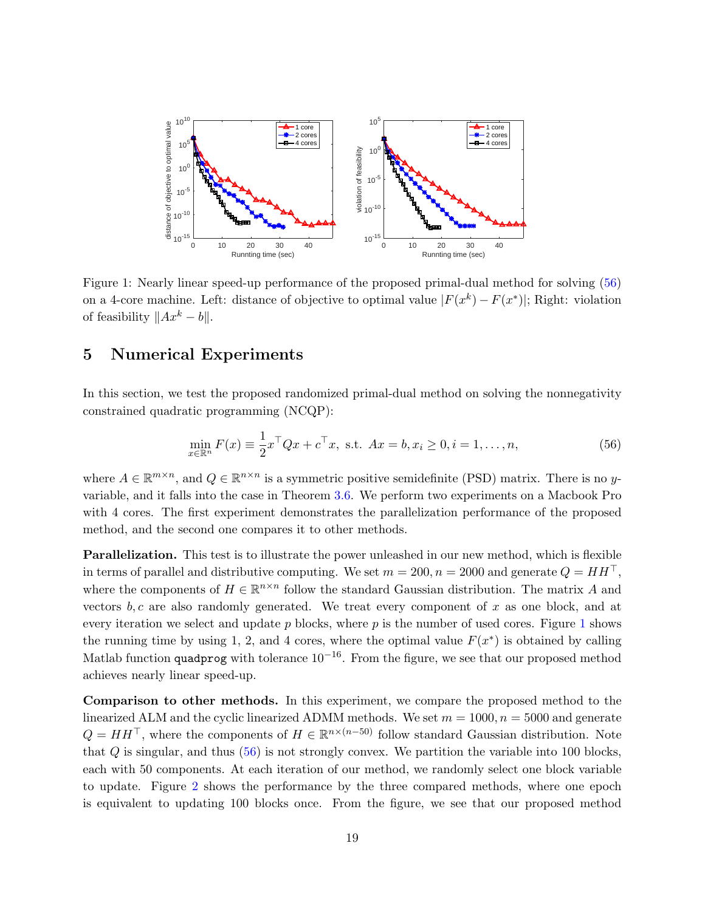Figure 1: Nearly linear speed-up performance of the proposed primal-dual method for solving (56) on a 4-core machine. Left: distance of objective to optimal value $|F(x^k) - F(x^*)|$; Right: violation of feasibility $\|Ax^k - b\|$.

# 5 Numerical Experiments

In this section, we test the proposed randomized primal-dual method on solving the nonnegativity constrained quadratic programming (NCQP):

$$\min_{x \in \mathbb{R}^n} F(x) \equiv \frac{1}{2} x^\top Q x + c^\top x, \text{ s.t. } Ax = b, x_i \geq 0, i = 1, \ldots, n, \tag{56}$$

where $A \in \mathbb{R}^{m \times n}$, and $Q \in \mathbb{R}^{n \times n}$ is a symmetric positive semidefinite (PSD) matrix. There is no $y$-variable, and it falls into the case in Theorem 3.6. We perform two experiments on a Macbook Pro with 4 cores. The first experiment demonstrates the parallelization performance of the proposed method, and the second one compares it to other methods.

**Parallelization.** This test is to illustrate the power unleashed in our new method, which is flexible in terms of parallel and distributive computing. We set $m = 200, n = 2000$ and generate $Q = HH^\top$, where the components of $H \in \mathbb{R}^{n \times n}$ follow the standard Gaussian distribution. The matrix $A$ and vectors $b, c$ are also randomly generated. We treat every component of $x$ as one block, and at every iteration we select and update $p$ blocks, where $p$ is the number of used cores. Figure 1 shows the running time by using 1, 2, and 4 cores, where the optimal value $F(x^*)$ is obtained by calling Matlab function `quadprog` with tolerance $10^{-16}$. From the figure, we see that our proposed method achieves nearly linear speed-up.

**Comparison to other methods.** In this experiment, we compare the proposed method to the linearized ALM and the cyclic linearized ADMM methods. We set $m = 1000, n = 5000$ and generate $Q = HH^\top$, where the components of $H \in \mathbb{R}^{n \times (n-50)}$ follow standard Gaussian distribution. Note that $Q$ is singular, and thus (56) is not strongly convex. We partition the variable into 100 blocks, each with 50 components. At each iteration of our method, we randomly select one block variable to update. Figure 2 shows the performance by the three compared methods, where one epoch is equivalent to updating 100 blocks once. From the figure, we see that our proposed method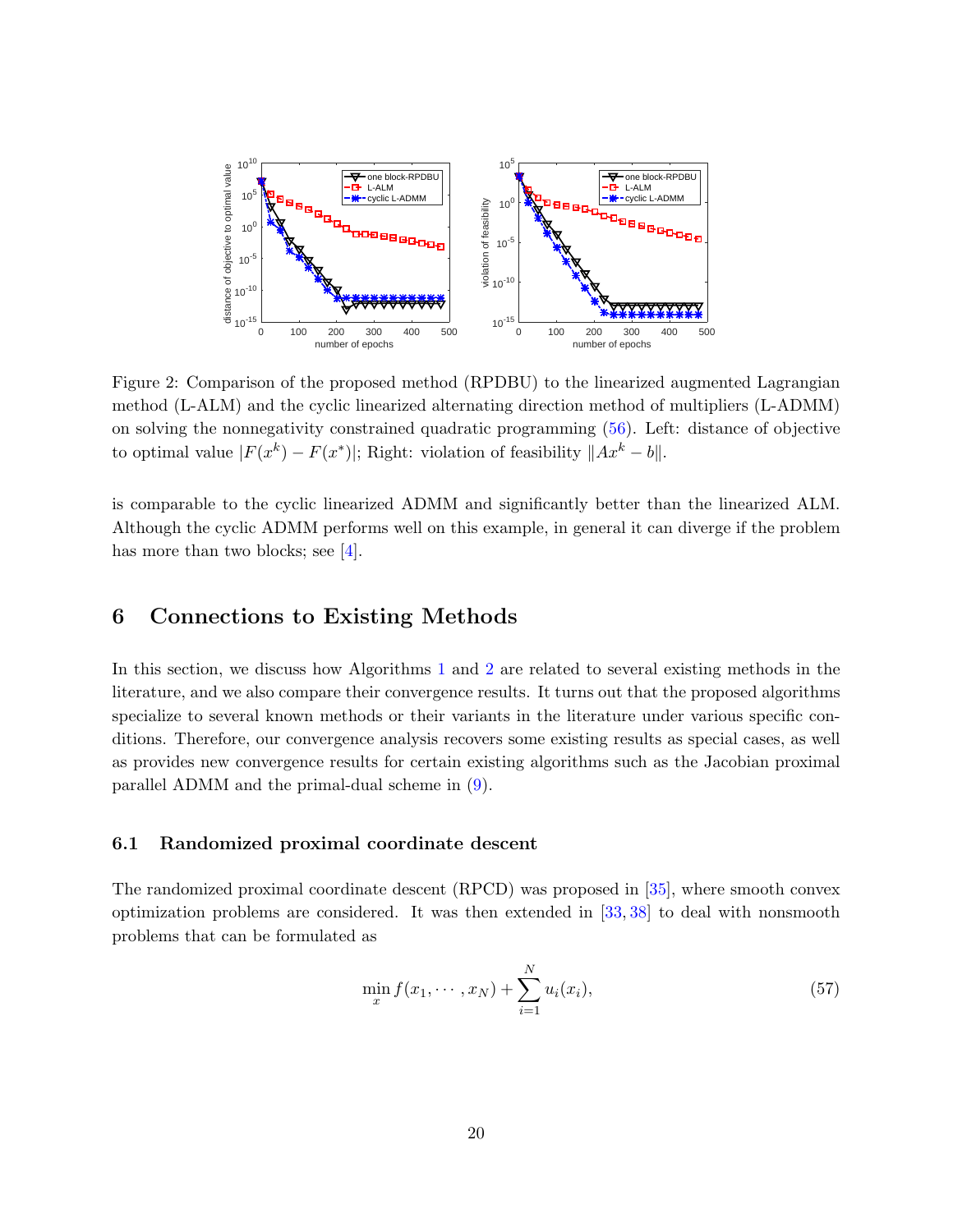Figure 2: Comparison of the proposed method (RPDBU) to the linearized augmented Lagrangian method (L-ALM) and the cyclic linearized alternating direction method of multipliers (L-ADMM) on solving the nonnegativity constrained quadratic programming (56). Left: distance of objective to optimal value $|F(x^k) - F(x^*)|$; Right: violation of feasibility $\|Ax^k - b\|$.

is comparable to the cyclic linearized ADMM and significantly better than the linearized ALM. Although the cyclic ADMM performs well on this example, in general it can diverge if the problem has more than two blocks; see [4].

# 6 Connections to Existing Methods

In this section, we discuss how Algorithms 1 and 2 are related to several existing methods in the literature, and we also compare their convergence results. It turns out that the proposed algorithms specialize to several known methods or their variants in the literature under various specific conditions. Therefore, our convergence analysis recovers some existing results as special cases, as well as provides new convergence results for certain existing algorithms such as the Jacobian proximal parallel ADMM and the primal-dual scheme in (9).

## 6.1 Randomized proximal coordinate descent

The randomized proximal coordinate descent (RPCD) was proposed in [35], where smooth convex optimization problems are considered. It was then extended in [33, 38] to deal with nonsmooth problems that can be formulated as

$$\min_x f(x_1, \cdots, x_N) + \sum_{i=1}^{N} u_i(x_i), \tag{57}$$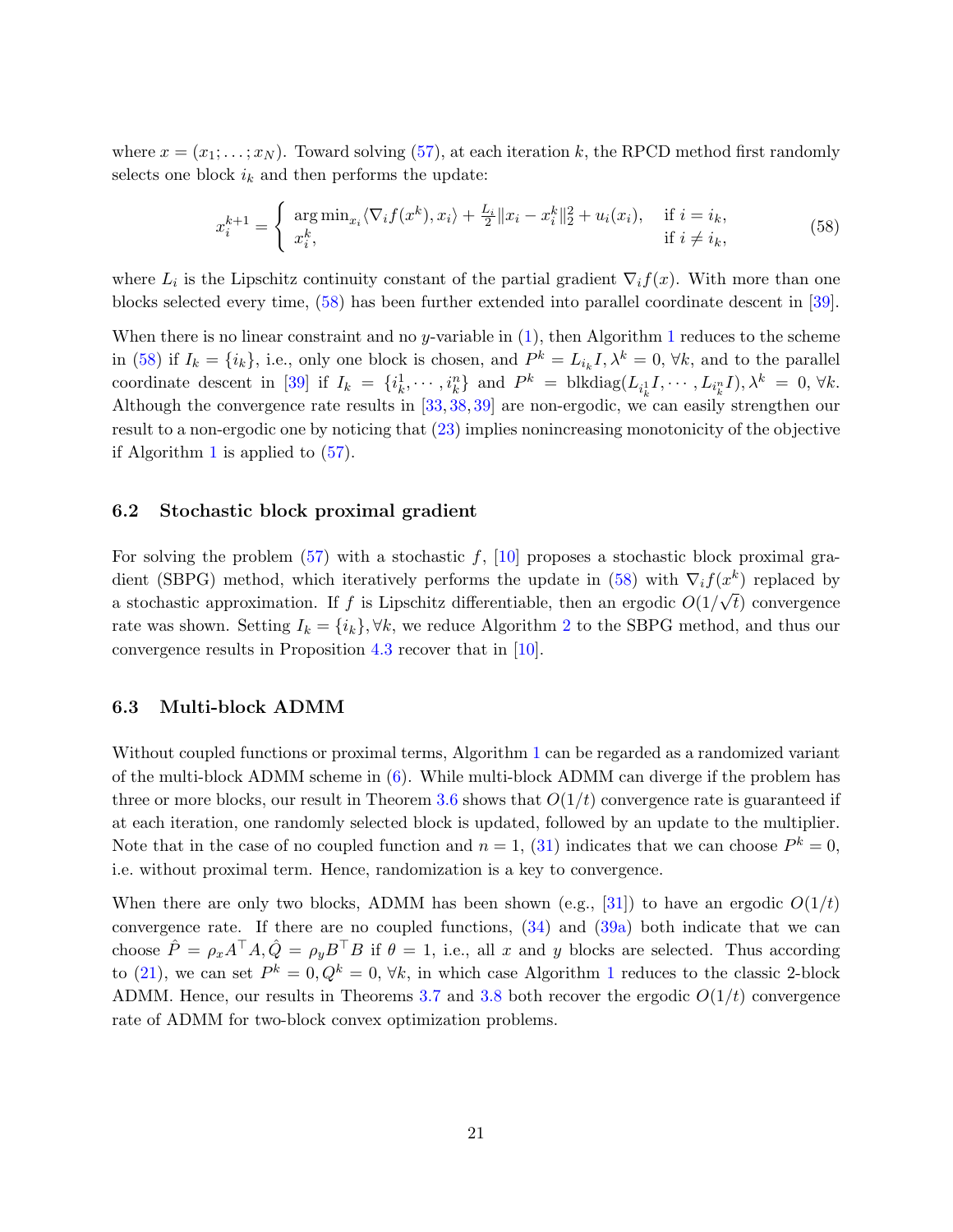where $x = (x_1; \ldots; x_N)$. Toward solving (57), at each iteration $k$, the RPCD method first randomly selects one block $i_k$ and then performs the update:

$$x_i^{k+1} = \begin{cases} \arg\min_{x_i} \langle \nabla_i f(x^k), x_i \rangle + \frac{L_i}{2}\|x_i - x_i^k\|_2^2 + u_i(x_i), & \text{if } i = i_k, \\ x_i^k, & \text{if } i \neq i_k, \end{cases} \tag{58}$$

where $L_i$ is the Lipschitz continuity constant of the partial gradient $\nabla_i f(x)$. With more than one blocks selected every time, (58) has been further extended into parallel coordinate descent in [39].

When there is no linear constraint and no $y$-variable in (1), then Algorithm 1 reduces to the scheme in (58) if $I_k = \{i_k\}$, i.e., only one block is chosen, and $P^k = L_{i_k} I, \lambda^k = 0, \forall k$, and to the parallel coordinate descent in [39] if $I_k = \{i_k^1, \cdots, i_k^n\}$ and $P^k = \text{blkdiag}(L_{i_k^1} I, \cdots, L_{i_k^n} I), \lambda^k = 0, \forall k$. Although the convergence rate results in [33, 38, 39] are non-ergodic, we can easily strengthen our result to a non-ergodic one by noticing that (23) implies nonincreasing monotonicity of the objective if Algorithm 1 is applied to (57).

### 6.2 Stochastic block proximal gradient

For solving the problem (57) with a stochastic $f$, [10] proposes a stochastic block proximal gradient (SBPG) method, which iteratively performs the update in (58) with $\nabla_i f(x^k)$ replaced by a stochastic approximation. If $f$ is Lipschitz differentiable, then an ergodic $O(1/\sqrt{t})$ convergence rate was shown. Setting $I_k = \{i_k\}, \forall k$, we reduce Algorithm 2 to the SBPG method, and thus our convergence results in Proposition 4.3 recover that in [10].

### 6.3 Multi-block ADMM

Without coupled functions or proximal terms, Algorithm 1 can be regarded as a randomized variant of the multi-block ADMM scheme in (6). While multi-block ADMM can diverge if the problem has three or more blocks, our result in Theorem 3.6 shows that $O(1/t)$ convergence rate is guaranteed if at each iteration, one randomly selected block is updated, followed by an update to the multiplier. Note that in the case of no coupled function and $n = 1$, (31) indicates that we can choose $P^k = 0$, i.e. without proximal term. Hence, randomization is a key to convergence.

When there are only two blocks, ADMM has been shown (e.g., [31]) to have an ergodic $O(1/t)$ convergence rate. If there are no coupled functions, (34) and (39a) both indicate that we can choose $\hat{P} = \rho_x A^\top A, \hat{Q} = \rho_y B^\top B$ if $\theta = 1$, i.e., all $x$ and $y$ blocks are selected. Thus according to (21), we can set $P^k = 0, Q^k = 0, \forall k$, in which case Algorithm 1 reduces to the classic 2-block ADMM. Hence, our results in Theorems 3.7 and 3.8 both recover the ergodic $O(1/t)$ convergence rate of ADMM for two-block convex optimization problems.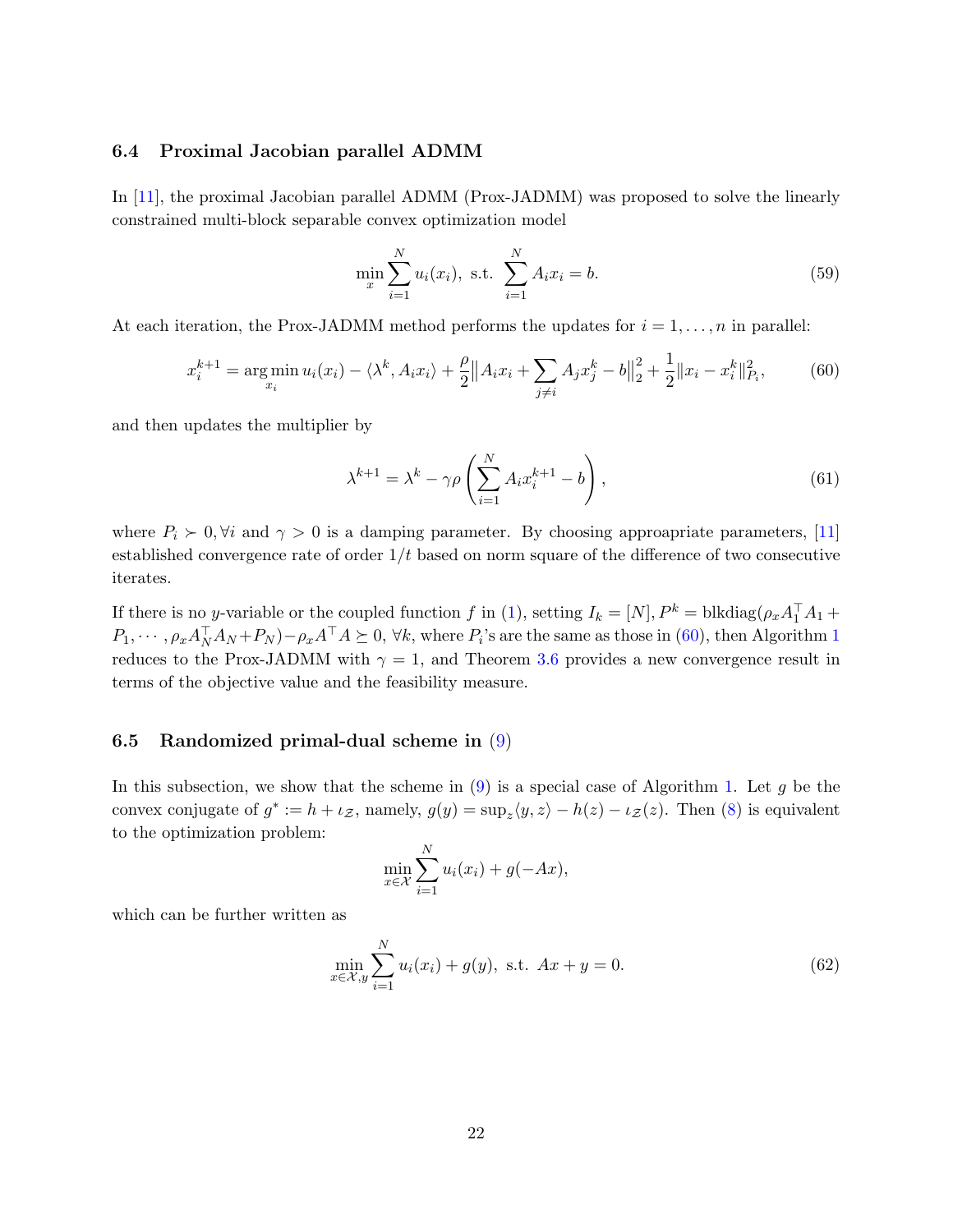### 6.4 Proximal Jacobian parallel ADMM

In [11], the proximal Jacobian parallel ADMM (Prox-JADMM) was proposed to solve the linearly constrained multi-block separable convex optimization model

$$\min_x \sum_{i=1}^N u_i(x_i), \text{ s.t. } \sum_{i=1}^N A_i x_i = b. \tag{59}$$

At each iteration, the Prox-JADMM method performs the updates for $i = 1, \ldots, n$ in parallel:

$$x_i^{k+1} = \arg\min_{x_i} u_i(x_i) - \langle \lambda^k, A_i x_i \rangle + \frac{\rho}{2} \big\| A_i x_i + \sum_{j \neq i} A_j x_j^k - b \big\|_2^2 + \frac{1}{2} \|x_i - x_i^k\|_{P_i}^2, \tag{60}$$

and then updates the multiplier by

$$\lambda^{k+1} = \lambda^k - \gamma\rho \left( \sum_{i=1}^N A_i x_i^{k+1} - b \right), \tag{61}$$

where $P_i \succ 0, \forall i$ and $\gamma > 0$ is a damping parameter. By choosing approapriate parameters, [11] established convergence rate of order $1/t$ based on norm square of the difference of two consecutive iterates.

If there is no $y$-variable or the coupled function $f$ in (1), setting $I_k = [N], P^k = \text{blkdiag}(\rho_x A_1^\top A_1 + P_1, \cdots, \rho_x A_N^\top A_N + P_N) - \rho_x A^\top A \succeq 0, \forall k$, where $P_i$'s are the same as those in (60), then Algorithm 1 reduces to the Prox-JADMM with $\gamma = 1$, and Theorem 3.6 provides a new convergence result in terms of the objective value and the feasibility measure.

### 6.5 Randomized primal-dual scheme in (9)

In this subsection, we show that the scheme in (9) is a special case of Algorithm 1. Let $g$ be the convex conjugate of $g^* := h + \iota_{\mathcal{Z}}$, namely, $g(y) = \sup_z \langle y, z \rangle - h(z) - \iota_{\mathcal{Z}}(z)$. Then (8) is equivalent to the optimization problem:

$$\min_{x \in \mathcal{X}} \sum_{i=1}^N u_i(x_i) + g(-Ax),$$

which can be further written as

$$\min_{x \in \mathcal{X}, y} \sum_{i=1}^N u_i(x_i) + g(y), \text{ s.t. } Ax + y = 0. \tag{62}$$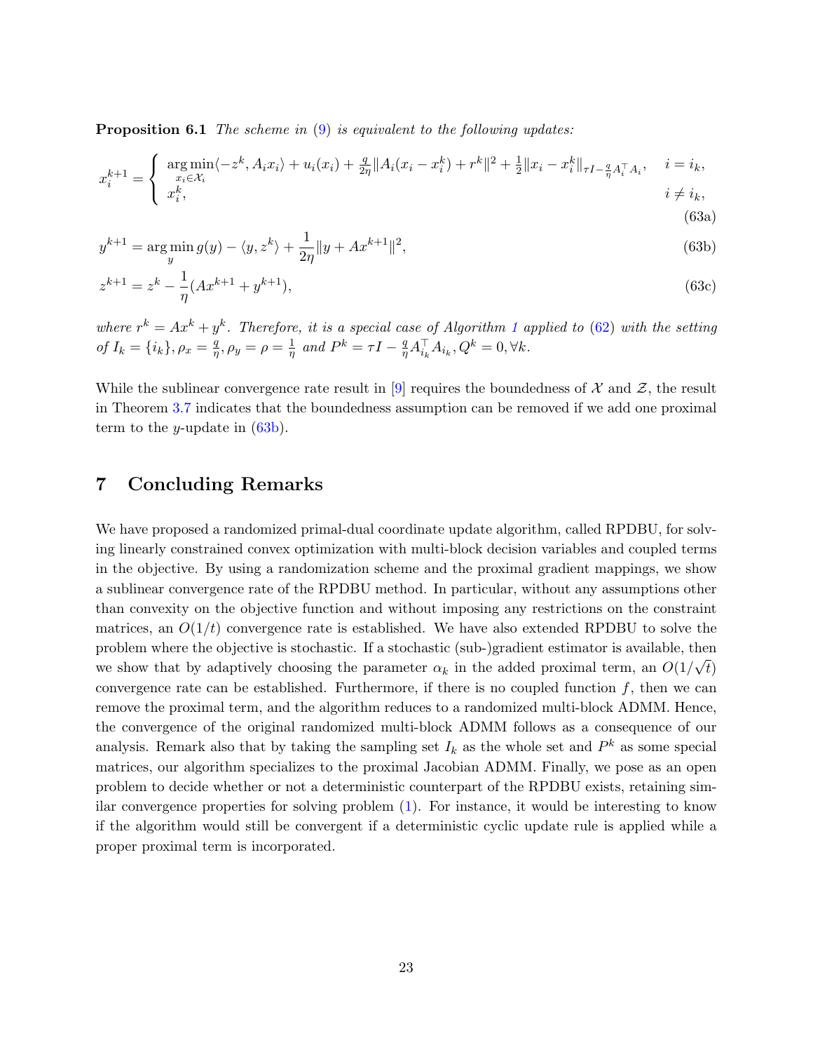**Proposition 6.1** *The scheme in (9) is equivalent to the following updates:*

$$
x_i^{k+1} = \begin{cases} \underset{x_i \in \mathcal{X}_i}{\arg\min} \langle -z^k, A_i x_i \rangle + u_i(x_i) + \frac{q}{2\eta} \|A_i(x_i - x_i^k) + r^k\|^2 + \frac{1}{2}\|x_i - x_i^k\|_{\tau I - \frac{q}{\eta} A_i^\top A_i}, & i = i_k, \\ x_i^k, & i \neq i_k, \end{cases} \tag{63a}
$$

$$
y^{k+1} = \arg\min_y g(y) - \langle y, z^k \rangle + \frac{1}{2\eta}\|y + Ax^{k+1}\|^2, \tag{63b}
$$

$$
z^{k+1} = z^k - \frac{1}{\eta}(Ax^{k+1} + y^{k+1}), \tag{63c}
$$

*where $r^k = Ax^k + y^k$. Therefore, it is a special case of Algorithm 1 applied to (62) with the setting of $I_k = \{i_k\}, \rho_x = \frac{q}{\eta}, \rho_y = \rho = \frac{1}{\eta}$ and $P^k = \tau I - \frac{q}{\eta} A_{i_k}^\top A_{i_k}, Q^k = 0, \forall k$.*

While the sublinear convergence rate result in [9] requires the boundedness of $\mathcal{X}$ and $\mathcal{Z}$, the result in Theorem 3.7 indicates that the boundedness assumption can be removed if we add one proximal term to the $y$-update in (63b).

## 7 Concluding Remarks

We have proposed a randomized primal-dual coordinate update algorithm, called RPDBU, for solving linearly constrained convex optimization with multi-block decision variables and coupled terms in the objective. By using a randomization scheme and the proximal gradient mappings, we show a sublinear convergence rate of the RPDBU method. In particular, without any assumptions other than convexity on the objective function and without imposing any restrictions on the constraint matrices, an $O(1/t)$ convergence rate is established. We have also extended RPDBU to solve the problem where the objective is stochastic. If a stochastic (sub-)gradient estimator is available, then we show that by adaptively choosing the parameter $\alpha_k$ in the added proximal term, an $O(1/\sqrt{t})$ convergence rate can be established. Furthermore, if there is no coupled function $f$, then we can remove the proximal term, and the algorithm reduces to a randomized multi-block ADMM. Hence, the convergence of the original randomized multi-block ADMM follows as a consequence of our analysis. Remark also that by taking the sampling set $I_k$ as the whole set and $P^k$ as some special matrices, our algorithm specializes to the proximal Jacobian ADMM. Finally, we pose as an open problem to decide whether or not a deterministic counterpart of the RPDBU exists, retaining similar convergence properties for solving problem (1). For instance, it would be interesting to know if the algorithm would still be convergent if a deterministic cyclic update rule is applied while a proper proximal term is incorporated.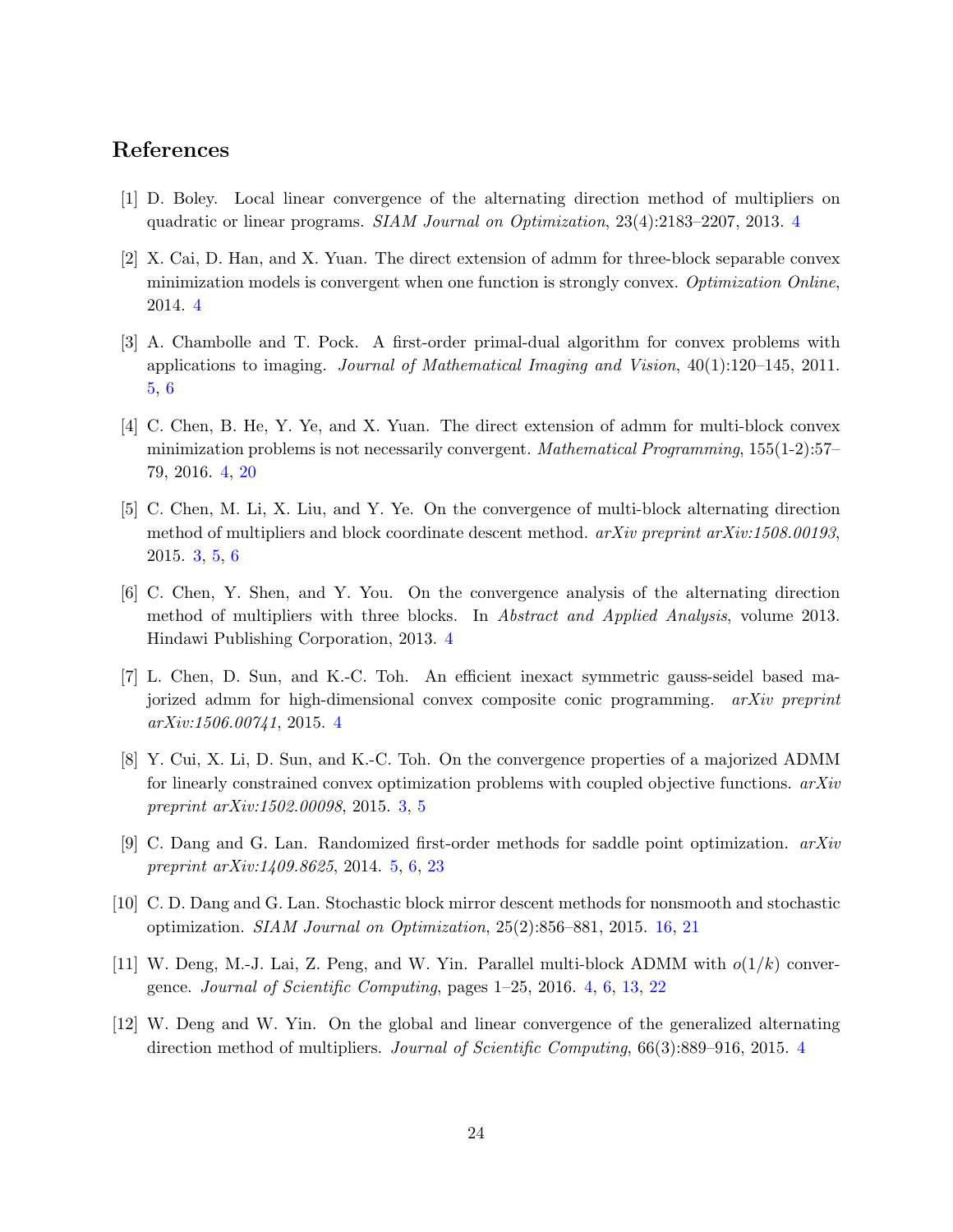## References

[1] D. Boley. Local linear convergence of the alternating direction method of multipliers on quadratic or linear programs. *SIAM Journal on Optimization*, 23(4):2183–2207, 2013. 4

[2] X. Cai, D. Han, and X. Yuan. The direct extension of admm for three-block separable convex minimization models is convergent when one function is strongly convex. *Optimization Online*, 2014. 4

[3] A. Chambolle and T. Pock. A first-order primal-dual algorithm for convex problems with applications to imaging. *Journal of Mathematical Imaging and Vision*, 40(1):120–145, 2011. 5, 6

[4] C. Chen, B. He, Y. Ye, and X. Yuan. The direct extension of admm for multi-block convex minimization problems is not necessarily convergent. *Mathematical Programming*, 155(1-2):57–79, 2016. 4, 20

[5] C. Chen, M. Li, X. Liu, and Y. Ye. On the convergence of multi-block alternating direction method of multipliers and block coordinate descent method. *arXiv preprint arXiv:1508.00193*, 2015. 3, 5, 6

[6] C. Chen, Y. Shen, and Y. You. On the convergence analysis of the alternating direction method of multipliers with three blocks. In *Abstract and Applied Analysis*, volume 2013. Hindawi Publishing Corporation, 2013. 4

[7] L. Chen, D. Sun, and K.-C. Toh. An efficient inexact symmetric gauss-seidel based majorized admm for high-dimensional convex composite conic programming. *arXiv preprint arXiv:1506.00741*, 2015. 4

[8] Y. Cui, X. Li, D. Sun, and K.-C. Toh. On the convergence properties of a majorized ADMM for linearly constrained convex optimization problems with coupled objective functions. *arXiv preprint arXiv:1502.00098*, 2015. 3, 5

[9] C. Dang and G. Lan. Randomized first-order methods for saddle point optimization. *arXiv preprint arXiv:1409.8625*, 2014. 5, 6, 23

[10] C. D. Dang and G. Lan. Stochastic block mirror descent methods for nonsmooth and stochastic optimization. *SIAM Journal on Optimization*, 25(2):856–881, 2015. 16, 21

[11] W. Deng, M.-J. Lai, Z. Peng, and W. Yin. Parallel multi-block ADMM with $o(1/k)$ convergence. *Journal of Scientific Computing*, pages 1–25, 2016. 4, 6, 13, 22

[12] W. Deng and W. Yin. On the global and linear convergence of the generalized alternating direction method of multipliers. *Journal of Scientific Computing*, 66(3):889–916, 2015. 4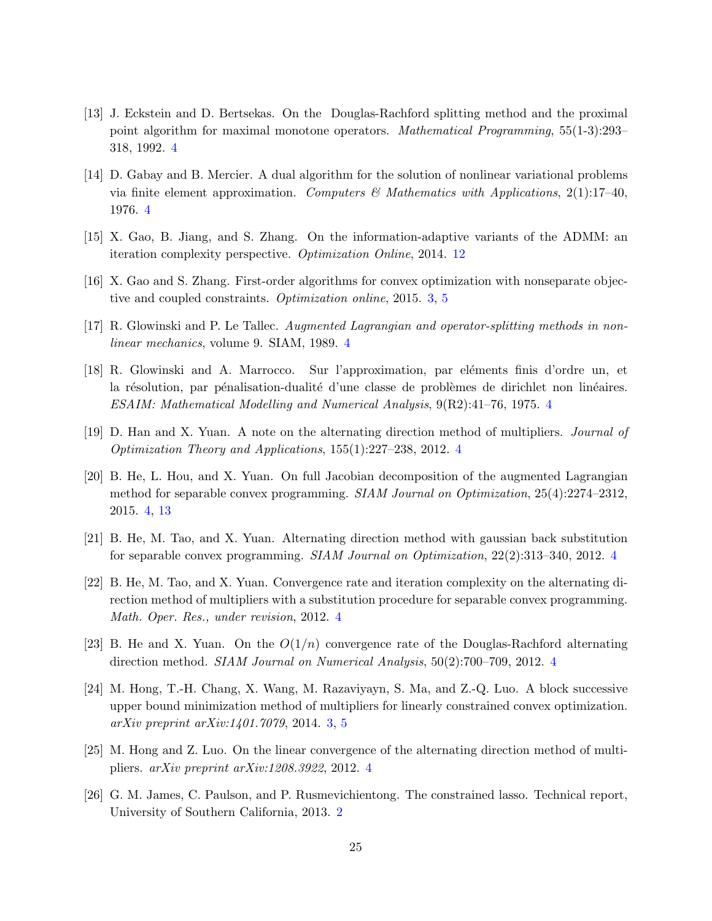[13] J. Eckstein and D. Bertsekas. On the Douglas-Rachford splitting method and the proximal point algorithm for maximal monotone operators. *Mathematical Programming*, 55(1-3):293–318, 1992. 4

[14] D. Gabay and B. Mercier. A dual algorithm for the solution of nonlinear variational problems via finite element approximation. *Computers & Mathematics with Applications*, 2(1):17–40, 1976. 4

[15] X. Gao, B. Jiang, and S. Zhang. On the information-adaptive variants of the ADMM: an iteration complexity perspective. *Optimization Online*, 2014. 12

[16] X. Gao and S. Zhang. First-order algorithms for convex optimization with nonseparate objective and coupled constraints. *Optimization online*, 2015. 3, 5

[17] R. Glowinski and P. Le Tallec. *Augmented Lagrangian and operator-splitting methods in nonlinear mechanics*, volume 9. SIAM, 1989. 4

[18] R. Glowinski and A. Marrocco. Sur l'approximation, par eléments finis d'ordre un, et la résolution, par pénalisation-dualité d'une classe de problèmes de dirichlet non linéaires. *ESAIM: Mathematical Modelling and Numerical Analysis*, 9(R2):41–76, 1975. 4

[19] D. Han and X. Yuan. A note on the alternating direction method of multipliers. *Journal of Optimization Theory and Applications*, 155(1):227–238, 2012. 4

[20] B. He, L. Hou, and X. Yuan. On full Jacobian decomposition of the augmented Lagrangian method for separable convex programming. *SIAM Journal on Optimization*, 25(4):2274–2312, 2015. 4, 13

[21] B. He, M. Tao, and X. Yuan. Alternating direction method with gaussian back substitution for separable convex programming. *SIAM Journal on Optimization*, 22(2):313–340, 2012. 4

[22] B. He, M. Tao, and X. Yuan. Convergence rate and iteration complexity on the alternating direction method of multipliers with a substitution procedure for separable convex programming. *Math. Oper. Res., under revision*, 2012. 4

[23] B. He and X. Yuan. On the $O(1/n)$ convergence rate of the Douglas-Rachford alternating direction method. *SIAM Journal on Numerical Analysis*, 50(2):700–709, 2012. 4

[24] M. Hong, T.-H. Chang, X. Wang, M. Razaviyayn, S. Ma, and Z.-Q. Luo. A block successive upper bound minimization method of multipliers for linearly constrained convex optimization. *arXiv preprint arXiv:1401.7079*, 2014. 3, 5

[25] M. Hong and Z. Luo. On the linear convergence of the alternating direction method of multipliers. *arXiv preprint arXiv:1208.3922*, 2012. 4

[26] G. M. James, C. Paulson, and P. Rusmevichientong. The constrained lasso. Technical report, University of Southern California, 2013. 2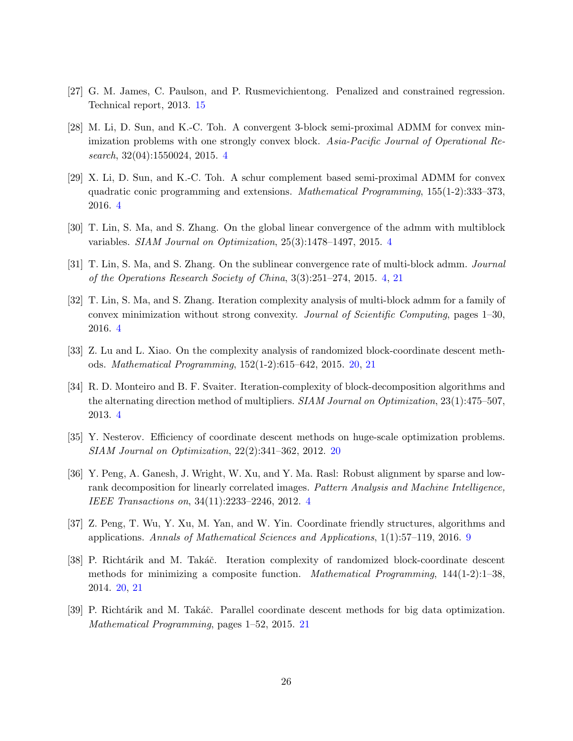[27] G. M. James, C. Paulson, and P. Rusmevichientong. Penalized and constrained regression. Technical report, 2013. 15

[28] M. Li, D. Sun, and K.-C. Toh. A convergent 3-block semi-proximal ADMM for convex minimization problems with one strongly convex block. *Asia-Pacific Journal of Operational Research*, 32(04):1550024, 2015. 4

[29] X. Li, D. Sun, and K.-C. Toh. A schur complement based semi-proximal ADMM for convex quadratic conic programming and extensions. *Mathematical Programming*, 155(1-2):333–373, 2016. 4

[30] T. Lin, S. Ma, and S. Zhang. On the global linear convergence of the admm with multiblock variables. *SIAM Journal on Optimization*, 25(3):1478–1497, 2015. 4

[31] T. Lin, S. Ma, and S. Zhang. On the sublinear convergence rate of multi-block admm. *Journal of the Operations Research Society of China*, 3(3):251–274, 2015. 4, 21

[32] T. Lin, S. Ma, and S. Zhang. Iteration complexity analysis of multi-block admm for a family of convex minimization without strong convexity. *Journal of Scientific Computing*, pages 1–30, 2016. 4

[33] Z. Lu and L. Xiao. On the complexity analysis of randomized block-coordinate descent methods. *Mathematical Programming*, 152(1-2):615–642, 2015. 20, 21

[34] R. D. Monteiro and B. F. Svaiter. Iteration-complexity of block-decomposition algorithms and the alternating direction method of multipliers. *SIAM Journal on Optimization*, 23(1):475–507, 2013. 4

[35] Y. Nesterov. Efficiency of coordinate descent methods on huge-scale optimization problems. *SIAM Journal on Optimization*, 22(2):341–362, 2012. 20

[36] Y. Peng, A. Ganesh, J. Wright, W. Xu, and Y. Ma. Rasl: Robust alignment by sparse and low-rank decomposition for linearly correlated images. *Pattern Analysis and Machine Intelligence, IEEE Transactions on*, 34(11):2233–2246, 2012. 4

[37] Z. Peng, T. Wu, Y. Xu, M. Yan, and W. Yin. Coordinate friendly structures, algorithms and applications. *Annals of Mathematical Sciences and Applications*, 1(1):57–119, 2016. 9

[38] P. Richtárik and M. Takáč. Iteration complexity of randomized block-coordinate descent methods for minimizing a composite function. *Mathematical Programming*, 144(1-2):1–38, 2014. 20, 21

[39] P. Richtárik and M. Takáč. Parallel coordinate descent methods for big data optimization. *Mathematical Programming*, pages 1–52, 2015. 21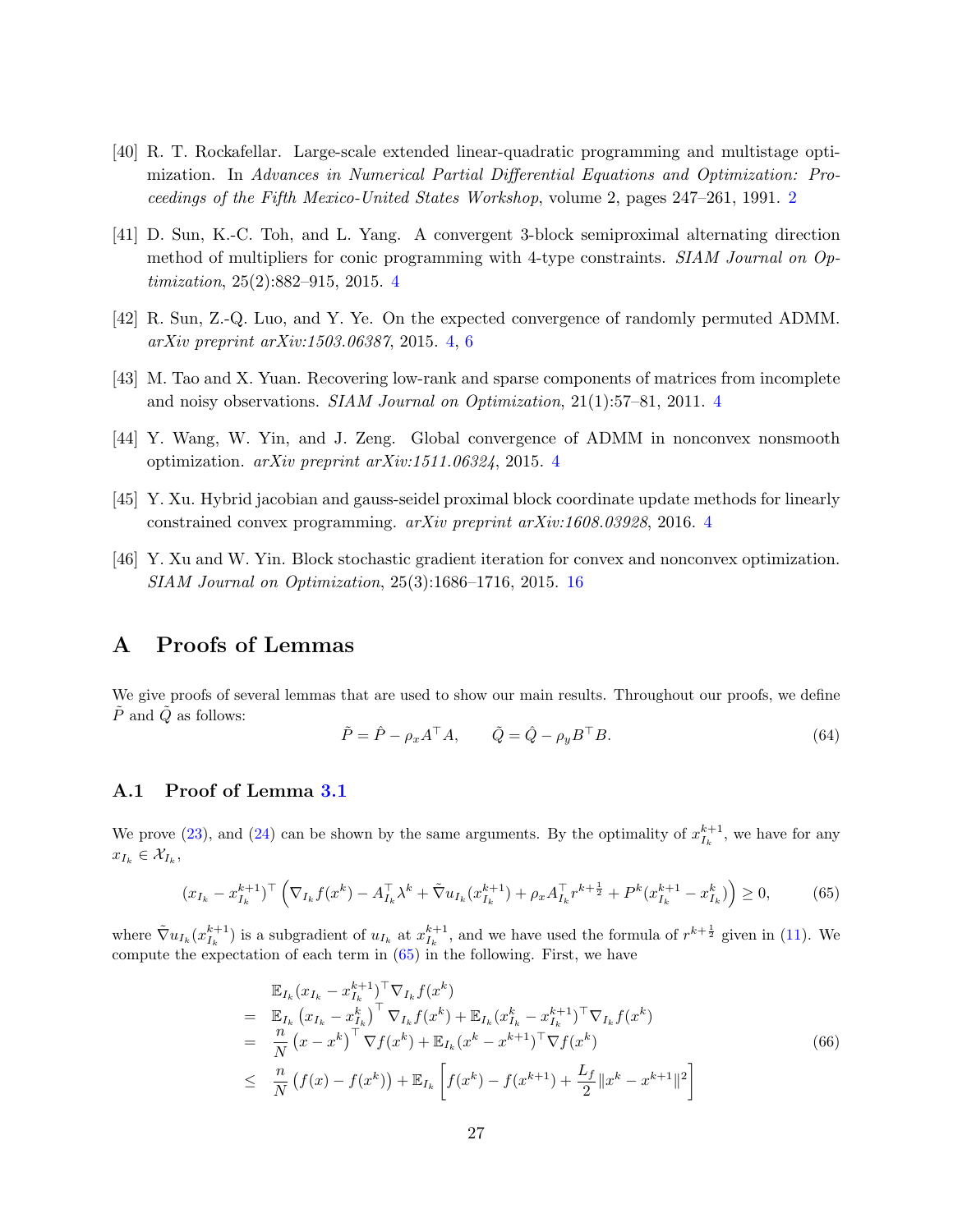[40] R. T. Rockafellar. Large-scale extended linear-quadratic programming and multistage optimization. In *Advances in Numerical Partial Differential Equations and Optimization: Proceedings of the Fifth Mexico-United States Workshop*, volume 2, pages 247–261, 1991. 2

[41] D. Sun, K.-C. Toh, and L. Yang. A convergent 3-block semiproximal alternating direction method of multipliers for conic programming with 4-type constraints. *SIAM Journal on Optimization*, 25(2):882–915, 2015. 4

[42] R. Sun, Z.-Q. Luo, and Y. Ye. On the expected convergence of randomly permuted ADMM. *arXiv preprint arXiv:1503.06387*, 2015. 4, 6

[43] M. Tao and X. Yuan. Recovering low-rank and sparse components of matrices from incomplete and noisy observations. *SIAM Journal on Optimization*, 21(1):57–81, 2011. 4

[44] Y. Wang, W. Yin, and J. Zeng. Global convergence of ADMM in nonconvex nonsmooth optimization. *arXiv preprint arXiv:1511.06324*, 2015. 4

[45] Y. Xu. Hybrid jacobian and gauss-seidel proximal block coordinate update methods for linearly constrained convex programming. *arXiv preprint arXiv:1608.03928*, 2016. 4

[46] Y. Xu and W. Yin. Block stochastic gradient iteration for convex and nonconvex optimization. *SIAM Journal on Optimization*, 25(3):1686–1716, 2015. 16

# A Proofs of Lemmas

We give proofs of several lemmas that are used to show our main results. Throughout our proofs, we define $\tilde{P}$ and $\tilde{Q}$ as follows:

$$\tilde{P} = \hat{P} - \rho_x A^\top A, \qquad \tilde{Q} = \hat{Q} - \rho_y B^\top B. \tag{64}$$

## A.1 Proof of Lemma 3.1

We prove (23), and (24) can be shown by the same arguments. By the optimality of $x_{I_k}^{k+1}$, we have for any $x_{I_k} \in \mathcal{X}_{I_k}$,

$$(x_{I_k} - x_{I_k}^{k+1})^\top \left(\nabla_{I_k} f(x^k) - A_{I_k}^\top \lambda^k + \tilde{\nabla} u_{I_k}(x_{I_k}^{k+1}) + \rho_x A_{I_k}^\top r^{k+\frac{1}{2}} + P^k(x_{I_k}^{k+1} - x_{I_k}^k)\right) \geq 0, \tag{65}$$

where $\tilde{\nabla} u_{I_k}(x_{I_k}^{k+1})$ is a subgradient of $u_{I_k}$ at $x_{I_k}^{k+1}$, and we have used the formula of $r^{k+\frac{1}{2}}$ given in (11). We compute the expectation of each term in (65) in the following. First, we have

$$\begin{aligned}
& \mathbb{E}_{I_k}(x_{I_k} - x_{I_k}^{k+1})^\top \nabla_{I_k} f(x^k) \\
= \;& \mathbb{E}_{I_k}\left(x_{I_k} - x_{I_k}^k\right)^\top \nabla_{I_k} f(x^k) + \mathbb{E}_{I_k}(x_{I_k}^k - x_{I_k}^{k+1})^\top \nabla_{I_k} f(x^k) \\
= \;& \frac{n}{N}\left(x - x^k\right)^\top \nabla f(x^k) + \mathbb{E}_{I_k}(x^k - x^{k+1})^\top \nabla f(x^k) \\
\leq \;& \frac{n}{N}\left(f(x) - f(x^k)\right) + \mathbb{E}_{I_k}\left[f(x^k) - f(x^{k+1}) + \frac{L_f}{2}\|x^k - x^{k+1}\|^2\right]
\end{aligned} \tag{66}$$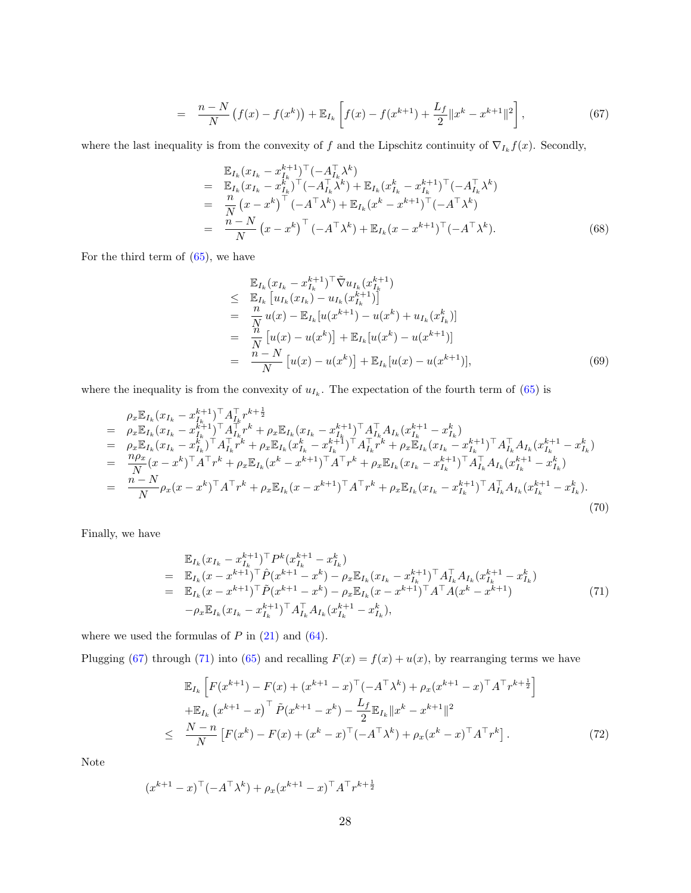$$
= \quad \frac{n-N}{N}\left(f(x)-f(x^k)\right)+\mathbb{E}_{I_k}\left[f(x)-f(x^{k+1})+\frac{L_f}{2}\|x^k-x^{k+1}\|^2\right], \tag{67}
$$

where the last inequality is from the convexity of $f$ and the Lipschitz continuity of $\nabla_{I_k} f(x)$. Secondly,

$$
\begin{aligned}
& \mathbb{E}_{I_k}(x_{I_k}-x_{I_k}^{k+1})^\top(-A_{I_k}^\top\lambda^k) \\
= \; & \mathbb{E}_{I_k}(x_{I_k}-x_{I_k}^{k})^\top(-A_{I_k}^\top\lambda^k)+\mathbb{E}_{I_k}(x_{I_k}^k-x_{I_k}^{k+1})^\top(-A_{I_k}^\top\lambda^k) \\
= \; & \frac{n}{N}\left(x-x^k\right)^\top(-A^\top\lambda^k)+\mathbb{E}_{I_k}(x^k-x^{k+1})^\top(-A^\top\lambda^k) \\
= \; & \frac{n-N}{N}\left(x-x^k\right)^\top(-A^\top\lambda^k)+\mathbb{E}_{I_k}(x-x^{k+1})^\top(-A^\top\lambda^k).
\end{aligned} \tag{68}
$$

For the third term of (65), we have

$$
\begin{aligned}
& \mathbb{E}_{I_k}(x_{I_k}-x_{I_k}^{k+1})^\top\tilde{\nabla}u_{I_k}(x_{I_k}^{k+1}) \\
\leq \; & \mathbb{E}_{I_k}\left[u_{I_k}(x_{I_k})-u_{I_k}(x_{I_k}^{k+1})\right] \\
= \; & \frac{n}{N}\,u(x)-\mathbb{E}_{I_k}[u(x^{k+1})-u(x^k)+u_{I_k}(x_{I_k}^k)] \\
= \; & \frac{n}{N}\left[u(x)-u(x^k)\right]+\mathbb{E}_{I_k}[u(x^k)-u(x^{k+1})] \\
= \; & \frac{n-N}{N}\left[u(x)-u(x^k)\right]+\mathbb{E}_{I_k}[u(x)-u(x^{k+1})],
\end{aligned} \tag{69}
$$

where the inequality is from the convexity of $u_{I_k}$. The expectation of the fourth term of (65) is

$$
\begin{aligned}
& \rho_x\mathbb{E}_{I_k}(x_{I_k}-x_{I_k}^{k+1})^\top A_{I_k}^\top r^{k+\frac{1}{2}} \\
= \; & \rho_x\mathbb{E}_{I_k}(x_{I_k}-x_{I_k}^{k+1})^\top A_{I_k}^\top r^k+\rho_x\mathbb{E}_{I_k}(x_{I_k}-x_{I_k}^{k+1})^\top A_{I_k}^\top A_{I_k}(x_{I_k}^{k+1}-x_{I_k}^k) \\
= \; & \rho_x\mathbb{E}_{I_k}(x_{I_k}-x_{I_k}^{k})^\top A_{I_k}^\top r^k+\rho_x\mathbb{E}_{I_k}(x_{I_k}^k-x_{I_k}^{k+1})^\top A_{I_k}^\top r^k+\rho_x\mathbb{E}_{I_k}(x_{I_k}-x_{I_k}^{k+1})^\top A_{I_k}^\top A_{I_k}(x_{I_k}^{k+1}-x_{I_k}^k) \\
= \; & \frac{n\rho_x}{N}(x-x^k)^\top A^\top r^k+\rho_x\mathbb{E}_{I_k}(x^k-x^{k+1})^\top A^\top r^k+\rho_x\mathbb{E}_{I_k}(x_{I_k}-x_{I_k}^{k+1})^\top A_{I_k}^\top A_{I_k}(x_{I_k}^{k+1}-x_{I_k}^k) \\
= \; & \frac{n-N}{N}\rho_x(x-x^k)^\top A^\top r^k+\rho_x\mathbb{E}_{I_k}(x-x^{k+1})^\top A^\top r^k+\rho_x\mathbb{E}_{I_k}(x_{I_k}-x_{I_k}^{k+1})^\top A_{I_k}^\top A_{I_k}(x_{I_k}^{k+1}-x_{I_k}^k).
\end{aligned} \tag{70}
$$

Finally, we have

$$
\begin{aligned}
& \mathbb{E}_{I_k}(x_{I_k}-x_{I_k}^{k+1})^\top P^k(x_{I_k}^{k+1}-x_{I_k}^k) \\
= \; & \mathbb{E}_{I_k}(x-x^{k+1})^\top\hat{P}(x^{k+1}-x^k)-\rho_x\mathbb{E}_{I_k}(x_{I_k}-x_{I_k}^{k+1})^\top A_{I_k}^\top A_{I_k}(x_{I_k}^{k+1}-x_{I_k}^k) \\
= \; & \mathbb{E}_{I_k}(x-x^{k+1})^\top\tilde{P}(x^{k+1}-x^k)-\rho_x\mathbb{E}_{I_k}(x-x^{k+1})^\top A^\top A(x^k-x^{k+1}) \\
& -\rho_x\mathbb{E}_{I_k}(x_{I_k}-x_{I_k}^{k+1})^\top A_{I_k}^\top A_{I_k}(x_{I_k}^{k+1}-x_{I_k}^k),
\end{aligned} \tag{71}
$$

where we used the formulas of $P$ in (21) and (64).

Plugging (67) through (71) into (65) and recalling $F(x)=f(x)+u(x)$, by rearranging terms we have

$$
\begin{aligned}
& \mathbb{E}_{I_k}\left[F(x^{k+1})-F(x)+(x^{k+1}-x)^\top(-A^\top\lambda^k)+\rho_x(x^{k+1}-x)^\top A^\top r^{k+\frac{1}{2}}\right] \\
& +\mathbb{E}_{I_k}\left(x^{k+1}-x\right)^\top\tilde{P}(x^{k+1}-x^k)-\frac{L_f}{2}\mathbb{E}_{I_k}\|x^k-x^{k+1}\|^2 \\
\leq \; & \frac{N-n}{N}\left[F(x^k)-F(x)+(x^k-x)^\top(-A^\top\lambda^k)+\rho_x(x^k-x)^\top A^\top r^k\right].
\end{aligned} \tag{72}
$$

Note

$$
(x^{k+1}-x)^\top(-A^\top\lambda^k)+\rho_x(x^{k+1}-x)^\top A^\top r^{k+\frac{1}{2}}
$$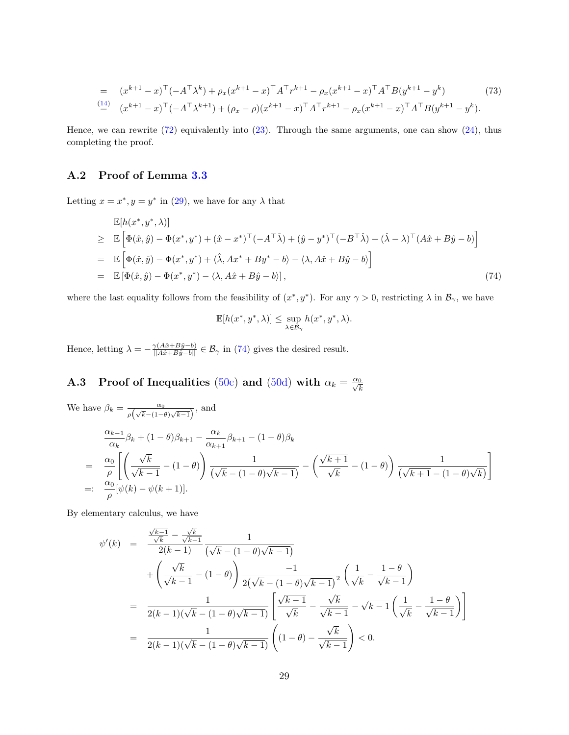$$
\begin{aligned}
&= \quad (x^{k+1}-x)^\top(-A^\top\lambda^k) + \rho_x(x^{k+1}-x)^\top A^\top r^{k+1} - \rho_x(x^{k+1}-x)^\top A^\top B(y^{k+1}-y^k) \\
&\overset{(14)}{=} \quad (x^{k+1}-x)^\top(-A^\top\lambda^{k+1}) + (\rho_x-\rho)(x^{k+1}-x)^\top A^\top r^{k+1} - \rho_x(x^{k+1}-x)^\top A^\top B(y^{k+1}-y^k).
\end{aligned}
\tag{73}
$$

Hence, we can rewrite (72) equivalently into (23). Through the same arguments, one can show (24), thus completing the proof.

## A.2 Proof of Lemma 3.3

Letting $x = x^*, y = y^*$ in (29), we have for any $\lambda$ that

$$
\begin{aligned}
& \mathbb{E}[h(x^*,y^*,\lambda)] \\
\geq \;& \mathbb{E}\left[\Phi(\hat{x},\hat{y}) - \Phi(x^*,y^*) + (\hat{x}-x^*)^\top(-A^\top\hat{\lambda}) + (\hat{y}-y^*)^\top(-B^\top\hat{\lambda}) + (\hat{\lambda}-\lambda)^\top(A\hat{x}+B\hat{y}-b)\right] \\
= \;& \mathbb{E}\left[\Phi(\hat{x},\hat{y}) - \Phi(x^*,y^*) + \langle\hat{\lambda}, Ax^*+By^*-b\rangle - \langle\lambda, A\hat{x}+B\hat{y}-b\rangle\right] \\
= \;& \mathbb{E}\left[\Phi(\hat{x},\hat{y}) - \Phi(x^*,y^*) - \langle\lambda, A\hat{x}+B\hat{y}-b\rangle\right],
\end{aligned}
\tag{74}
$$

where the last equality follows from the feasibility of $(x^*, y^*)$. For any $\gamma > 0$, restricting $\lambda$ in $\mathcal{B}_\gamma$, we have

$$
\mathbb{E}[h(x^*,y^*,\lambda)] \leq \sup_{\lambda\in\mathcal{B}_\gamma} h(x^*,y^*,\lambda).
$$

Hence, letting $\lambda = -\frac{\gamma(A\hat{x}+B\hat{y}-b)}{\|A\hat{x}+B\hat{y}-b\|} \in \mathcal{B}_\gamma$ in (74) gives the desired result.

## A.3 Proof of Inequalities (50c) and (50d) with $\alpha_k = \frac{\alpha_0}{\sqrt{k}}$

We have $\beta_k = \frac{\alpha_0}{\rho\left(\sqrt{k}-(1-\theta)\sqrt{k-1}\right)}$, and

$$
\begin{aligned}
& \frac{\alpha_{k-1}}{\alpha_k}\beta_k + (1-\theta)\beta_{k+1} - \frac{\alpha_k}{\alpha_{k+1}}\beta_{k+1} - (1-\theta)\beta_k \\
= \;& \frac{\alpha_0}{\rho}\left[\left(\frac{\sqrt{k}}{\sqrt{k-1}} - (1-\theta)\right)\frac{1}{\left(\sqrt{k}-(1-\theta)\sqrt{k-1}\right)} - \left(\frac{\sqrt{k+1}}{\sqrt{k}} - (1-\theta)\right)\frac{1}{\left(\sqrt{k+1}-(1-\theta)\sqrt{k}\right)}\right] \\
=: \;& \frac{\alpha_0}{\rho}[\psi(k) - \psi(k+1)].
\end{aligned}
$$

By elementary calculus, we have

$$
\begin{aligned}
\psi'(k) \;=\;& \frac{\frac{\sqrt{k-1}}{\sqrt{k}} - \frac{\sqrt{k}}{\sqrt{k-1}}}{2(k-1)}\frac{1}{\left(\sqrt{k}-(1-\theta)\sqrt{k-1}\right)} \\
& + \left(\frac{\sqrt{k}}{\sqrt{k-1}} - (1-\theta)\right)\frac{-1}{2\left(\sqrt{k}-(1-\theta)\sqrt{k-1}\right)^2}\left(\frac{1}{\sqrt{k}} - \frac{1-\theta}{\sqrt{k-1}}\right) \\
=\;& \frac{1}{2(k-1)(\sqrt{k}-(1-\theta)\sqrt{k-1})}\left[\frac{\sqrt{k-1}}{\sqrt{k}} - \frac{\sqrt{k}}{\sqrt{k-1}} - \sqrt{k-1}\left(\frac{1}{\sqrt{k}} - \frac{1-\theta}{\sqrt{k-1}}\right)\right] \\
=\;& \frac{1}{2(k-1)(\sqrt{k}-(1-\theta)\sqrt{k-1})}\left((1-\theta) - \frac{\sqrt{k}}{\sqrt{k-1}}\right) < 0.
\end{aligned}
$$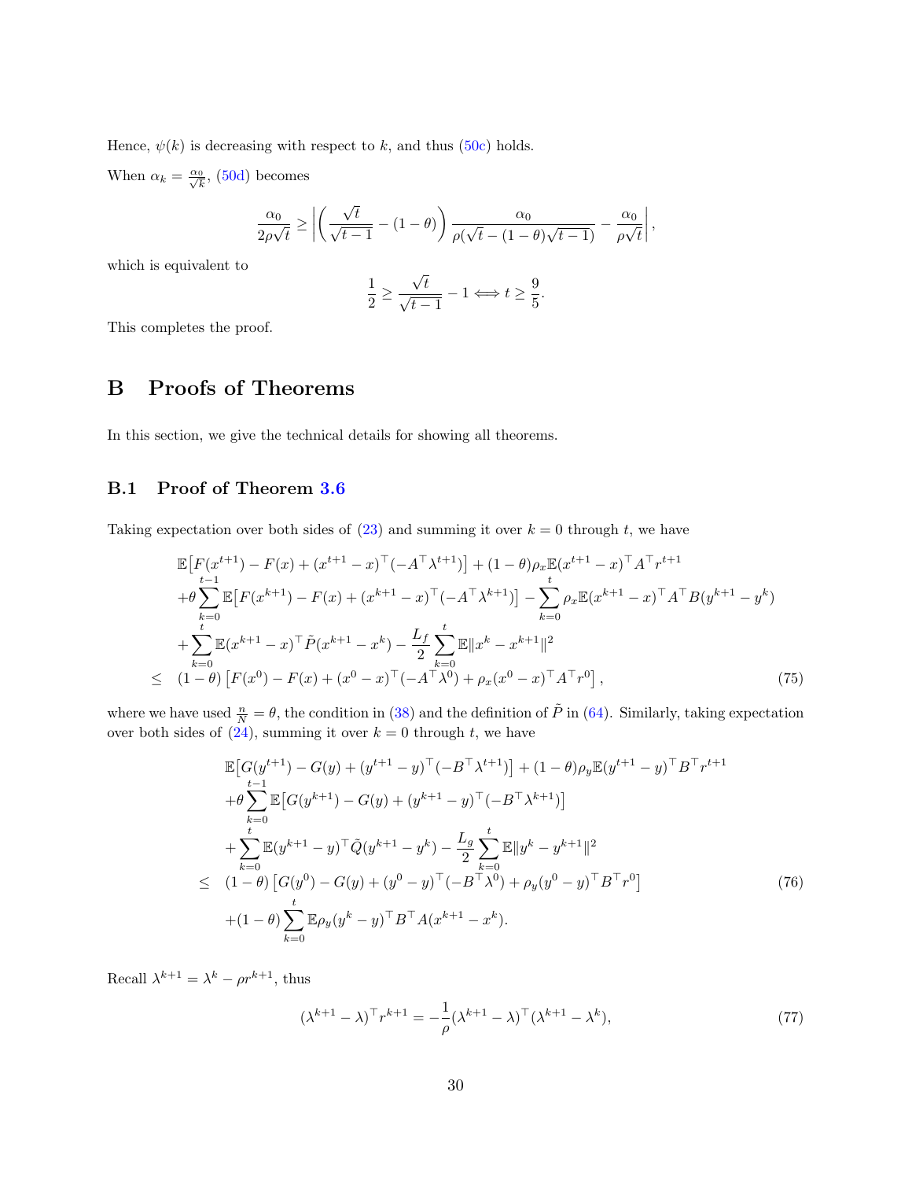Hence, $\psi(k)$ is decreasing with respect to $k$, and thus (50c) holds.

When $\alpha_k = \frac{\alpha_0}{\sqrt{k}}$, (50d) becomes

$$\frac{\alpha_0}{2\rho\sqrt{t}} \geq \left| \left( \frac{\sqrt{t}}{\sqrt{t-1}} - (1-\theta) \right) \frac{\alpha_0}{\rho(\sqrt{t} - (1-\theta)\sqrt{t-1})} - \frac{\alpha_0}{\rho\sqrt{t}} \right|,$$

which is equivalent to

$$\frac{1}{2} \geq \frac{\sqrt{t}}{\sqrt{t-1}} - 1 \Longleftrightarrow t \geq \frac{9}{5}.$$

This completes the proof.

# B Proofs of Theorems

In this section, we give the technical details for showing all theorems.

## B.1 Proof of Theorem 3.6

Taking expectation over both sides of (23) and summing it over $k = 0$ through $t$, we have

$$\begin{aligned}
& \mathbb{E}\big[F(x^{t+1}) - F(x) + (x^{t+1} - x)^\top(-A^\top \lambda^{t+1})\big] + (1-\theta)\rho_x \mathbb{E}(x^{t+1} - x)^\top A^\top r^{t+1} \\
& + \theta \sum_{k=0}^{t-1} \mathbb{E}\big[F(x^{k+1}) - F(x) + (x^{k+1} - x)^\top(-A^\top \lambda^{k+1})\big] - \sum_{k=0}^{t} \rho_x \mathbb{E}(x^{k+1} - x)^\top A^\top B(y^{k+1} - y^k) \\
& + \sum_{k=0}^{t} \mathbb{E}(x^{k+1} - x)^\top \tilde{P}(x^{k+1} - x^k) - \frac{L_f}{2} \sum_{k=0}^{t} \mathbb{E}\|x^k - x^{k+1}\|^2 \\
\leq \;& (1-\theta)\left[F(x^0) - F(x) + (x^0 - x)^\top(-A^\top \lambda^0) + \rho_x (x^0 - x)^\top A^\top r^0\right],
\end{aligned} \tag{75}$$

where we have used $\frac{n}{N} = \theta$, the condition in (38) and the definition of $\tilde{P}$ in (64). Similarly, taking expectation over both sides of (24), summing it over $k = 0$ through $t$, we have

$$\begin{aligned}
& \mathbb{E}\big[G(y^{t+1}) - G(y) + (y^{t+1} - y)^\top(-B^\top \lambda^{t+1})\big] + (1-\theta)\rho_y \mathbb{E}(y^{t+1} - y)^\top B^\top r^{t+1} \\
& + \theta \sum_{k=0}^{t-1} \mathbb{E}\big[G(y^{k+1}) - G(y) + (y^{k+1} - y)^\top(-B^\top \lambda^{k+1})\big] \\
& + \sum_{k=0}^{t} \mathbb{E}(y^{k+1} - y)^\top \tilde{Q}(y^{k+1} - y^k) - \frac{L_g}{2} \sum_{k=0}^{t} \mathbb{E}\|y^k - y^{k+1}\|^2 \\
\leq \;& (1-\theta)\left[G(y^0) - G(y) + (y^0 - y)^\top(-B^\top \lambda^0) + \rho_y (y^0 - y)^\top B^\top r^0\right] \\
& + (1-\theta) \sum_{k=0}^{t} \mathbb{E}\rho_y (y^k - y)^\top B^\top A(x^{k+1} - x^k).
\end{aligned} \tag{76}$$

Recall $\lambda^{k+1} = \lambda^k - \rho r^{k+1}$, thus

$$(\lambda^{k+1} - \lambda)^\top r^{k+1} = -\frac{1}{\rho}(\lambda^{k+1} - \lambda)^\top(\lambda^{k+1} - \lambda^k), \tag{77}$$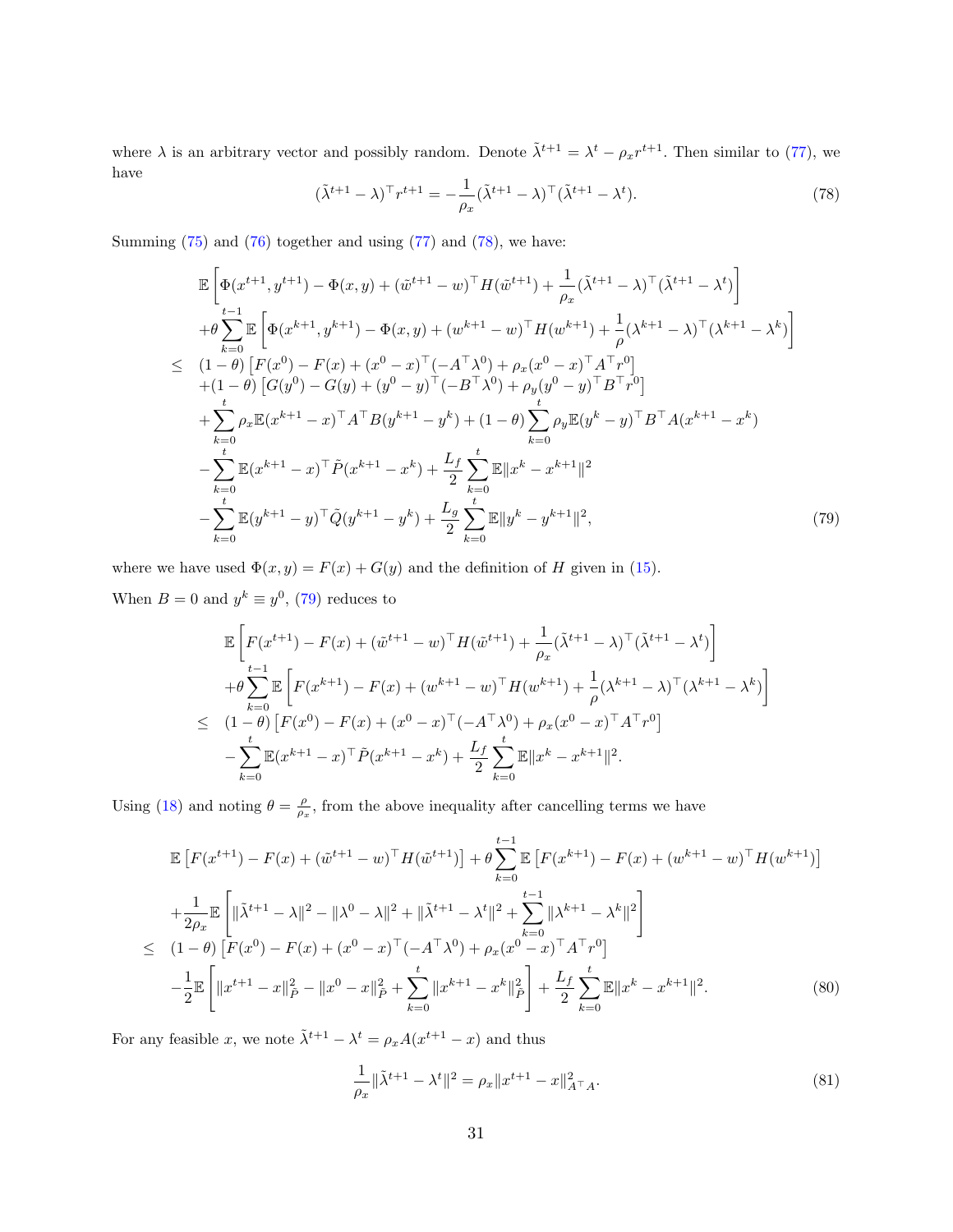where $\lambda$ is an arbitrary vector and possibly random. Denote $\tilde{\lambda}^{t+1} = \lambda^t - \rho_x r^{t+1}$. Then similar to (77), we have

$$(\tilde{\lambda}^{t+1} - \lambda)^\top r^{t+1} = -\frac{1}{\rho_x}(\tilde{\lambda}^{t+1} - \lambda)^\top (\tilde{\lambda}^{t+1} - \lambda^t). \tag{78}$$

Summing (75) and (76) together and using (77) and (78), we have:

$$\begin{aligned}
& \mathbb{E}\left[\Phi(x^{t+1}, y^{t+1}) - \Phi(x, y) + (\tilde{w}^{t+1} - w)^\top H(\tilde{w}^{t+1}) + \frac{1}{\rho_x}(\tilde{\lambda}^{t+1} - \lambda)^\top (\tilde{\lambda}^{t+1} - \lambda^t)\right] \\
& + \theta \sum_{k=0}^{t-1} \mathbb{E}\left[\Phi(x^{k+1}, y^{k+1}) - \Phi(x, y) + (w^{k+1} - w)^\top H(w^{k+1}) + \frac{1}{\rho}(\lambda^{k+1} - \lambda)^\top (\lambda^{k+1} - \lambda^k)\right] \\
\leq \; & (1-\theta)\left[F(x^0) - F(x) + (x^0 - x)^\top (-A^\top \lambda^0) + \rho_x (x^0 - x)^\top A^\top r^0\right] \\
& + (1-\theta)\left[G(y^0) - G(y) + (y^0 - y)^\top (-B^\top \lambda^0) + \rho_y (y^0 - y)^\top B^\top r^0\right] \\
& + \sum_{k=0}^{t} \rho_x \mathbb{E}(x^{k+1} - x)^\top A^\top B(y^{k+1} - y^k) + (1-\theta)\sum_{k=0}^{t} \rho_y \mathbb{E}(y^k - y)^\top B^\top A(x^{k+1} - x^k) \\
& - \sum_{k=0}^{t} \mathbb{E}(x^{k+1} - x)^\top \tilde{P}(x^{k+1} - x^k) + \frac{L_f}{2}\sum_{k=0}^{t} \mathbb{E}\|x^k - x^{k+1}\|^2 \\
& - \sum_{k=0}^{t} \mathbb{E}(y^{k+1} - y)^\top \tilde{Q}(y^{k+1} - y^k) + \frac{L_g}{2}\sum_{k=0}^{t} \mathbb{E}\|y^k - y^{k+1}\|^2,
\end{aligned} \tag{79}$$

where we have used $\Phi(x, y) = F(x) + G(y)$ and the definition of $H$ given in (15).

When $B = 0$ and $y^k \equiv y^0$, (79) reduces to

$$\begin{aligned}
& \mathbb{E}\left[F(x^{t+1}) - F(x) + (\tilde{w}^{t+1} - w)^\top H(\tilde{w}^{t+1}) + \frac{1}{\rho_x}(\tilde{\lambda}^{t+1} - \lambda)^\top (\tilde{\lambda}^{t+1} - \lambda^t)\right] \\
& + \theta \sum_{k=0}^{t-1} \mathbb{E}\left[F(x^{k+1}) - F(x) + (w^{k+1} - w)^\top H(w^{k+1}) + \frac{1}{\rho}(\lambda^{k+1} - \lambda)^\top (\lambda^{k+1} - \lambda^k)\right] \\
\leq \; & (1-\theta)\left[F(x^0) - F(x) + (x^0 - x)^\top (-A^\top \lambda^0) + \rho_x (x^0 - x)^\top A^\top r^0\right] \\
& - \sum_{k=0}^{t} \mathbb{E}(x^{k+1} - x)^\top \tilde{P}(x^{k+1} - x^k) + \frac{L_f}{2}\sum_{k=0}^{t} \mathbb{E}\|x^k - x^{k+1}\|^2.
\end{aligned}$$

Using (18) and noting $\theta = \frac{\rho}{\rho_x}$, from the above inequality after cancelling terms we have

$$\begin{aligned}
& \mathbb{E}\left[F(x^{t+1}) - F(x) + (\tilde{w}^{t+1} - w)^\top H(\tilde{w}^{t+1})\right] + \theta \sum_{k=0}^{t-1} \mathbb{E}\left[F(x^{k+1}) - F(x) + (w^{k+1} - w)^\top H(w^{k+1})\right] \\
& + \frac{1}{2\rho_x}\mathbb{E}\left[\|\tilde{\lambda}^{t+1} - \lambda\|^2 - \|\lambda^0 - \lambda\|^2 + \|\tilde{\lambda}^{t+1} - \lambda^t\|^2 + \sum_{k=0}^{t-1}\|\lambda^{k+1} - \lambda^k\|^2\right] \\
\leq \; & (1-\theta)\left[F(x^0) - F(x) + (x^0 - x)^\top (-A^\top \lambda^0) + \rho_x (x^0 - x)^\top A^\top r^0\right] \\
& - \frac{1}{2}\mathbb{E}\left[\|x^{t+1} - x\|_{\tilde{P}}^2 - \|x^0 - x\|_{\tilde{P}}^2 + \sum_{k=0}^{t}\|x^{k+1} - x^k\|_{\tilde{P}}^2\right] + \frac{L_f}{2}\sum_{k=0}^{t} \mathbb{E}\|x^k - x^{k+1}\|^2.
\end{aligned} \tag{80}$$

For any feasible $x$, we note $\tilde{\lambda}^{t+1} - \lambda^t = \rho_x A(x^{t+1} - x)$ and thus

$$\frac{1}{\rho_x}\|\tilde{\lambda}^{t+1} - \lambda^t\|^2 = \rho_x \|x^{t+1} - x\|_{A^\top A}^2. \tag{81}$$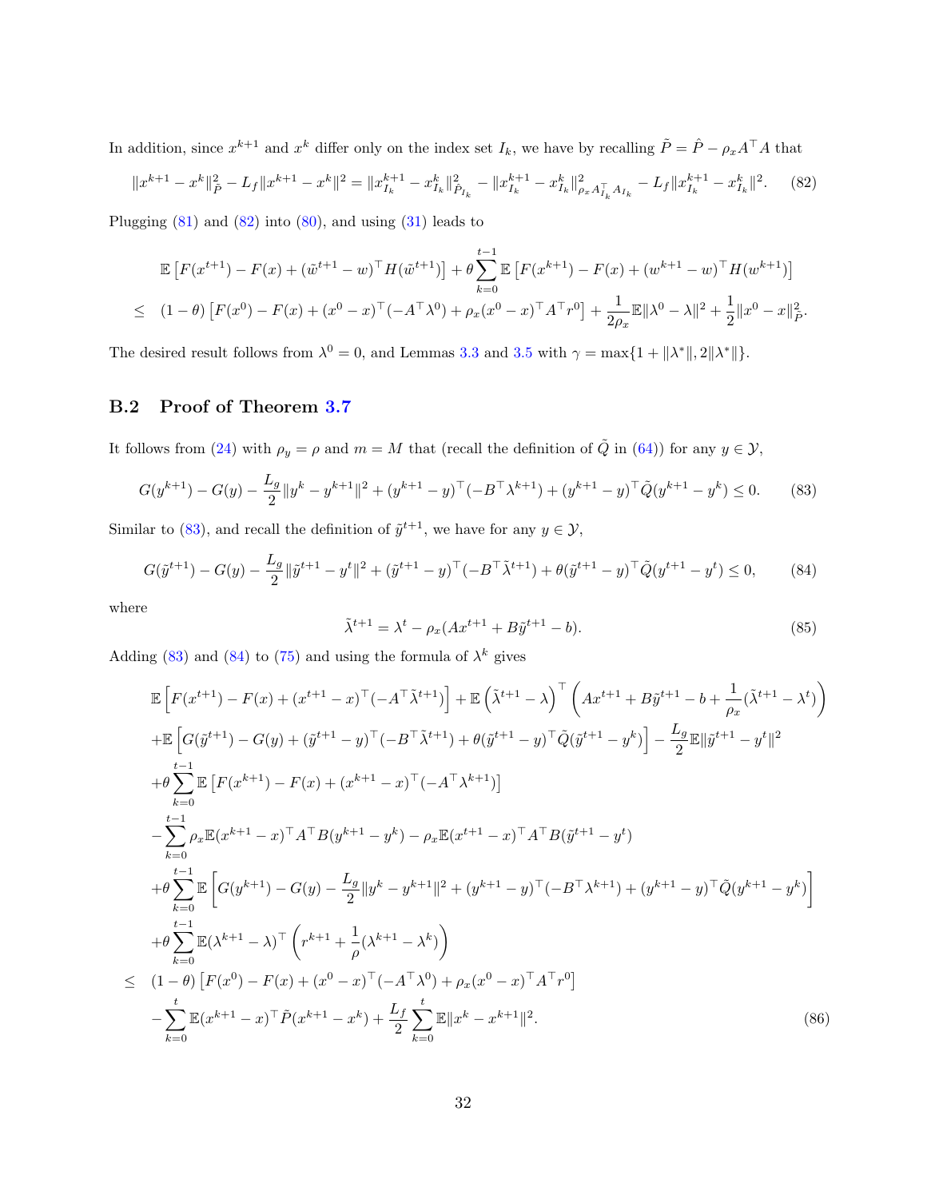In addition, since $x^{k+1}$ and $x^k$ differ only on the index set $I_k$, we have by recalling $\tilde{P} = \hat{P} - \rho_x A^\top A$ that

$$\|x^{k+1} - x^k\|_{\tilde{P}}^2 - L_f\|x^{k+1} - x^k\|^2 = \|x_{I_k}^{k+1} - x_{I_k}^k\|_{\hat{P}_{I_k}}^2 - \|x_{I_k}^{k+1} - x_{I_k}^k\|_{\rho_x A_{I_k}^\top A_{I_k}}^2 - L_f\|x_{I_k}^{k+1} - x_{I_k}^k\|^2. \tag{82}$$

Plugging (81) and (82) into (80), and using (31) leads to

$$\begin{aligned}
&\mathbb{E}\left[F(x^{t+1}) - F(x) + (\tilde{w}^{t+1} - w)^\top H(\tilde{w}^{t+1})\right] + \theta\sum_{k=0}^{t-1}\mathbb{E}\left[F(x^{k+1}) - F(x) + (w^{k+1} - w)^\top H(w^{k+1})\right] \\
\leq\ & (1-\theta)\left[F(x^0) - F(x) + (x^0 - x)^\top(-A^\top\lambda^0) + \rho_x(x^0 - x)^\top A^\top r^0\right] + \frac{1}{2\rho_x}\mathbb{E}\|\lambda^0 - \lambda\|^2 + \frac{1}{2}\|x^0 - x\|_{\tilde{P}}^2.
\end{aligned}$$

The desired result follows from $\lambda^0 = 0$, and Lemmas 3.3 and 3.5 with $\gamma = \max\{1 + \|\lambda^*\|, 2\|\lambda^*\|\}$.

## B.2 Proof of Theorem 3.7

It follows from (24) with $\rho_y = \rho$ and $m = M$ that (recall the definition of $\tilde{Q}$ in (64)) for any $y \in \mathcal{Y}$,

$$G(y^{k+1}) - G(y) - \frac{L_g}{2}\|y^k - y^{k+1}\|^2 + (y^{k+1} - y)^\top(-B^\top\lambda^{k+1}) + (y^{k+1} - y)^\top\tilde{Q}(y^{k+1} - y^k) \leq 0. \tag{83}$$

Similar to (83), and recall the definition of $\tilde{y}^{t+1}$, we have for any $y \in \mathcal{Y}$,

$$G(\tilde{y}^{t+1}) - G(y) - \frac{L_g}{2}\|\tilde{y}^{t+1} - y^t\|^2 + (\tilde{y}^{t+1} - y)^\top(-B^\top\tilde{\lambda}^{t+1}) + \theta(\tilde{y}^{t+1} - y)^\top\tilde{Q}(y^{t+1} - y^t) \leq 0, \tag{84}$$

where

$$\tilde{\lambda}^{t+1} = \lambda^t - \rho_x(Ax^{t+1} + B\tilde{y}^{t+1} - b). \tag{85}$$

Adding (83) and (84) to (75) and using the formula of $\lambda^k$ gives

$$\begin{aligned}
&\mathbb{E}\left[F(x^{t+1}) - F(x) + (x^{t+1} - x)^\top(-A^\top\tilde{\lambda}^{t+1})\right] + \mathbb{E}\left(\tilde{\lambda}^{t+1} - \lambda\right)^\top\left(Ax^{t+1} + B\tilde{y}^{t+1} - b + \frac{1}{\rho_x}(\tilde{\lambda}^{t+1} - \lambda^t)\right) \\
&+\mathbb{E}\left[G(\tilde{y}^{t+1}) - G(y) + (\tilde{y}^{t+1} - y)^\top(-B^\top\tilde{\lambda}^{t+1}) + \theta(\tilde{y}^{t+1} - y)^\top\tilde{Q}(\tilde{y}^{t+1} - y^k)\right] - \frac{L_g}{2}\mathbb{E}\|\tilde{y}^{t+1} - y^t\|^2 \\
&+\theta\sum_{k=0}^{t-1}\mathbb{E}\left[F(x^{k+1}) - F(x) + (x^{k+1} - x)^\top(-A^\top\lambda^{k+1})\right] \\
&-\sum_{k=0}^{t-1}\rho_x\mathbb{E}(x^{k+1} - x)^\top A^\top B(y^{k+1} - y^k) - \rho_x\mathbb{E}(x^{t+1} - x)^\top A^\top B(\tilde{y}^{t+1} - y^t) \\
&+\theta\sum_{k=0}^{t-1}\mathbb{E}\left[G(y^{k+1}) - G(y) - \frac{L_g}{2}\|y^k - y^{k+1}\|^2 + (y^{k+1} - y)^\top(-B^\top\lambda^{k+1}) + (y^{k+1} - y)^\top\tilde{Q}(y^{k+1} - y^k)\right] \\
&+\theta\sum_{k=0}^{t-1}\mathbb{E}(\lambda^{k+1} - \lambda)^\top\left(r^{k+1} + \frac{1}{\rho}(\lambda^{k+1} - \lambda^k)\right) \\
\leq\ & (1-\theta)\left[F(x^0) - F(x) + (x^0 - x)^\top(-A^\top\lambda^0) + \rho_x(x^0 - x)^\top A^\top r^0\right] \\
&-\sum_{k=0}^{t}\mathbb{E}(x^{k+1} - x)^\top\tilde{P}(x^{k+1} - x^k) + \frac{L_f}{2}\sum_{k=0}^{t}\mathbb{E}\|x^k - x^{k+1}\|^2.
\end{aligned} \tag{86}$$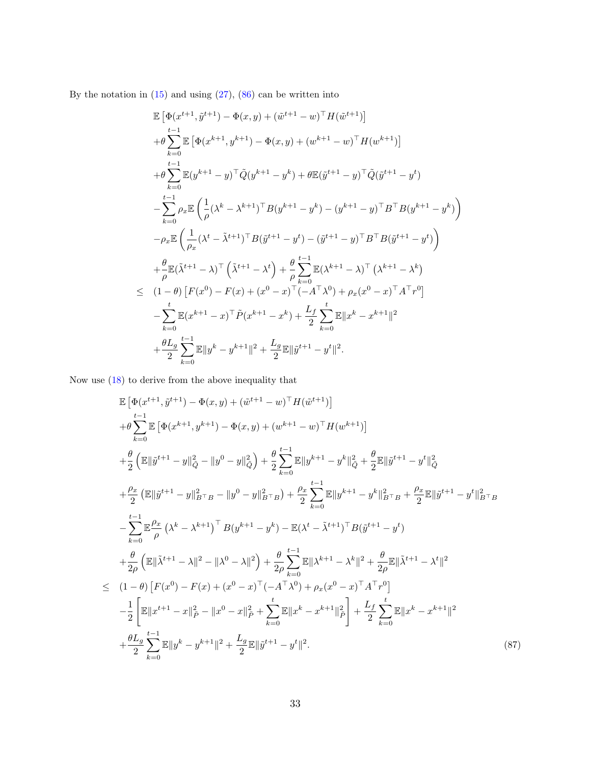By the notation in (15) and using (27), (86) can be written into

$$
\begin{aligned}
&\mathbb{E}\left[\Phi(x^{t+1},\tilde{y}^{t+1})-\Phi(x,y)+(\tilde{w}^{t+1}-w)^\top H(\tilde{w}^{t+1})\right]\\
&+\theta\sum_{k=0}^{t-1}\mathbb{E}\left[\Phi(x^{k+1},y^{k+1})-\Phi(x,y)+(w^{k+1}-w)^\top H(w^{k+1})\right]\\
&+\theta\sum_{k=0}^{t-1}\mathbb{E}(y^{k+1}-y)^\top\tilde{Q}(y^{k+1}-y^k)+\theta\mathbb{E}(\tilde{y}^{t+1}-y)^\top\tilde{Q}(\tilde{y}^{t+1}-y^t)\\
&-\sum_{k=0}^{t-1}\rho_x\mathbb{E}\left(\frac{1}{\rho}(\lambda^k-\lambda^{k+1})^\top B(y^{k+1}-y^k)-(y^{k+1}-y)^\top B^\top B(y^{k+1}-y^k)\right)\\
&-\rho_x\mathbb{E}\left(\frac{1}{\rho_x}(\lambda^t-\tilde{\lambda}^{t+1})^\top B(\tilde{y}^{t+1}-y^t)-(\tilde{y}^{t+1}-y)^\top B^\top B(\tilde{y}^{t+1}-y^t)\right)\\
&+\frac{\theta}{\rho}\mathbb{E}(\tilde{\lambda}^{t+1}-\lambda)^\top\left(\tilde{\lambda}^{t+1}-\lambda^t\right)+\frac{\theta}{\rho}\sum_{k=0}^{t-1}\mathbb{E}(\lambda^{k+1}-\lambda)^\top\left(\lambda^{k+1}-\lambda^k\right)\\
\leq\;&(1-\theta)\left[F(x^0)-F(x)+(x^0-x)^\top(-A^\top\lambda^0)+\rho_x(x^0-x)^\top A^\top r^0\right]\\
&-\sum_{k=0}^{t}\mathbb{E}(x^{k+1}-x)^\top\tilde{P}(x^{k+1}-x^k)+\frac{L_f}{2}\sum_{k=0}^{t}\mathbb{E}\|x^k-x^{k+1}\|^2\\
&+\frac{\theta L_g}{2}\sum_{k=0}^{t-1}\mathbb{E}\|y^k-y^{k+1}\|^2+\frac{L_g}{2}\mathbb{E}\|\tilde{y}^{t+1}-y^t\|^2.
\end{aligned}
$$

Now use (18) to derive from the above inequality that

$$
\begin{aligned}
&\mathbb{E}\left[\Phi(x^{t+1},\tilde{y}^{t+1})-\Phi(x,y)+(\tilde{w}^{t+1}-w)^\top H(\tilde{w}^{t+1})\right]\\
&+\theta\sum_{k=0}^{t-1}\mathbb{E}\left[\Phi(x^{k+1},y^{k+1})-\Phi(x,y)+(w^{k+1}-w)^\top H(w^{k+1})\right]\\
&+\frac{\theta}{2}\left(\mathbb{E}\|\tilde{y}^{t+1}-y\|_{\tilde{Q}}^2-\|y^0-y\|_{\tilde{Q}}^2\right)+\frac{\theta}{2}\sum_{k=0}^{t-1}\mathbb{E}\|y^{k+1}-y^k\|_{\tilde{Q}}^2+\frac{\theta}{2}\mathbb{E}\|\tilde{y}^{t+1}-y^t\|_{\tilde{Q}}^2\\
&+\frac{\rho_x}{2}\left(\mathbb{E}\|\tilde{y}^{t+1}-y\|_{B^\top B}^2-\|y^0-y\|_{B^\top B}^2\right)+\frac{\rho_x}{2}\sum_{k=0}^{t-1}\mathbb{E}\|y^{k+1}-y^k\|_{B^\top B}^2+\frac{\rho_x}{2}\mathbb{E}\|\tilde{y}^{t+1}-y^t\|_{B^\top B}^2\\
&-\sum_{k=0}^{t-1}\mathbb{E}\frac{\rho_x}{\rho}\left(\lambda^k-\lambda^{k+1}\right)^\top B(y^{k+1}-y^k)-\mathbb{E}(\lambda^t-\tilde{\lambda}^{t+1})^\top B(\tilde{y}^{t+1}-y^t)\\
&+\frac{\theta}{2\rho}\left(\mathbb{E}\|\tilde{\lambda}^{t+1}-\lambda\|^2-\|\lambda^0-\lambda\|^2\right)+\frac{\theta}{2\rho}\sum_{k=0}^{t-1}\mathbb{E}\|\lambda^{k+1}-\lambda^k\|^2+\frac{\theta}{2\rho}\mathbb{E}\|\tilde{\lambda}^{t+1}-\lambda^t\|^2\\
\leq\;&(1-\theta)\left[F(x^0)-F(x)+(x^0-x)^\top(-A^\top\lambda^0)+\rho_x(x^0-x)^\top A^\top r^0\right]\\
&-\frac{1}{2}\left[\mathbb{E}\|x^{t+1}-x\|_{\tilde{P}}^2-\|x^0-x\|_{\tilde{P}}^2+\sum_{k=0}^{t}\mathbb{E}\|x^k-x^{k+1}\|_{\tilde{P}}^2\right]+\frac{L_f}{2}\sum_{k=0}^{t}\mathbb{E}\|x^k-x^{k+1}\|^2\\
&+\frac{\theta L_g}{2}\sum_{k=0}^{t-1}\mathbb{E}\|y^k-y^{k+1}\|^2+\frac{L_g}{2}\mathbb{E}\|\tilde{y}^{t+1}-y^t\|^2.
\end{aligned}
\tag{87}
$$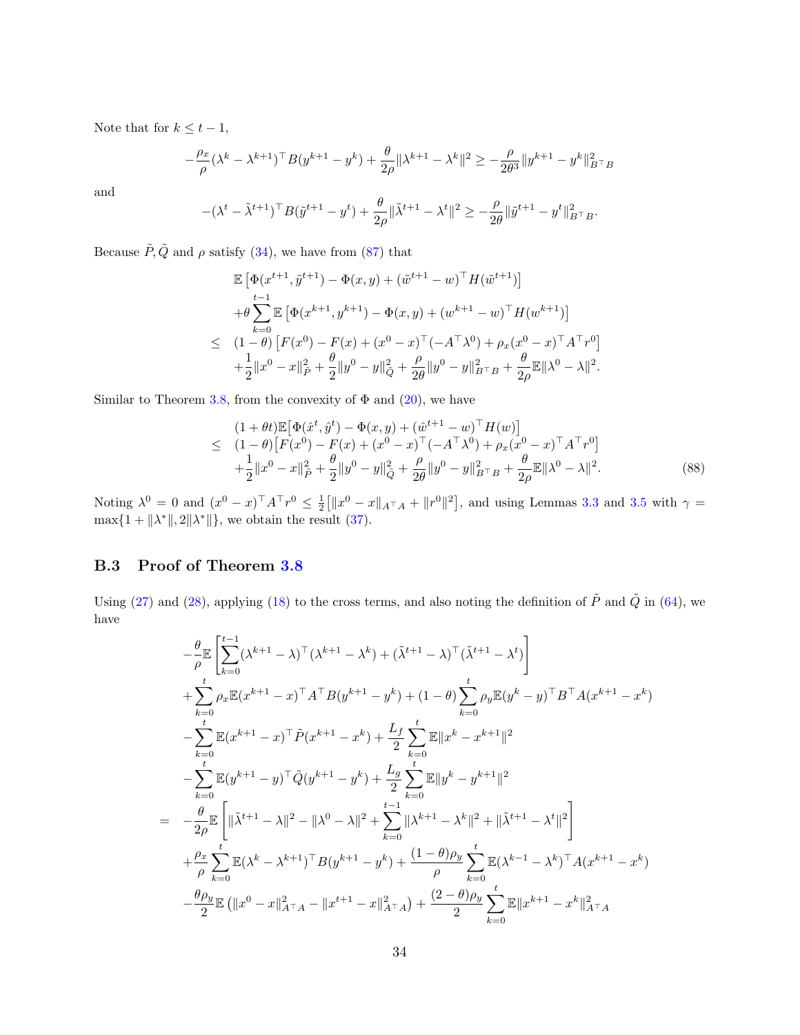Note that for $k \leq t-1$,

$$-\frac{\rho_x}{\rho}(\lambda^k - \lambda^{k+1})^\top B(y^{k+1} - y^k) + \frac{\theta}{2\rho}\|\lambda^{k+1} - \lambda^k\|^2 \geq -\frac{\rho}{2\theta^3}\|y^{k+1} - y^k\|^2_{B^\top B}$$

and

$$-(\lambda^t - \tilde{\lambda}^{t+1})^\top B(\tilde{y}^{t+1} - y^t) + \frac{\theta}{2\rho}\|\tilde{\lambda}^{t+1} - \lambda^t\|^2 \geq -\frac{\rho}{2\theta}\|\tilde{y}^{t+1} - y^t\|^2_{B^\top B}.$$

Because $\tilde{P}, \tilde{Q}$ and $\rho$ satisfy (34), we have from (87) that

$$\begin{aligned}
&\mathbb{E}\left[\Phi(x^{t+1}, \tilde{y}^{t+1}) - \Phi(x, y) + (\tilde{w}^{t+1} - w)^\top H(\tilde{w}^{t+1})\right] \\
&+\theta \sum_{k=0}^{t-1} \mathbb{E}\left[\Phi(x^{k+1}, y^{k+1}) - \Phi(x, y) + (w^{k+1} - w)^\top H(w^{k+1})\right] \\
\leq\ & (1-\theta)\left[F(x^0) - F(x) + (x^0 - x)^\top(-A^\top\lambda^0) + \rho_x(x^0 - x)^\top A^\top r^0\right] \\
&+\frac{1}{2}\|x^0 - x\|^2_{\tilde{P}} + \frac{\theta}{2}\|y^0 - y\|^2_{\tilde{Q}} + \frac{\rho}{2\theta}\|y^0 - y\|^2_{B^\top B} + \frac{\theta}{2\rho}\mathbb{E}\|\lambda^0 - \lambda\|^2.
\end{aligned}$$

Similar to Theorem 3.8, from the convexity of $\Phi$ and (20), we have

$$\begin{aligned}
&(1+\theta t)\mathbb{E}\big[\Phi(\hat{x}^t, \hat{y}^t) - \Phi(x, y) + (\hat{w}^{t+1} - w)^\top H(w)\big] \\
\leq\ & (1-\theta)\big[F(x^0) - F(x) + (x^0 - x)^\top(-A^\top\lambda^0) + \rho_x(x^0 - x)^\top A^\top r^0\big] \\
&+\frac{1}{2}\|x^0 - x\|^2_{\tilde{P}} + \frac{\theta}{2}\|y^0 - y\|^2_{\tilde{Q}} + \frac{\rho}{2\theta}\|y^0 - y\|^2_{B^\top B} + \frac{\theta}{2\rho}\mathbb{E}\|\lambda^0 - \lambda\|^2.
\end{aligned} \tag{88}$$

Noting $\lambda^0 = 0$ and $(x^0 - x)^\top A^\top r^0 \leq \frac{1}{2}\left[\|x^0 - x\|_{A^\top A} + \|r^0\|^2\right]$, and using Lemmas 3.3 and 3.5 with $\gamma = \max\{1 + \|\lambda^*\|, 2\|\lambda^*\|\}$, we obtain the result (37).

### B.3 Proof of Theorem 3.8

Using (27) and (28), applying (18) to the cross terms, and also noting the definition of $\tilde{P}$ and $\tilde{Q}$ in (64), we have

$$\begin{aligned}
&-\frac{\theta}{\rho}\mathbb{E}\left[\sum_{k=0}^{t-1}(\lambda^{k+1} - \lambda)^\top(\lambda^{k+1} - \lambda^k) + (\tilde{\lambda}^{t+1} - \lambda)^\top(\tilde{\lambda}^{t+1} - \lambda^t)\right] \\
&+\sum_{k=0}^{t}\rho_x\mathbb{E}(x^{k+1} - x)^\top A^\top B(y^{k+1} - y^k) + (1-\theta)\sum_{k=0}^{t}\rho_y\mathbb{E}(y^k - y)^\top B^\top A(x^{k+1} - x^k) \\
&-\sum_{k=0}^{t}\mathbb{E}(x^{k+1} - x)^\top \tilde{P}(x^{k+1} - x^k) + \frac{L_f}{2}\sum_{k=0}^{t}\mathbb{E}\|x^k - x^{k+1}\|^2 \\
&-\sum_{k=0}^{t}\mathbb{E}(y^{k+1} - y)^\top \tilde{Q}(y^{k+1} - y^k) + \frac{L_g}{2}\sum_{k=0}^{t}\mathbb{E}\|y^k - y^{k+1}\|^2 \\
=\ & -\frac{\theta}{2\rho}\mathbb{E}\left[\|\tilde{\lambda}^{t+1} - \lambda\|^2 - \|\lambda^0 - \lambda\|^2 + \sum_{k=0}^{t-1}\|\lambda^{k+1} - \lambda^k\|^2 + \|\tilde{\lambda}^{t+1} - \lambda^t\|^2\right] \\
&+\frac{\rho_x}{\rho}\sum_{k=0}^{t}\mathbb{E}(\lambda^k - \lambda^{k+1})^\top B(y^{k+1} - y^k) + \frac{(1-\theta)\rho_y}{\rho}\sum_{k=0}^{t}\mathbb{E}(\lambda^{k-1} - \lambda^k)^\top A(x^{k+1} - x^k) \\
&-\frac{\theta\rho_y}{2}\mathbb{E}\left(\|x^0 - x\|^2_{A^\top A} - \|x^{t+1} - x\|^2_{A^\top A}\right) + \frac{(2-\theta)\rho_y}{2}\sum_{k=0}^{t}\mathbb{E}\|x^{k+1} - x^k\|^2_{A^\top A}
\end{aligned}$$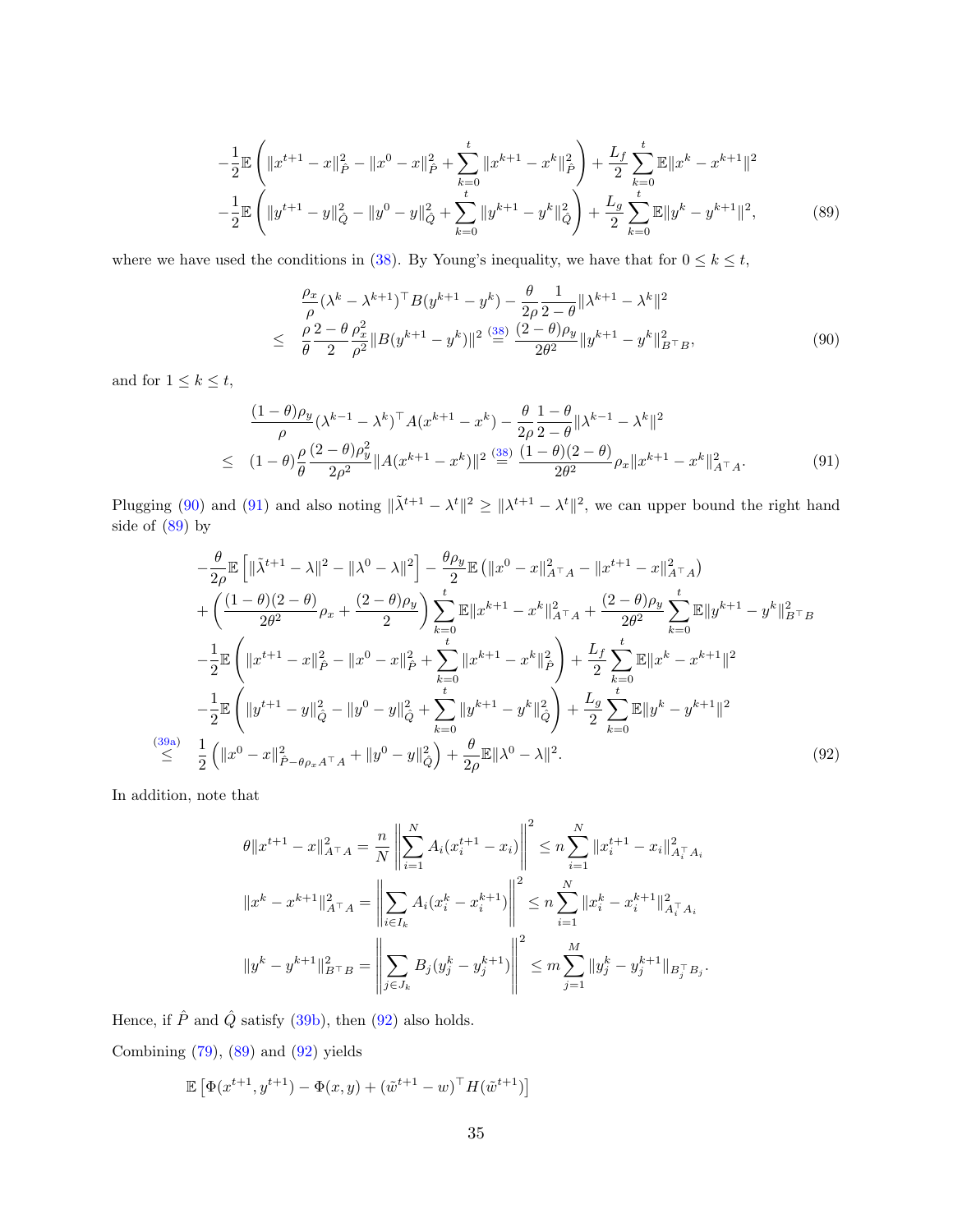$$
\begin{aligned}
&-\frac{1}{2}\mathbb{E}\left(\|x^{t+1}-x\|_{\hat{P}}^2-\|x^0-x\|_{\hat{P}}^2+\sum_{k=0}^{t}\|x^{k+1}-x^k\|_{\hat{P}}^2\right)+\frac{L_f}{2}\sum_{k=0}^{t}\mathbb{E}\|x^k-x^{k+1}\|^2\\
&-\frac{1}{2}\mathbb{E}\left(\|y^{t+1}-y\|_{\hat{Q}}^2-\|y^0-y\|_{\hat{Q}}^2+\sum_{k=0}^{t}\|y^{k+1}-y^k\|_{\hat{Q}}^2\right)+\frac{L_g}{2}\sum_{k=0}^{t}\mathbb{E}\|y^k-y^{k+1}\|^2,
\end{aligned}\tag{89}
$$

where we have used the conditions in (38). By Young's inequality, we have that for $0 \le k \le t$,

$$
\begin{aligned}
&\frac{\rho_x}{\rho}(\lambda^k-\lambda^{k+1})^\top B(y^{k+1}-y^k)-\frac{\theta}{2\rho}\frac{1}{2-\theta}\|\lambda^{k+1}-\lambda^k\|^2\\
\le\;&\frac{\rho}{\theta}\frac{2-\theta}{2}\frac{\rho_x^2}{\rho^2}\|B(y^{k+1}-y^k)\|^2\overset{(38)}{=}\frac{(2-\theta)\rho_y}{2\theta^2}\|y^{k+1}-y^k\|_{B^\top B}^2,
\end{aligned}\tag{90}
$$

and for $1 \le k \le t$,

$$
\begin{aligned}
&\frac{(1-\theta)\rho_y}{\rho}(\lambda^{k-1}-\lambda^k)^\top A(x^{k+1}-x^k)-\frac{\theta}{2\rho}\frac{1-\theta}{2-\theta}\|\lambda^{k-1}-\lambda^k\|^2\\
\le\;&(1-\theta)\frac{\rho}{\theta}\frac{(2-\theta)\rho_y^2}{2\rho^2}\|A(x^{k+1}-x^k)\|^2\overset{(38)}{=}\frac{(1-\theta)(2-\theta)}{2\theta^2}\rho_x\|x^{k+1}-x^k\|_{A^\top A}^2.
\end{aligned}\tag{91}
$$

Plugging (90) and (91) and also noting $\|\tilde{\lambda}^{t+1}-\lambda^t\|^2 \ge \|\lambda^{t+1}-\lambda^t\|^2$, we can upper bound the right hand side of (89) by

$$
\begin{aligned}
&-\frac{\theta}{2\rho}\mathbb{E}\left[\|\tilde{\lambda}^{t+1}-\lambda\|^2-\|\lambda^0-\lambda\|^2\right]-\frac{\theta\rho_y}{2}\mathbb{E}\left(\|x^0-x\|_{A^\top A}^2-\|x^{t+1}-x\|_{A^\top A}^2\right)\\
&+\left(\frac{(1-\theta)(2-\theta)}{2\theta^2}\rho_x+\frac{(2-\theta)\rho_y}{2}\right)\sum_{k=0}^{t}\mathbb{E}\|x^{k+1}-x^k\|_{A^\top A}^2+\frac{(2-\theta)\rho_y}{2\theta^2}\sum_{k=0}^{t}\mathbb{E}\|y^{k+1}-y^k\|_{B^\top B}^2\\
&-\frac{1}{2}\mathbb{E}\left(\|x^{t+1}-x\|_{\hat{P}}^2-\|x^0-x\|_{\hat{P}}^2+\sum_{k=0}^{t}\|x^{k+1}-x^k\|_{\hat{P}}^2\right)+\frac{L_f}{2}\sum_{k=0}^{t}\mathbb{E}\|x^k-x^{k+1}\|^2\\
&-\frac{1}{2}\mathbb{E}\left(\|y^{t+1}-y\|_{\hat{Q}}^2-\|y^0-y\|_{\hat{Q}}^2+\sum_{k=0}^{t}\|y^{k+1}-y^k\|_{\hat{Q}}^2\right)+\frac{L_g}{2}\sum_{k=0}^{t}\mathbb{E}\|y^k-y^{k+1}\|^2\\
\overset{(39a)}{\le}\;&\frac{1}{2}\left(\|x^0-x\|_{\hat{P}-\theta\rho_x A^\top A}^2+\|y^0-y\|_{\hat{Q}}^2\right)+\frac{\theta}{2\rho}\mathbb{E}\|\lambda^0-\lambda\|^2.
\end{aligned}\tag{92}
$$

In addition, note that

$$
\begin{aligned}
\theta\|x^{t+1}-x\|_{A^\top A}^2&=\frac{n}{N}\left\|\sum_{i=1}^{N}A_i(x_i^{t+1}-x_i)\right\|^2\le n\sum_{i=1}^{N}\|x_i^{t+1}-x_i\|_{A_i^\top A_i}^2\\
\|x^k-x^{k+1}\|_{A^\top A}^2&=\left\|\sum_{i\in I_k}A_i(x_i^k-x_i^{k+1})\right\|^2\le n\sum_{i=1}^{N}\|x_i^k-x_i^{k+1}\|_{A_i^\top A_i}^2\\
\|y^k-y^{k+1}\|_{B^\top B}^2&=\left\|\sum_{j\in J_k}B_j(y_j^k-y_j^{k+1})\right\|^2\le m\sum_{j=1}^{M}\|y_j^k-y_j^{k+1}\|_{B_j^\top B_j}.
\end{aligned}
$$

Hence, if $\hat{P}$ and $\hat{Q}$ satisfy (39b), then (92) also holds.

Combining (79), (89) and (92) yields

$$
\mathbb{E}\left[\Phi(x^{t+1},y^{t+1})-\Phi(x,y)+(\tilde{w}^{t+1}-w)^\top H(\tilde{w}^{t+1})\right]
$$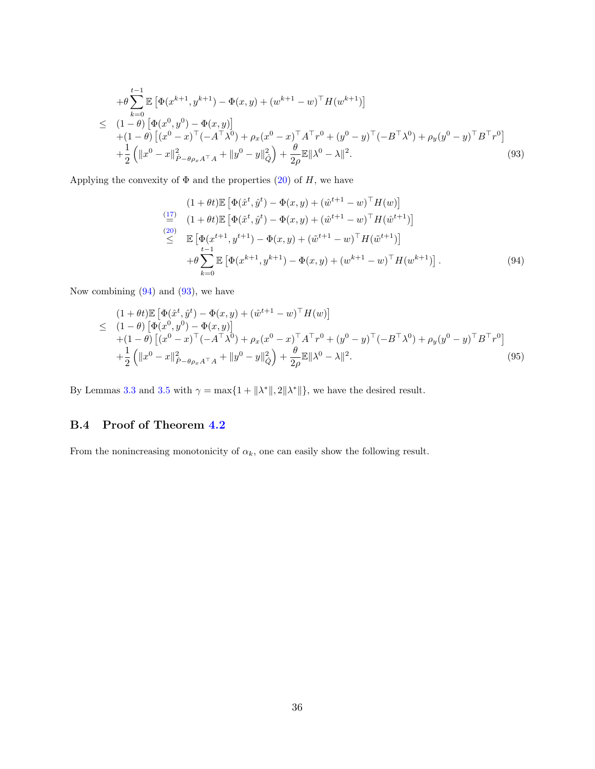$$
\begin{aligned}
& +\theta \sum_{k=0}^{t-1} \mathbb{E}\left[\Phi(x^{k+1}, y^{k+1}) - \Phi(x, y) + (w^{k+1} - w)^\top H(w^{k+1})\right] \\
\leq \;& (1-\theta)\left[\Phi(x^0, y^0) - \Phi(x, y)\right] \\
& +(1-\theta)\left[(x^0 - x)^\top(-A^\top \lambda^0) + \rho_x (x^0 - x)^\top A^\top r^0 + (y^0 - y)^\top(-B^\top \lambda^0) + \rho_y (y^0 - y)^\top B^\top r^0\right] \\
& +\frac{1}{2}\left(\|x^0 - x\|^2_{\hat{P} - \theta\rho_x A^\top A} + \|y^0 - y\|^2_{\hat{Q}}\right) + \frac{\theta}{2\rho}\mathbb{E}\|\lambda^0 - \lambda\|^2. \qquad (93)
\end{aligned}
$$

Applying the convexity of $\Phi$ and the properties (20) of $H$, we have

$$
\begin{aligned}
& (1+\theta t)\mathbb{E}\left[\Phi(\hat{x}^t, \hat{y}^t) - \Phi(x, y) + (\hat{w}^{t+1} - w)^\top H(w)\right] \\
\overset{(17)}{=} \;& (1+\theta t)\mathbb{E}\left[\Phi(\hat{x}^t, \hat{y}^t) - \Phi(x, y) + (\hat{w}^{t+1} - w)^\top H(\hat{w}^{t+1})\right] \\
\overset{(20)}{\leq} \;& \mathbb{E}\left[\Phi(x^{t+1}, y^{t+1}) - \Phi(x, y) + (\tilde{w}^{t+1} - w)^\top H(\tilde{w}^{t+1})\right] \\
& +\theta \sum_{k=0}^{t-1} \mathbb{E}\left[\Phi(x^{k+1}, y^{k+1}) - \Phi(x, y) + (w^{k+1} - w)^\top H(w^{k+1})\right]. \qquad (94)
\end{aligned}
$$

Now combining (94) and (93), we have

$$
\begin{aligned}
& (1+\theta t)\mathbb{E}\left[\Phi(\hat{x}^t, \hat{y}^t) - \Phi(x, y) + (\hat{w}^{t+1} - w)^\top H(w)\right] \\
\leq \;& (1-\theta)\left[\Phi(x^0, y^0) - \Phi(x, y)\right] \\
& +(1-\theta)\left[(x^0 - x)^\top(-A^\top \lambda^0) + \rho_x (x^0 - x)^\top A^\top r^0 + (y^0 - y)^\top(-B^\top \lambda^0) + \rho_y (y^0 - y)^\top B^\top r^0\right] \\
& +\frac{1}{2}\left(\|x^0 - x\|^2_{\hat{P} - \theta\rho_x A^\top A} + \|y^0 - y\|^2_{\hat{Q}}\right) + \frac{\theta}{2\rho}\mathbb{E}\|\lambda^0 - \lambda\|^2. \qquad (95)
\end{aligned}
$$

By Lemmas 3.3 and 3.5 with $\gamma = \max\{1 + \|\lambda^*\|, 2\|\lambda^*\|\}$, we have the desired result.

## B.4 Proof of Theorem 4.2

From the nonincreasing monotonicity of $\alpha_k$, one can easily show the following result.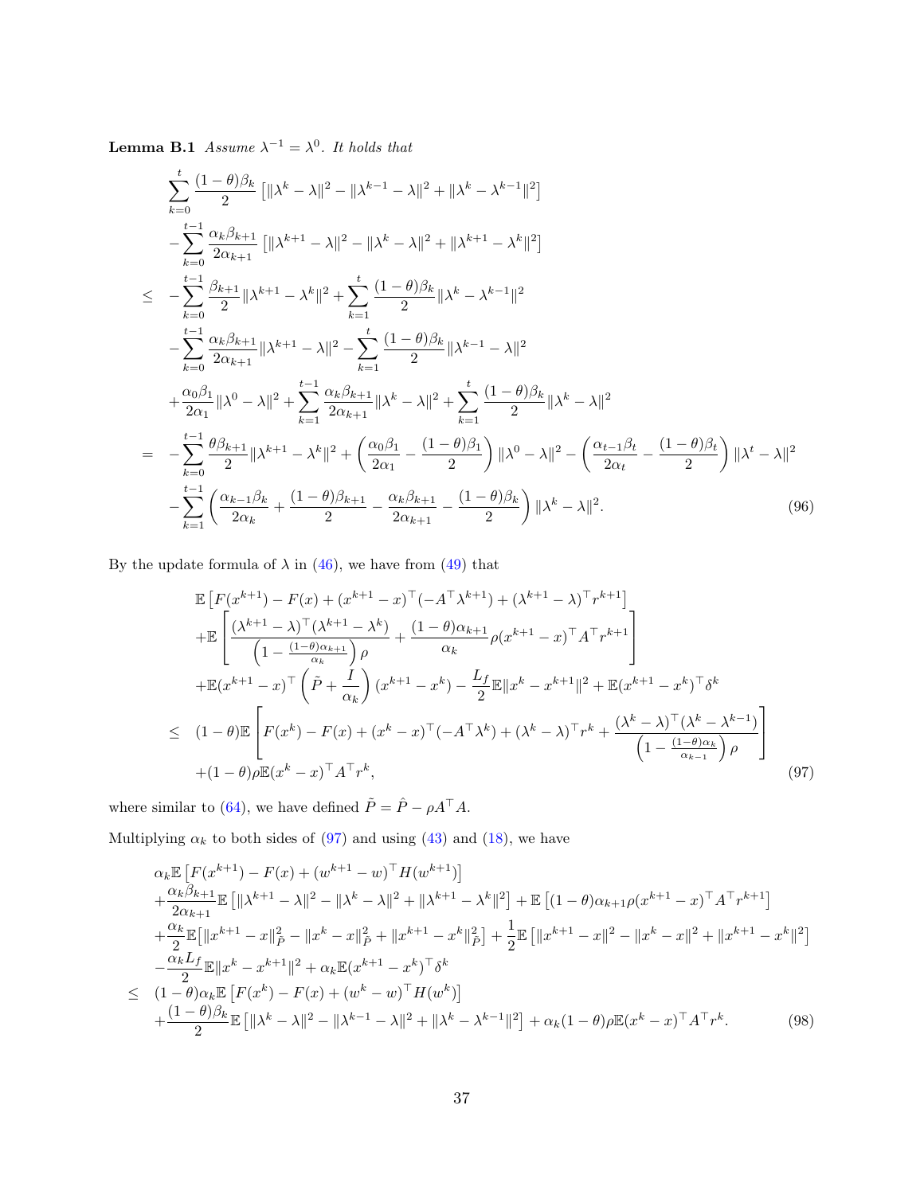**Lemma B.1** *Assume $\lambda^{-1} = \lambda^0$. It holds that*

$$
\begin{aligned}
& \sum_{k=0}^{t} \frac{(1-\theta)\beta_k}{2} \left[\|\lambda^k - \lambda\|^2 - \|\lambda^{k-1} - \lambda\|^2 + \|\lambda^k - \lambda^{k-1}\|^2\right] \\
& - \sum_{k=0}^{t-1} \frac{\alpha_k \beta_{k+1}}{2\alpha_{k+1}} \left[\|\lambda^{k+1} - \lambda\|^2 - \|\lambda^k - \lambda\|^2 + \|\lambda^{k+1} - \lambda^k\|^2\right] \\
\leq \; & - \sum_{k=0}^{t-1} \frac{\beta_{k+1}}{2} \|\lambda^{k+1} - \lambda^k\|^2 + \sum_{k=1}^{t} \frac{(1-\theta)\beta_k}{2} \|\lambda^k - \lambda^{k-1}\|^2 \\
& - \sum_{k=0}^{t-1} \frac{\alpha_k \beta_{k+1}}{2\alpha_{k+1}} \|\lambda^{k+1} - \lambda\|^2 - \sum_{k=1}^{t} \frac{(1-\theta)\beta_k}{2} \|\lambda^{k-1} - \lambda\|^2 \\
& + \frac{\alpha_0 \beta_1}{2\alpha_1} \|\lambda^0 - \lambda\|^2 + \sum_{k=1}^{t-1} \frac{\alpha_k \beta_{k+1}}{2\alpha_{k+1}} \|\lambda^k - \lambda\|^2 + \sum_{k=1}^{t} \frac{(1-\theta)\beta_k}{2} \|\lambda^k - \lambda\|^2 \\
= \; & - \sum_{k=0}^{t-1} \frac{\theta \beta_{k+1}}{2} \|\lambda^{k+1} - \lambda^k\|^2 + \left(\frac{\alpha_0 \beta_1}{2\alpha_1} - \frac{(1-\theta)\beta_1}{2}\right) \|\lambda^0 - \lambda\|^2 - \left(\frac{\alpha_{t-1}\beta_t}{2\alpha_t} - \frac{(1-\theta)\beta_t}{2}\right) \|\lambda^t - \lambda\|^2 \\
& - \sum_{k=1}^{t-1} \left(\frac{\alpha_{k-1}\beta_k}{2\alpha_k} + \frac{(1-\theta)\beta_{k+1}}{2} - \frac{\alpha_k \beta_{k+1}}{2\alpha_{k+1}} - \frac{(1-\theta)\beta_k}{2}\right) \|\lambda^k - \lambda\|^2.
\end{aligned}
\tag{96}
$$

By the update formula of $\lambda$ in (46), we have from (49) that

$$
\begin{aligned}
& \mathbb{E}\left[F(x^{k+1}) - F(x) + (x^{k+1} - x)^\top(-A^\top \lambda^{k+1}) + (\lambda^{k+1} - \lambda)^\top r^{k+1}\right] \\
& + \mathbb{E}\left[\frac{(\lambda^{k+1} - \lambda)^\top (\lambda^{k+1} - \lambda^k)}{\left(1 - \frac{(1-\theta)\alpha_{k+1}}{\alpha_k}\right)\rho} + \frac{(1-\theta)\alpha_{k+1}}{\alpha_k} \rho (x^{k+1} - x)^\top A^\top r^{k+1}\right] \\
& + \mathbb{E}(x^{k+1} - x)^\top \left(\tilde{P} + \frac{I}{\alpha_k}\right)(x^{k+1} - x^k) - \frac{L_f}{2}\mathbb{E}\|x^k - x^{k+1}\|^2 + \mathbb{E}(x^{k+1} - x^k)^\top \delta^k \\
\leq \; & (1-\theta)\mathbb{E}\left[F(x^k) - F(x) + (x^k - x)^\top(-A^\top \lambda^k) + (\lambda^k - \lambda)^\top r^k + \frac{(\lambda^k - \lambda)^\top (\lambda^k - \lambda^{k-1})}{\left(1 - \frac{(1-\theta)\alpha_k}{\alpha_{k-1}}\right)\rho}\right] \\
& + (1-\theta)\rho \mathbb{E}(x^k - x)^\top A^\top r^k,
\end{aligned}
\tag{97}
$$

where similar to (64), we have defined $\tilde{P} = \hat{P} - \rho A^\top A$.

Multiplying $\alpha_k$ to both sides of (97) and using (43) and (18), we have

$$
\begin{aligned}
& \alpha_k \mathbb{E}\left[F(x^{k+1}) - F(x) + (w^{k+1} - w)^\top H(w^{k+1})\right] \\
& + \frac{\alpha_k \beta_{k+1}}{2\alpha_{k+1}} \mathbb{E}\left[\|\lambda^{k+1} - \lambda\|^2 - \|\lambda^k - \lambda\|^2 + \|\lambda^{k+1} - \lambda^k\|^2\right] + \mathbb{E}\left[(1-\theta)\alpha_{k+1}\rho (x^{k+1} - x)^\top A^\top r^{k+1}\right] \\
& + \frac{\alpha_k}{2}\mathbb{E}\left[\|x^{k+1} - x\|_{\tilde{P}}^2 - \|x^k - x\|_{\tilde{P}}^2 + \|x^{k+1} - x^k\|_{\tilde{P}}^2\right] + \frac{1}{2}\mathbb{E}\left[\|x^{k+1} - x\|^2 - \|x^k - x\|^2 + \|x^{k+1} - x^k\|^2\right] \\
& - \frac{\alpha_k L_f}{2}\mathbb{E}\|x^k - x^{k+1}\|^2 + \alpha_k \mathbb{E}(x^{k+1} - x^k)^\top \delta^k \\
\leq \; & (1-\theta)\alpha_k \mathbb{E}\left[F(x^k) - F(x) + (w^k - w)^\top H(w^k)\right] \\
& + \frac{(1-\theta)\beta_k}{2}\mathbb{E}\left[\|\lambda^k - \lambda\|^2 - \|\lambda^{k-1} - \lambda\|^2 + \|\lambda^k - \lambda^{k-1}\|^2\right] + \alpha_k (1-\theta)\rho \mathbb{E}(x^k - x)^\top A^\top r^k.
\end{aligned}
\tag{98}
$$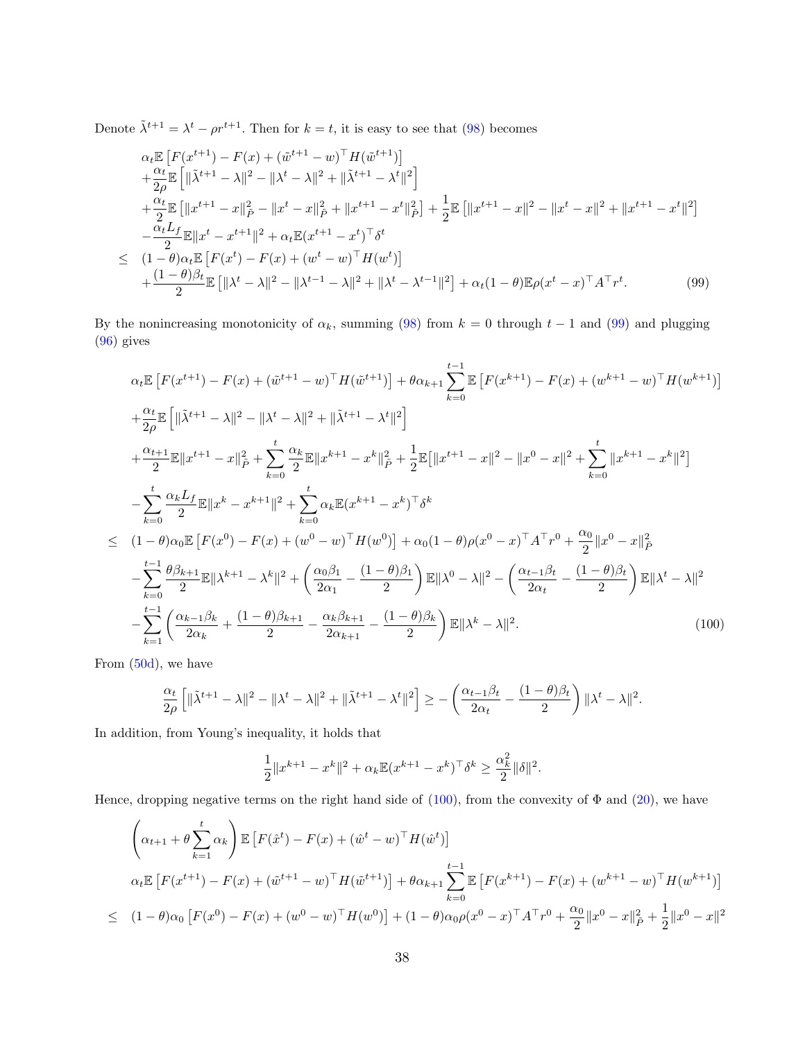Denote $\tilde{\lambda}^{t+1} = \lambda^t - \rho r^{t+1}$. Then for $k = t$, it is easy to see that (98) becomes

$$
\begin{aligned}
&\alpha_t \mathbb{E}\left[F(x^{t+1}) - F(x) + (\tilde{w}^{t+1} - w)^\top H(\tilde{w}^{t+1})\right] \\
&+ \frac{\alpha_t}{2\rho}\mathbb{E}\left[\|\tilde{\lambda}^{t+1} - \lambda\|^2 - \|\lambda^t - \lambda\|^2 + \|\tilde{\lambda}^{t+1} - \lambda^t\|^2\right] \\
&+ \frac{\alpha_t}{2}\mathbb{E}\left[\|x^{t+1} - x\|_{\hat{P}}^2 - \|x^t - x\|_{\hat{P}}^2 + \|x^{t+1} - x^t\|_{\hat{P}}^2\right] + \frac{1}{2}\mathbb{E}\left[\|x^{t+1} - x\|^2 - \|x^t - x\|^2 + \|x^{t+1} - x^t\|^2\right] \\
&- \frac{\alpha_t L_f}{2}\mathbb{E}\|x^t - x^{t+1}\|^2 + \alpha_t \mathbb{E}(x^{t+1} - x^t)^\top \delta^t \\
\leq\ & (1-\theta)\alpha_t \mathbb{E}\left[F(x^t) - F(x) + (w^t - w)^\top H(w^t)\right] \\
&+ \frac{(1-\theta)\beta_t}{2}\mathbb{E}\left[\|\lambda^t - \lambda\|^2 - \|\lambda^{t-1} - \lambda\|^2 + \|\lambda^t - \lambda^{t-1}\|^2\right] + \alpha_t(1-\theta)\mathbb{E}\rho(x^t - x)^\top A^\top r^t. \qquad (99)
\end{aligned}
$$

By the nonincreasing monotonicity of $\alpha_k$, summing (98) from $k = 0$ through $t - 1$ and (99) and plugging (96) gives

$$
\begin{aligned}
&\alpha_t \mathbb{E}\left[F(x^{t+1}) - F(x) + (\tilde{w}^{t+1} - w)^\top H(\tilde{w}^{t+1})\right] + \theta\alpha_{k+1}\sum_{k=0}^{t-1}\mathbb{E}\left[F(x^{k+1}) - F(x) + (w^{k+1} - w)^\top H(w^{k+1})\right] \\
&+ \frac{\alpha_t}{2\rho}\mathbb{E}\left[\|\tilde{\lambda}^{t+1} - \lambda\|^2 - \|\lambda^t - \lambda\|^2 + \|\tilde{\lambda}^{t+1} - \lambda^t\|^2\right] \\
&+ \frac{\alpha_{t+1}}{2}\mathbb{E}\|x^{t+1} - x\|_{\hat{P}}^2 + \sum_{k=0}^{t}\frac{\alpha_k}{2}\mathbb{E}\|x^{k+1} - x^k\|_{\hat{P}}^2 + \frac{1}{2}\mathbb{E}\big[\|x^{t+1} - x\|^2 - \|x^0 - x\|^2 + \sum_{k=0}^{t}\|x^{k+1} - x^k\|^2\big] \\
&- \sum_{k=0}^{t}\frac{\alpha_k L_f}{2}\mathbb{E}\|x^k - x^{k+1}\|^2 + \sum_{k=0}^{t}\alpha_k \mathbb{E}(x^{k+1} - x^k)^\top \delta^k \\
\leq\ & (1-\theta)\alpha_0 \mathbb{E}\left[F(x^0) - F(x) + (w^0 - w)^\top H(w^0)\right] + \alpha_0(1-\theta)\rho(x^0 - x)^\top A^\top r^0 + \frac{\alpha_0}{2}\|x^0 - x\|_{\hat{P}}^2 \\
&- \sum_{k=0}^{t-1}\frac{\theta\beta_{k+1}}{2}\mathbb{E}\|\lambda^{k+1} - \lambda^k\|^2 + \left(\frac{\alpha_0\beta_1}{2\alpha_1} - \frac{(1-\theta)\beta_1}{2}\right)\mathbb{E}\|\lambda^0 - \lambda\|^2 - \left(\frac{\alpha_{t-1}\beta_t}{2\alpha_t} - \frac{(1-\theta)\beta_t}{2}\right)\mathbb{E}\|\lambda^t - \lambda\|^2 \\
&- \sum_{k=1}^{t-1}\left(\frac{\alpha_{k-1}\beta_k}{2\alpha_k} + \frac{(1-\theta)\beta_{k+1}}{2} - \frac{\alpha_k\beta_{k+1}}{2\alpha_{k+1}} - \frac{(1-\theta)\beta_k}{2}\right)\mathbb{E}\|\lambda^k - \lambda\|^2. \qquad (100)
\end{aligned}
$$

From (50d), we have

$$
\frac{\alpha_t}{2\rho}\left[\|\tilde{\lambda}^{t+1} - \lambda\|^2 - \|\lambda^t - \lambda\|^2 + \|\tilde{\lambda}^{t+1} - \lambda^t\|^2\right] \geq -\left(\frac{\alpha_{t-1}\beta_t}{2\alpha_t} - \frac{(1-\theta)\beta_t}{2}\right)\|\lambda^t - \lambda\|^2.
$$

In addition, from Young's inequality, it holds that

$$
\frac{1}{2}\|x^{k+1} - x^k\|^2 + \alpha_k \mathbb{E}(x^{k+1} - x^k)^\top \delta^k \geq \frac{\alpha_k^2}{2}\|\delta\|^2.
$$

Hence, dropping negative terms on the right hand side of (100), from the convexity of $\Phi$ and (20), we have

$$
\begin{aligned}
&\left(\alpha_{t+1} + \theta\sum_{k=1}^{t}\alpha_k\right)\mathbb{E}\left[F(\hat{x}^t) - F(x) + (\hat{w}^t - w)^\top H(\hat{w}^t)\right] \\
&\alpha_t \mathbb{E}\left[F(x^{t+1}) - F(x) + (\tilde{w}^{t+1} - w)^\top H(\tilde{w}^{t+1})\right] + \theta\alpha_{k+1}\sum_{k=0}^{t-1}\mathbb{E}\left[F(x^{k+1}) - F(x) + (w^{k+1} - w)^\top H(w^{k+1})\right] \\
\leq\ & (1-\theta)\alpha_0\left[F(x^0) - F(x) + (w^0 - w)^\top H(w^0)\right] + (1-\theta)\alpha_0\rho(x^0 - x)^\top A^\top r^0 + \frac{\alpha_0}{2}\|x^0 - x\|_{\hat{P}}^2 + \frac{1}{2}\|x^0 - x\|^2
\end{aligned}
$$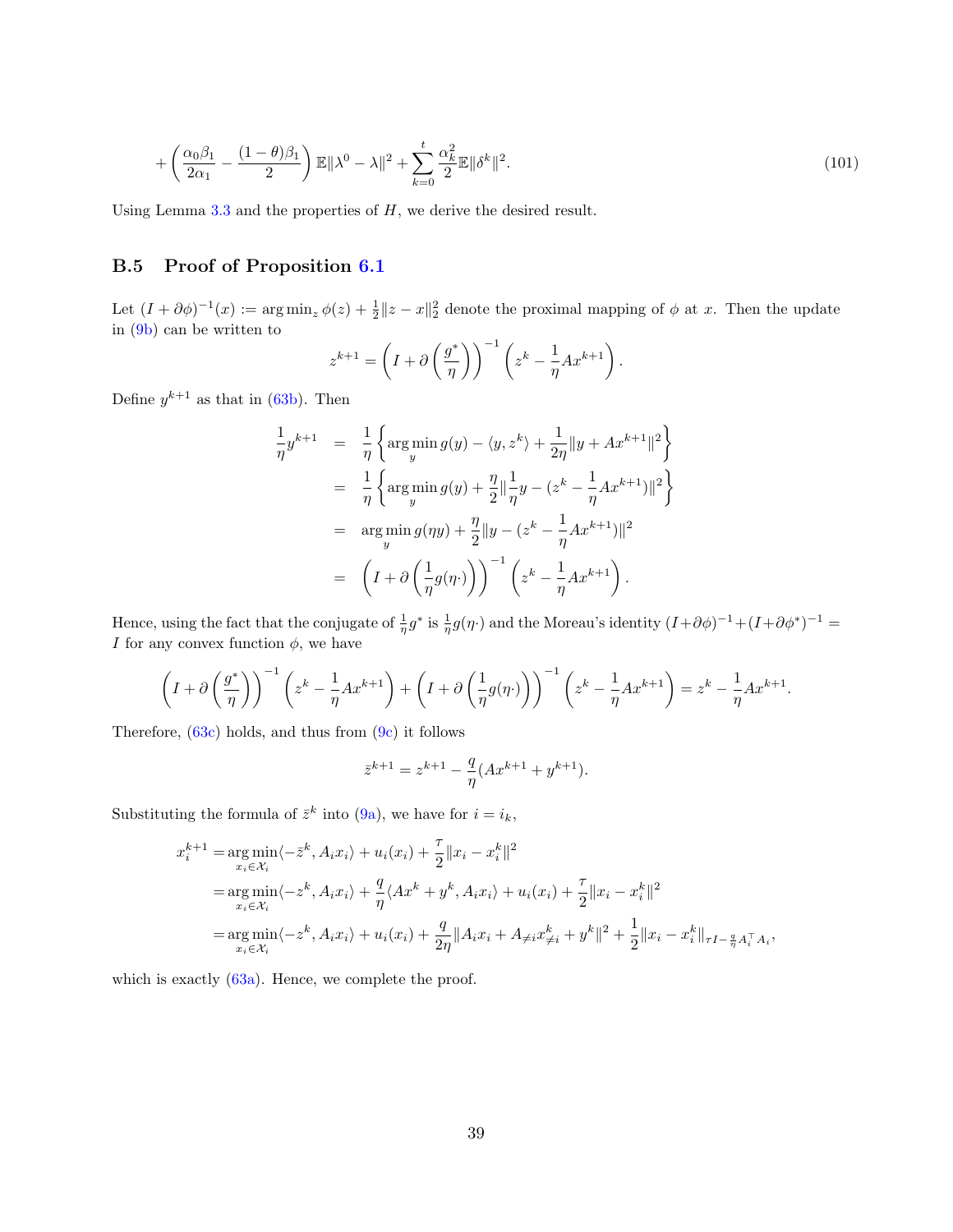$$+\left(\frac{\alpha_0\beta_1}{2\alpha_1}-\frac{(1-\theta)\beta_1}{2}\right)\mathbb{E}\|\lambda^0-\lambda\|^2+\sum_{k=0}^{t}\frac{\alpha_k^2}{2}\mathbb{E}\|\delta^k\|^2. \tag{101}$$

Using Lemma 3.3 and the properties of $H$, we derive the desired result.

## B.5 Proof of Proposition 6.1

Let $(I+\partial\phi)^{-1}(x) := \arg\min_z \phi(z)+\frac{1}{2}\|z-x\|_2^2$ denote the proximal mapping of $\phi$ at $x$. Then the update in (9b) can be written to

$$z^{k+1}=\left(I+\partial\left(\frac{g^*}{\eta}\right)\right)^{-1}\left(z^k-\frac{1}{\eta}Ax^{k+1}\right).$$

Define $y^{k+1}$ as that in (63b). Then

$$\begin{aligned}
\frac{1}{\eta}y^{k+1} &= \frac{1}{\eta}\left\{\arg\min_y g(y)-\langle y,z^k\rangle+\frac{1}{2\eta}\|y+Ax^{k+1}\|^2\right\}\\
&= \frac{1}{\eta}\left\{\arg\min_y g(y)+\frac{\eta}{2}\|\frac{1}{\eta}y-(z^k-\frac{1}{\eta}Ax^{k+1})\|^2\right\}\\
&= \arg\min_y g(\eta y)+\frac{\eta}{2}\|y-(z^k-\frac{1}{\eta}Ax^{k+1})\|^2\\
&= \left(I+\partial\left(\frac{1}{\eta}g(\eta\cdot)\right)\right)^{-1}\left(z^k-\frac{1}{\eta}Ax^{k+1}\right).
\end{aligned}$$

Hence, using the fact that the conjugate of $\frac{1}{\eta}g^*$ is $\frac{1}{\eta}g(\eta\cdot)$ and the Moreau's identity $(I+\partial\phi)^{-1}+(I+\partial\phi^*)^{-1}=I$ for any convex function $\phi$, we have

$$\left(I+\partial\left(\frac{g^*}{\eta}\right)\right)^{-1}\left(z^k-\frac{1}{\eta}Ax^{k+1}\right)+\left(I+\partial\left(\frac{1}{\eta}g(\eta\cdot)\right)\right)^{-1}\left(z^k-\frac{1}{\eta}Ax^{k+1}\right)=z^k-\frac{1}{\eta}Ax^{k+1}.$$

Therefore, (63c) holds, and thus from (9c) it follows

$$\bar{z}^{k+1}=z^{k+1}-\frac{q}{\eta}(Ax^{k+1}+y^{k+1}).$$

Substituting the formula of $\bar{z}^k$ into (9a), we have for $i=i_k$,

$$\begin{aligned}
x_i^{k+1} &= \underset{x_i\in\mathcal{X}_i}{\arg\min}\langle -\bar{z}^k, A_ix_i\rangle+u_i(x_i)+\frac{\tau}{2}\|x_i-x_i^k\|^2\\
&= \underset{x_i\in\mathcal{X}_i}{\arg\min}\langle -z^k, A_ix_i\rangle+\frac{q}{\eta}\langle Ax^k+y^k, A_ix_i\rangle+u_i(x_i)+\frac{\tau}{2}\|x_i-x_i^k\|^2\\
&= \underset{x_i\in\mathcal{X}_i}{\arg\min}\langle -z^k, A_ix_i\rangle+u_i(x_i)+\frac{q}{2\eta}\|A_ix_i+A_{\neq i}x_{\neq i}^k+y^k\|^2+\frac{1}{2}\|x_i-x_i^k\|_{\tau I-\frac{q}{\eta}A_i^\top A_i},
\end{aligned}$$

which is exactly (63a). Hence, we complete the proof.